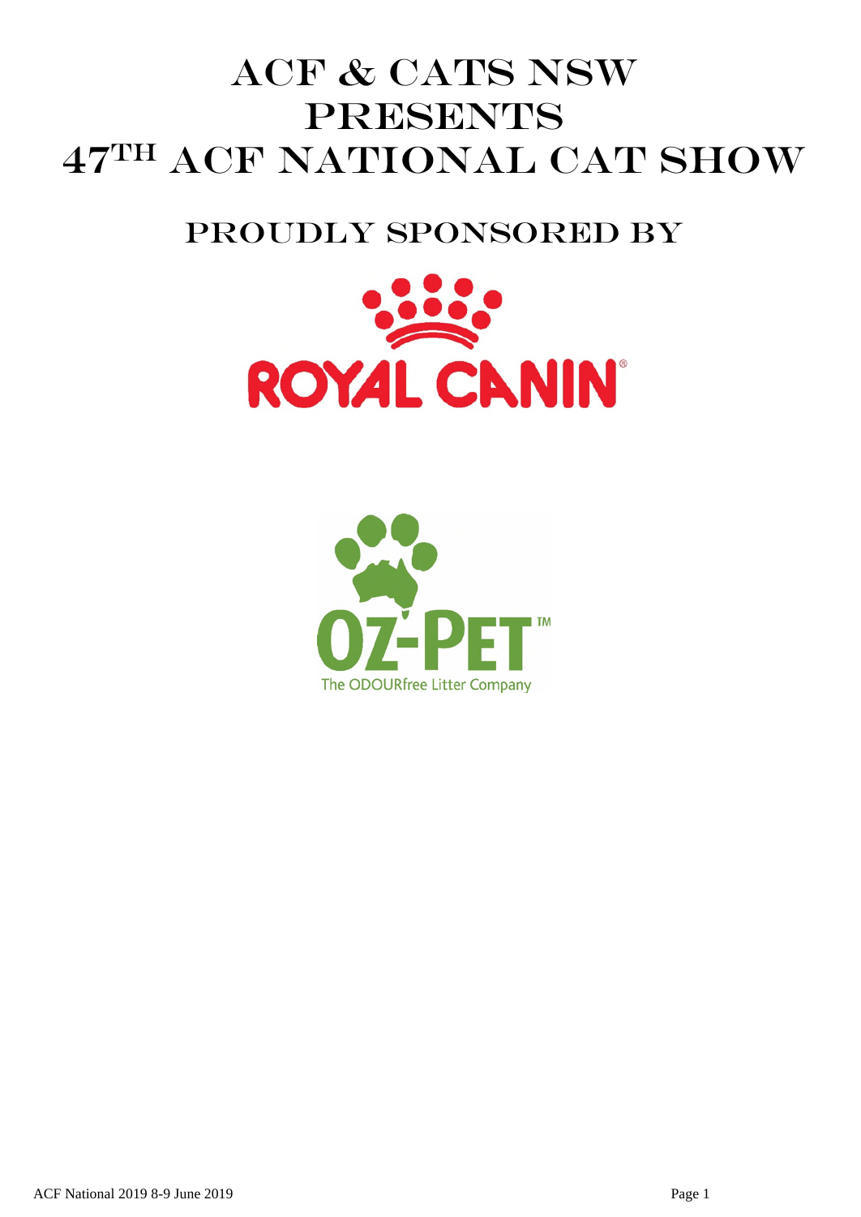# ACF & CATS NSW PRESENTS 47TH ACF NATIONAL CAT SHOW

## PROUDLY SPONSORED BY

ROYAL CANIN®

OZ-PET™

The ODOURfree Litter Company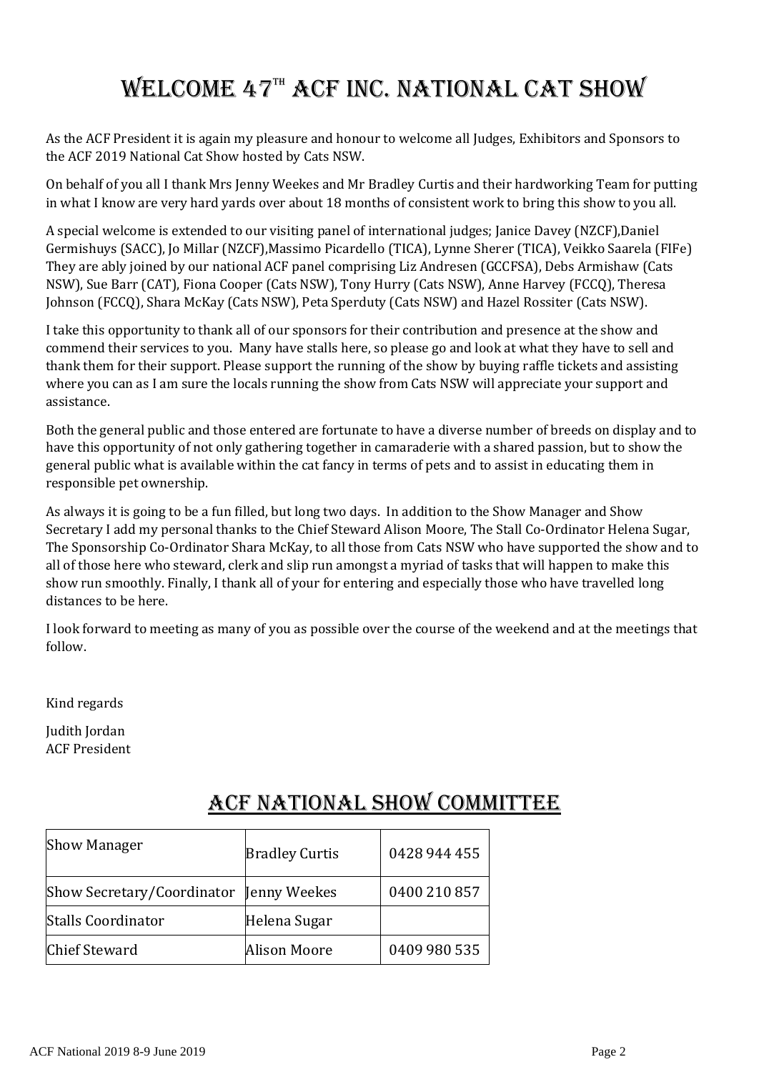# Welcome 47th ACF Inc. National Cat Show

As the ACF President it is again my pleasure and honour to welcome all Judges, Exhibitors and Sponsors to the ACF 2019 National Cat Show hosted by Cats NSW.

On behalf of you all I thank Mrs Jenny Weekes and Mr Bradley Curtis and their hardworking Team for putting in what I know are very hard yards over about 18 months of consistent work to bring this show to you all.

A special welcome is extended to our visiting panel of international judges; Janice Davey (NZCF),Daniel Germishuys (SACC), Jo Millar (NZCF),Massimo Picardello (TICA), Lynne Sherer (TICA), Veikko Saarela (FIFe) They are ably joined by our national ACF panel comprising Liz Andresen (GCCFSA), Debs Armishaw (Cats NSW), Sue Barr (CAT), Fiona Cooper (Cats NSW), Tony Hurry (Cats NSW), Anne Harvey (FCCQ), Theresa Johnson (FCCQ), Shara McKay (Cats NSW), Peta Sperduty (Cats NSW) and Hazel Rossiter (Cats NSW).

I take this opportunity to thank all of our sponsors for their contribution and presence at the show and commend their services to you. Many have stalls here, so please go and look at what they have to sell and thank them for their support. Please support the running of the show by buying raffle tickets and assisting where you can as I am sure the locals running the show from Cats NSW will appreciate your support and assistance.

Both the general public and those entered are fortunate to have a diverse number of breeds on display and to have this opportunity of not only gathering together in camaraderie with a shared passion, but to show the general public what is available within the cat fancy in terms of pets and to assist in educating them in responsible pet ownership.

As always it is going to be a fun filled, but long two days. In addition to the Show Manager and Show Secretary I add my personal thanks to the Chief Steward Alison Moore, The Stall Co-Ordinator Helena Sugar, The Sponsorship Co-Ordinator Shara McKay, to all those from Cats NSW who have supported the show and to all of those here who steward, clerk and slip run amongst a myriad of tasks that will happen to make this show run smoothly. Finally, I thank all of your for entering and especially those who have travelled long distances to be here.

I look forward to meeting as many of you as possible over the course of the weekend and at the meetings that follow.

Kind regards

Judith Jordan
ACF President

## ACF National Show Committee

| | | |
|---|---|---|
| Show Manager | Bradley Curtis | 0428 944 455 |
| Show Secretary/Coordinator | Jenny Weekes | 0400 210 857 |
| Stalls Coordinator | Helena Sugar | |
| Chief Steward | Alison Moore | 0409 980 535 |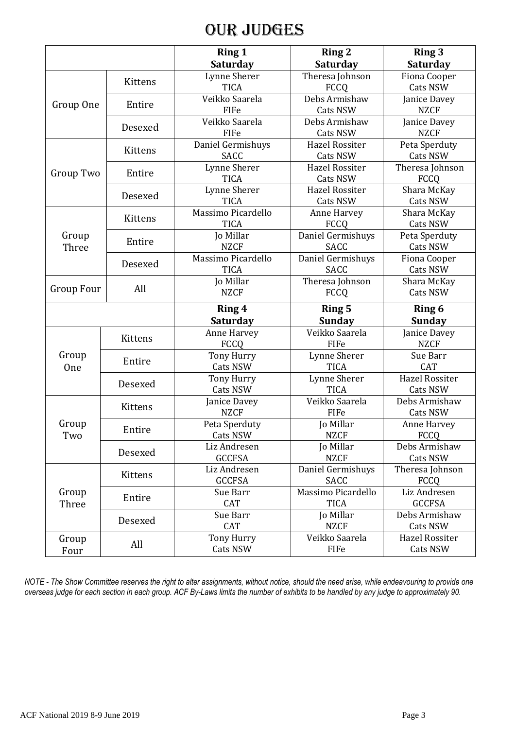# OUR JUDGES

| | | Ring 1 Saturday | Ring 2 Saturday | Ring 3 Saturday |
|---|---|---|---|---|
| Group One | Kittens | Lynne Sherer TICA | Theresa Johnson FCCQ | Fiona Cooper Cats NSW |
| | Entire | Veikko Saarela FIFe | Debs Armishaw Cats NSW | Janice Davey NZCF |
| | Desexed | Veikko Saarela FIFe | Debs Armishaw Cats NSW | Janice Davey NZCF |
| Group Two | Kittens | Daniel Germishuys SACC | Hazel Rossiter Cats NSW | Peta Sperduty Cats NSW |
| | Entire | Lynne Sherer TICA | Hazel Rossiter Cats NSW | Theresa Johnson FCCQ |
| | Desexed | Lynne Sherer TICA | Hazel Rossiter Cats NSW | Shara McKay Cats NSW |
| Group Three | Kittens | Massimo Picardello TICA | Anne Harvey FCCQ | Shara McKay Cats NSW |
| | Entire | Jo Millar NZCF | Daniel Germishuys SACC | Peta Sperduty Cats NSW |
| | Desexed | Massimo Picardello TICA | Daniel Germishuys SACC | Fiona Cooper Cats NSW |
| Group Four | All | Jo Millar NZCF | Theresa Johnson FCCQ | Shara McKay Cats NSW |
| | | **Ring 4 Saturday** | **Ring 5 Sunday** | **Ring 6 Sunday** |
| Group One | Kittens | Anne Harvey FCCQ | Veikko Saarela FIFe | Janice Davey NZCF |
| | Entire | Tony Hurry Cats NSW | Lynne Sherer TICA | Sue Barr CAT |
| | Desexed | Tony Hurry Cats NSW | Lynne Sherer TICA | Hazel Rossiter Cats NSW |
| Group Two | Kittens | Janice Davey NZCF | Veikko Saarela FIFe | Debs Armishaw Cats NSW |
| | Entire | Peta Sperduty Cats NSW | Jo Millar NZCF | Anne Harvey FCCQ |
| | Desexed | Liz Andresen GCCFSA | Jo Millar NZCF | Debs Armishaw Cats NSW |
| Group Three | Kittens | Liz Andresen GCCFSA | Daniel Germishuys SACC | Theresa Johnson FCCQ |
| | Entire | Sue Barr CAT | Massimo Picardello TICA | Liz Andresen GCCFSA |
| | Desexed | Sue Barr CAT | Jo Millar NZCF | Debs Armishaw Cats NSW |
| Group Four | All | Tony Hurry Cats NSW | Veikko Saarela FIFe | Hazel Rossiter Cats NSW |

*NOTE - The Show Committee reserves the right to alter assignments, without notice, should the need arise, while endeavouring to provide one overseas judge for each section in each group. ACF By-Laws limits the number of exhibits to be handled by any judge to approximately 90.*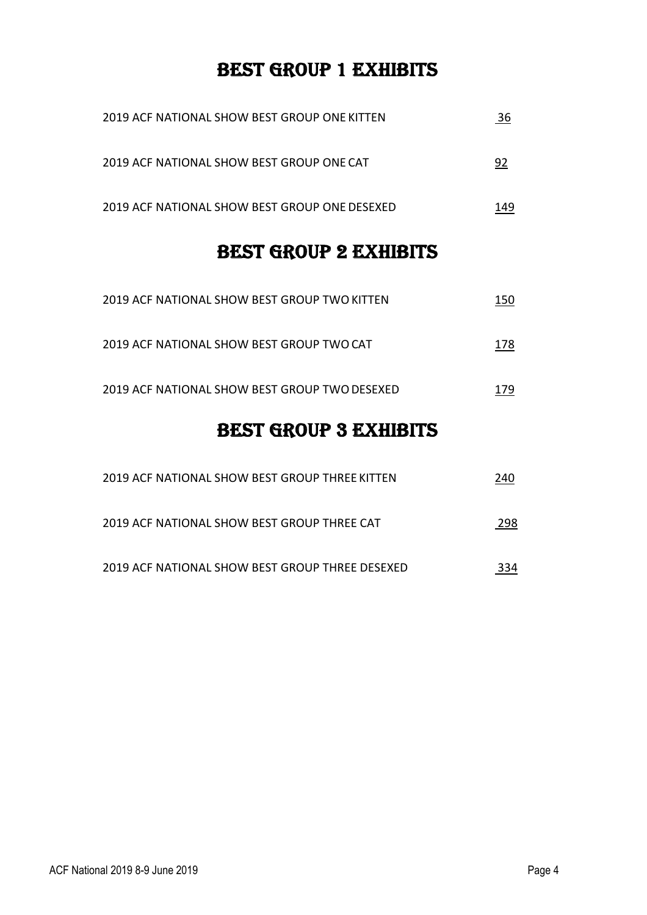# BEST GROUP 1 EXHIBITS

| | |
|---|---|
| 2019 ACF NATIONAL SHOW BEST GROUP ONE KITTEN | 36 |
| 2019 ACF NATIONAL SHOW BEST GROUP ONE CAT | 92 |
| 2019 ACF NATIONAL SHOW BEST GROUP ONE DESEXED | 149 |

# BEST GROUP 2 EXHIBITS

| | |
|---|---|
| 2019 ACF NATIONAL SHOW BEST GROUP TWO KITTEN | 150 |
| 2019 ACF NATIONAL SHOW BEST GROUP TWO CAT | 178 |
| 2019 ACF NATIONAL SHOW BEST GROUP TWO DESEXED | 179 |

# BEST GROUP 3 EXHIBITS

| | |
|---|---|
| 2019 ACF NATIONAL SHOW BEST GROUP THREE KITTEN | 240 |
| 2019 ACF NATIONAL SHOW BEST GROUP THREE CAT | 298 |
| 2019 ACF NATIONAL SHOW BEST GROUP THREE DESEXED | 334 |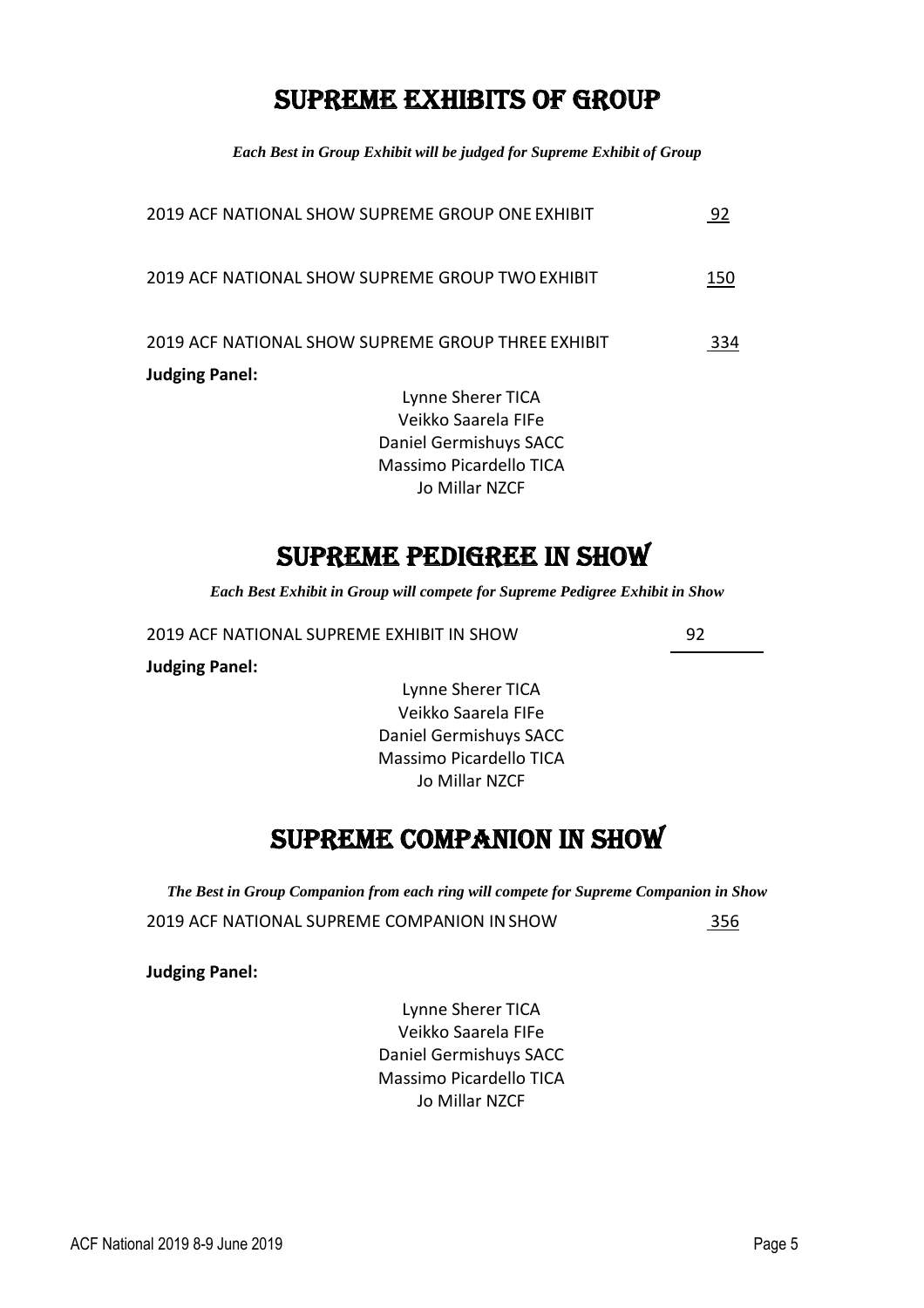# SUPREME EXHIBITS OF GROUP

*Each Best in Group Exhibit will be judged for Supreme Exhibit of Group*

2019 ACF NATIONAL SHOW SUPREME GROUP ONE EXHIBIT 92

2019 ACF NATIONAL SHOW SUPREME GROUP TWO EXHIBIT 150

2019 ACF NATIONAL SHOW SUPREME GROUP THREE EXHIBIT 334

**Judging Panel:**

Lynne Sherer TICA
Veikko Saarela FIFe
Daniel Germishuys SACC
Massimo Picardello TICA
Jo Millar NZCF

# SUPREME PEDIGREE IN SHOW

*Each Best Exhibit in Group will compete for Supreme Pedigree Exhibit in Show*

2019 ACF NATIONAL SUPREME EXHIBIT IN SHOW 92

**Judging Panel:**

Lynne Sherer TICA
Veikko Saarela FIFe
Daniel Germishuys SACC
Massimo Picardello TICA
Jo Millar NZCF

# SUPREME COMPANION IN SHOW

*The Best in Group Companion from each ring will compete for Supreme Companion in Show*

2019 ACF NATIONAL SUPREME COMPANION IN SHOW 356

**Judging Panel:**

Lynne Sherer TICA
Veikko Saarela FIFe
Daniel Germishuys SACC
Massimo Picardello TICA
Jo Millar NZCF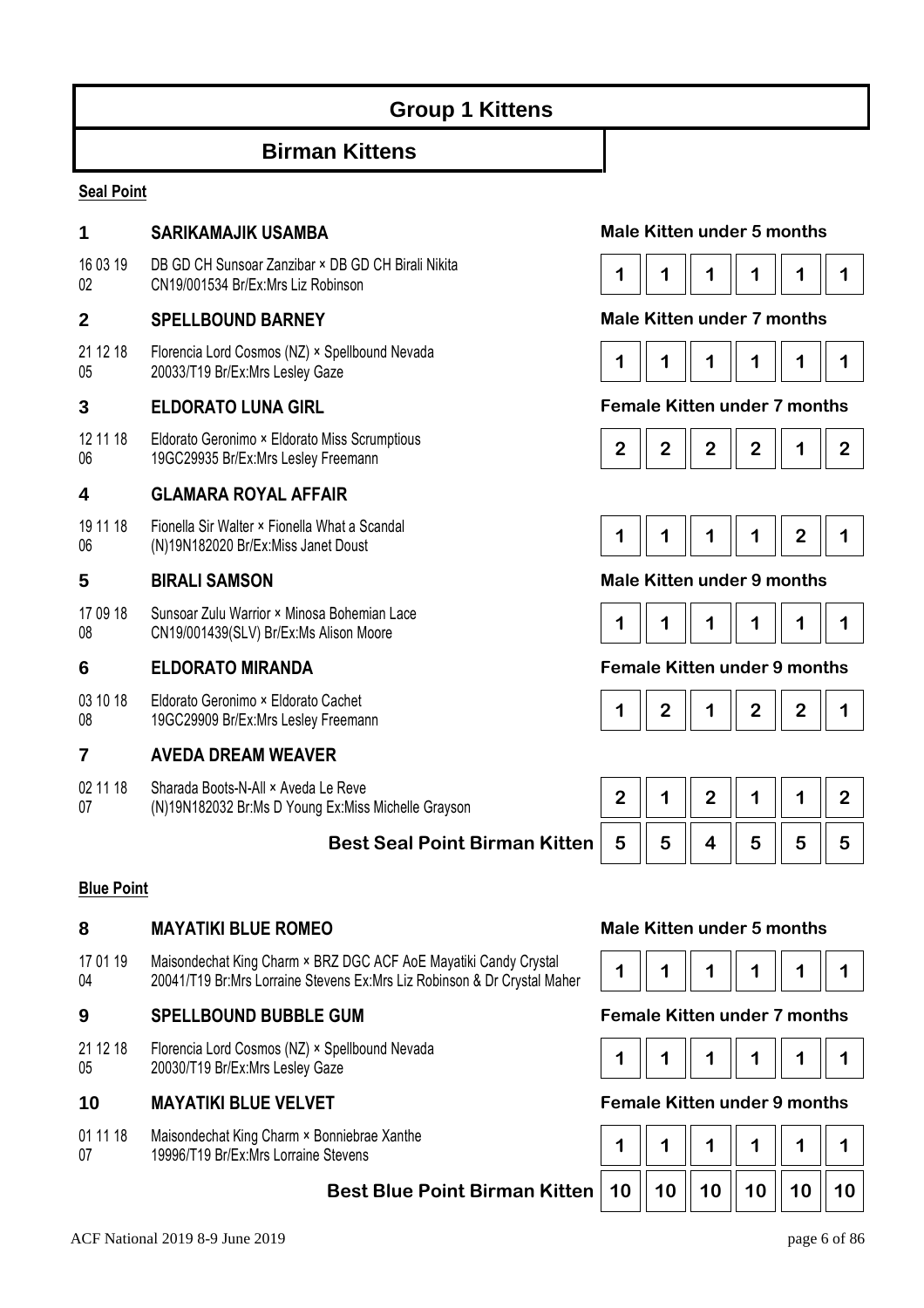# Group 1 Kittens

## Birman Kittens

### Seal Point

| No. | Entry | Class | J1 | J2 | J3 | J4 | J5 | J6 |
|---|---|---|---|---|---|---|---|---|
| **1** | **SARIKAMAJIK USAMBA**<br>16 03 19 02 — DB GD CH Sunsoar Zanzibar × DB GD CH Birali Nikita<br>CN19/001534 Br/Ex:Mrs Liz Robinson | **Male Kitten under 5 months** | 1 | 1 | 1 | 1 | 1 | 1 |
| **2** | **SPELLBOUND BARNEY**<br>21 12 18 05 — Florencia Lord Cosmos (NZ) × Spellbound Nevada<br>20033/T19 Br/Ex:Mrs Lesley Gaze | **Male Kitten under 7 months** | 1 | 1 | 1 | 1 | 1 | 1 |
| **3** | **ELDORATO LUNA GIRL**<br>12 11 18 06 — Eldorato Geronimo × Eldorato Miss Scrumptious<br>19GC29935 Br/Ex:Mrs Lesley Freemann | **Female Kitten under 7 months** | 2 | 2 | 2 | 2 | 1 | 2 |
| **4** | **GLAMARA ROYAL AFFAIR**<br>19 11 18 06 — Fionella Sir Walter × Fionella What a Scandal<br>(N)19N182020 Br/Ex:Miss Janet Doust | | 1 | 1 | 1 | 1 | 2 | 1 |
| **5** | **BIRALI SAMSON**<br>17 09 18 08 — Sunsoar Zulu Warrior × Minosa Bohemian Lace<br>CN19/001439(SLV) Br/Ex:Ms Alison Moore | **Male Kitten under 9 months** | 1 | 1 | 1 | 1 | 1 | 1 |
| **6** | **ELDORATO MIRANDA**<br>03 10 18 08 — Eldorato Geronimo × Eldorato Cachet<br>19GC29909 Br/Ex:Mrs Lesley Freemann | **Female Kitten under 9 months** | 1 | 2 | 1 | 2 | 2 | 1 |
| **7** | **AVEDA DREAM WEAVER**<br>02 11 18 07 — Sharada Boots-N-All × Aveda Le Reve<br>(N)19N182032 Br:Ms D Young Ex:Miss Michelle Grayson | | 2 | 1 | 2 | 1 | 1 | 2 |
| | | **Best Seal Point Birman Kitten** | 5 | 5 | 4 | 5 | 5 | 5 |

### Blue Point

| No. | Entry | Class | J1 | J2 | J3 | J4 | J5 | J6 |
|---|---|---|---|---|---|---|---|---|
| **8** | **MAYATIKI BLUE ROMEO**<br>17 01 19 04 — Maisondechat King Charm × BRZ DGC ACF AoE Mayatiki Candy Crystal<br>20041/T19 Br:Mrs Lorraine Stevens Ex:Mrs Liz Robinson & Dr Crystal Maher | **Male Kitten under 5 months** | 1 | 1 | 1 | 1 | 1 | 1 |
| **9** | **SPELLBOUND BUBBLE GUM**<br>21 12 18 05 — Florencia Lord Cosmos (NZ) × Spellbound Nevada<br>20030/T19 Br/Ex:Mrs Lesley Gaze | **Female Kitten under 7 months** | 1 | 1 | 1 | 1 | 1 | 1 |
| **10** | **MAYATIKI BLUE VELVET**<br>01 11 18 07 — Maisondechat King Charm × Bonniebrae Xanthe<br>19996/T19 Br/Ex:Mrs Lorraine Stevens | **Female Kitten under 9 months** | 1 | 1 | 1 | 1 | 1 | 1 |
| | | **Best Blue Point Birman Kitten** | 10 | 10 | 10 | 10 | 10 | 10 |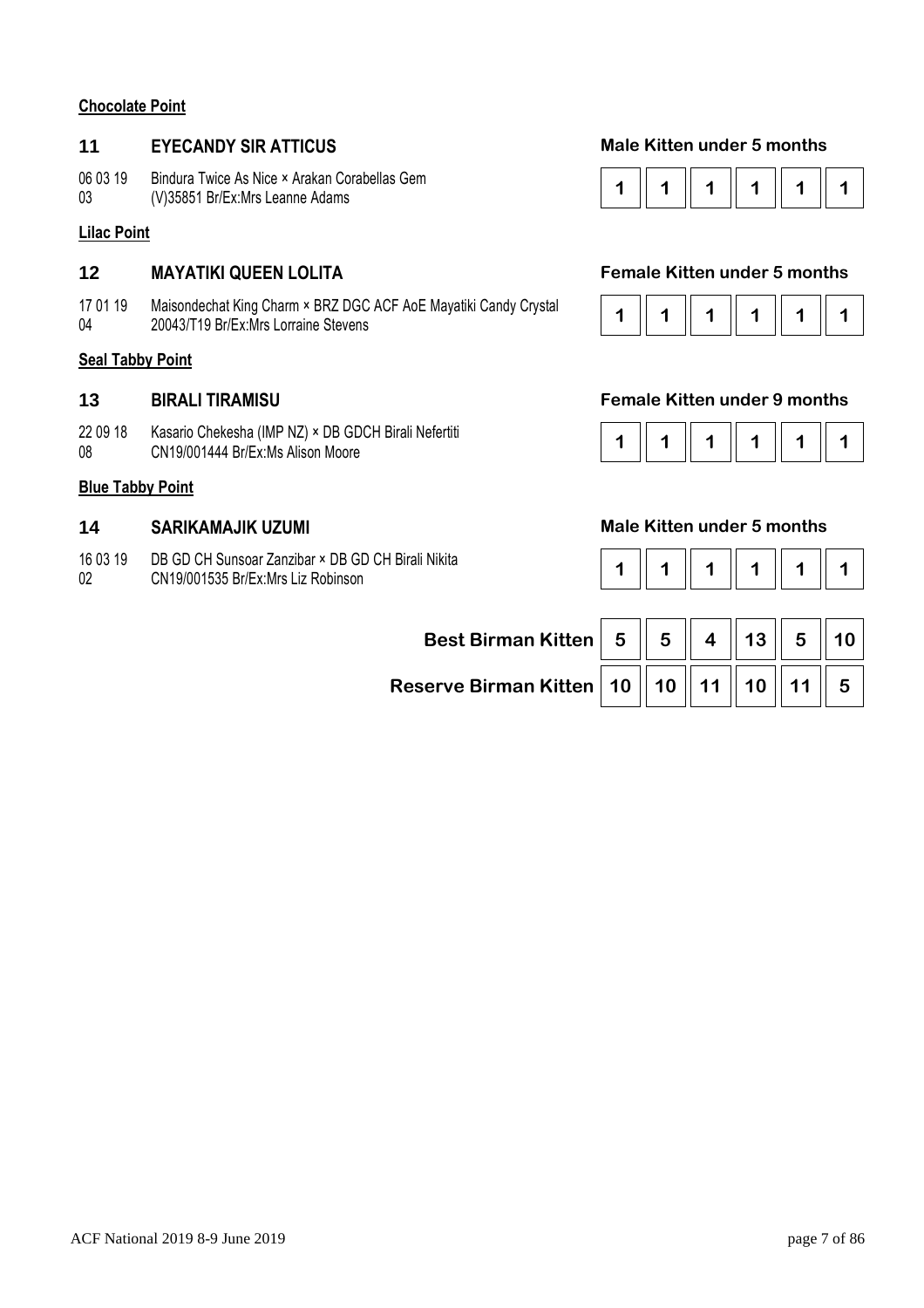**Chocolate Point**

### 11 EYECANDY SIR ATTICUS

**Male Kitten under 5 months**

06 03 19 Bindura Twice As Nice × Arakan Corabellas Gem
03 (V)35851 Br/Ex:Mrs Leanne Adams

| 1 | 1 | 1 | 1 | 1 | 1 |
|---|---|---|---|---|---|

**Lilac Point**

### 12 MAYATIKI QUEEN LOLITA

**Female Kitten under 5 months**

17 01 19 Maisondechat King Charm × BRZ DGC ACF AoE Mayatiki Candy Crystal
04 20043/T19 Br/Ex:Mrs Lorraine Stevens

| 1 | 1 | 1 | 1 | 1 | 1 |
|---|---|---|---|---|---|

**Seal Tabby Point**

### 13 BIRALI TIRAMISU

**Female Kitten under 9 months**

22 09 18 Kasario Chekesha (IMP NZ) × DB GDCH Birali Nefertiti
08 CN19/001444 Br/Ex:Ms Alison Moore

| 1 | 1 | 1 | 1 | 1 | 1 |
|---|---|---|---|---|---|

**Blue Tabby Point**

### 14 SARIKAMAJIK UZUMI

**Male Kitten under 5 months**

16 03 19 DB GD CH Sunsoar Zanzibar × DB GD CH Birali Nikita
02 CN19/001535 Br/Ex:Mrs Liz Robinson

| 1 | 1 | 1 | 1 | 1 | 1 |
|---|---|---|---|---|---|

| | | | | | | |
|---|---|---|---|---|---|---|
| **Best Birman Kitten** | 5 | 5 | 4 | 13 | 5 | 10 |
| **Reserve Birman Kitten** | 10 | 10 | 11 | 10 | 11 | 5 |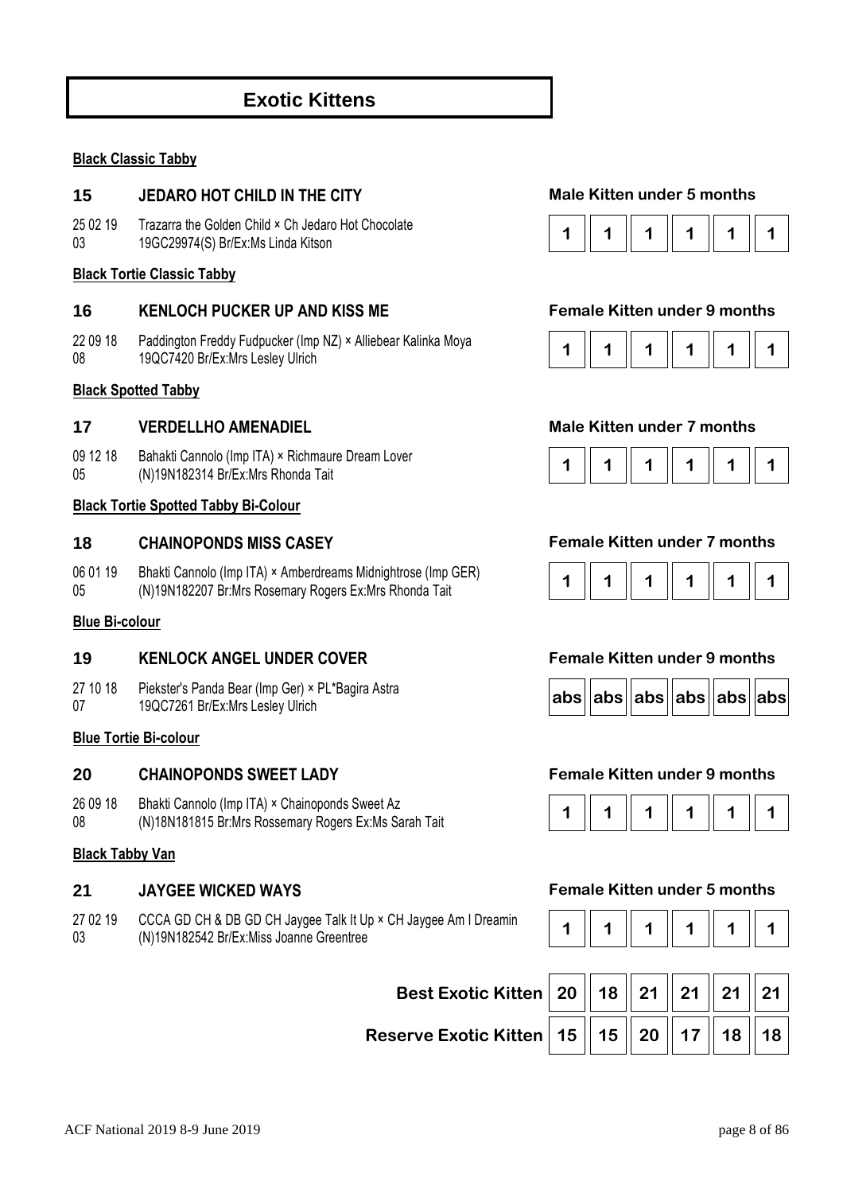# Exotic Kittens

**Black Classic Tabby**

### 15 JEDARO HOT CHILD IN THE CITY

**Male Kitten under 5 months**

25 02 19 Trazarra the Golden Child × Ch Jedaro Hot Chocolate
03 19GC29974(S) Br/Ex:Ms Linda Kitson

| 1 | 1 | 1 | 1 | 1 | 1 |
|---|---|---|---|---|---|

**Black Tortie Classic Tabby**

### 16 KENLOCH PUCKER UP AND KISS ME

**Female Kitten under 9 months**

22 09 18 Paddington Freddy Fudpucker (Imp NZ) × Alliebear Kalinka Moya
08 19QC7420 Br/Ex:Mrs Lesley Ulrich

| 1 | 1 | 1 | 1 | 1 | 1 |
|---|---|---|---|---|---|

**Black Spotted Tabby**

### 17 VERDELLHO AMENADIEL

**Male Kitten under 7 months**

09 12 18 Bahakti Cannolo (Imp ITA) × Richmaure Dream Lover
05 (N)19N182314 Br/Ex:Mrs Rhonda Tait

| 1 | 1 | 1 | 1 | 1 | 1 |
|---|---|---|---|---|---|

**Black Tortie Spotted Tabby Bi-Colour**

### 18 CHAINOPONDS MISS CASEY

**Female Kitten under 7 months**

06 01 19 Bhakti Cannolo (Imp ITA) × Amberdreams Midnightrose (Imp GER)
05 (N)19N182207 Br:Mrs Rosemary Rogers Ex:Mrs Rhonda Tait

| 1 | 1 | 1 | 1 | 1 | 1 |
|---|---|---|---|---|---|

**Blue Bi-colour**

### 19 KENLOCK ANGEL UNDER COVER

**Female Kitten under 9 months**

27 10 18 Piekster's Panda Bear (Imp Ger) × PL*Bagira Astra
07 19QC7261 Br/Ex:Mrs Lesley Ulrich

| abs | abs | abs | abs | abs | abs |
|---|---|---|---|---|---|

**Blue Tortie Bi-colour**

### 20 CHAINOPONDS SWEET LADY

**Female Kitten under 9 months**

26 09 18 Bhakti Cannolo (Imp ITA) × Chainoponds Sweet Az
08 (N)18N181815 Br:Mrs Rossemary Rogers Ex:Ms Sarah Tait

| 1 | 1 | 1 | 1 | 1 | 1 |
|---|---|---|---|---|---|

**Black Tabby Van**

### 21 JAYGEE WICKED WAYS

**Female Kitten under 5 months**

27 02 19 CCCA GD CH & DB GD CH Jaygee Talk It Up × CH Jaygee Am I Dreamin
03 (N)19N182542 Br/Ex:Miss Joanne Greentree

| 1 | 1 | 1 | 1 | 1 | 1 |
|---|---|---|---|---|---|

| | | | | | | |
|---|---|---|---|---|---|---|
| **Best Exotic Kitten** | 20 | 18 | 21 | 21 | 21 | 21 |
| **Reserve Exotic Kitten** | 15 | 15 | 20 | 17 | 18 | 18 |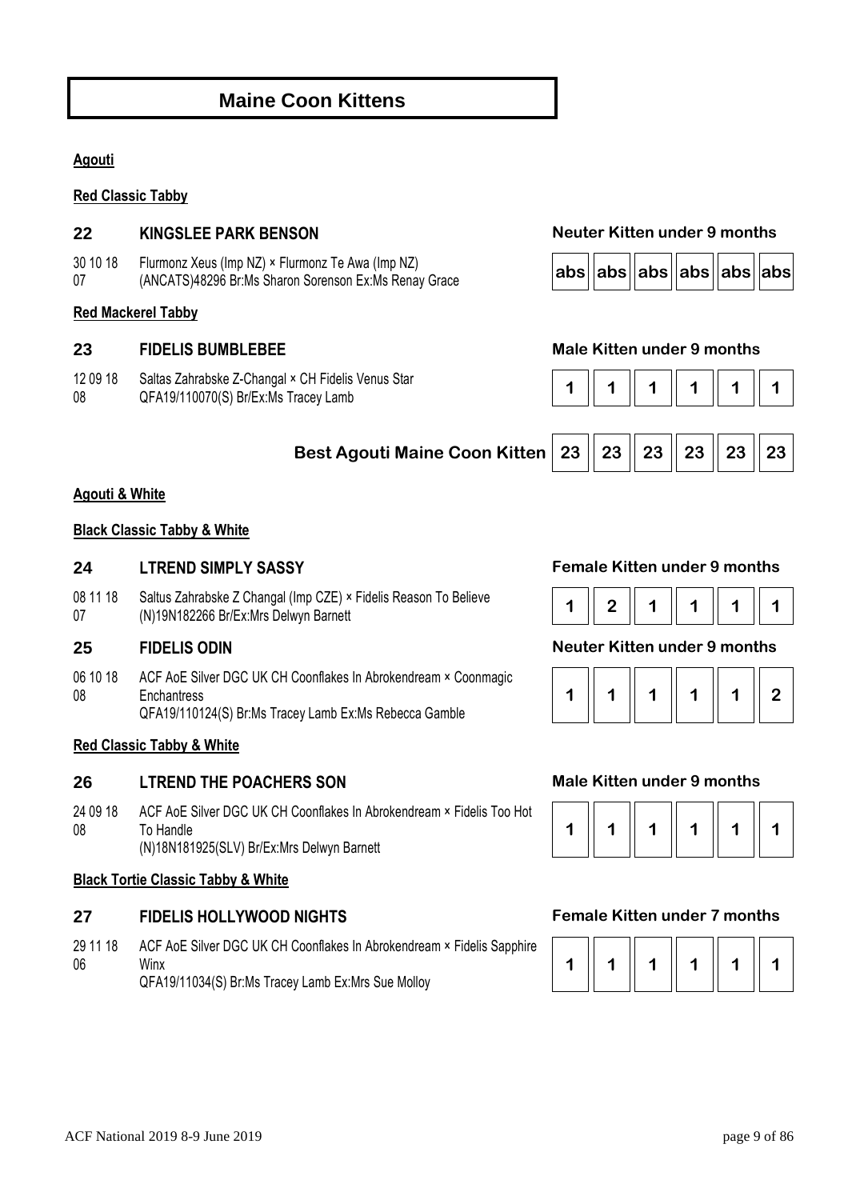# Maine Coon Kittens

**Agouti**

**Red Classic Tabby**

### 22 KINGSLEE PARK BENSON

**Neuter Kitten under 9 months**

30 10 18 07 — Flurmonz Xeus (Imp NZ) × Flurmonz Te Awa (Imp NZ)
(ANCATS)48296 Br:Ms Sharon Sorenson Ex:Ms Renay Grace

| abs | abs | abs | abs | abs | abs |
|---|---|---|---|---|---|

**Red Mackerel Tabby**

### 23 FIDELIS BUMBLEBEE

**Male Kitten under 9 months**

12 09 18 08 — Saltas Zahrabske Z-Changal × CH Fidelis Venus Star
QFA19/110070(S) Br/Ex:Ms Tracey Lamb

| 1 | 1 | 1 | 1 | 1 | 1 |
|---|---|---|---|---|---|

**Best Agouti Maine Coon Kitten**

| 23 | 23 | 23 | 23 | 23 | 23 |
|---|---|---|---|---|---|

**Agouti & White**

**Black Classic Tabby & White**

### 24 LTREND SIMPLY SASSY

**Female Kitten under 9 months**

08 11 18 07 — Saltus Zahrabske Z Changal (Imp CZE) × Fidelis Reason To Believe
(N)19N182266 Br/Ex:Mrs Delwyn Barnett

| 1 | 2 | 1 | 1 | 1 | 1 |
|---|---|---|---|---|---|

### 25 FIDELIS ODIN

**Neuter Kitten under 9 months**

06 10 18 08 — ACF AoE Silver DGC UK CH Coonflakes In Abrokendream × Coonmagic Enchantress
QFA19/110124(S) Br:Ms Tracey Lamb Ex:Ms Rebecca Gamble

| 1 | 1 | 1 | 1 | 1 | 2 |
|---|---|---|---|---|---|

**Red Classic Tabby & White**

### 26 LTREND THE POACHERS SON

**Male Kitten under 9 months**

24 09 18 08 — ACF AoE Silver DGC UK CH Coonflakes In Abrokendream × Fidelis Too Hot To Handle
(N)18N181925(SLV) Br/Ex:Mrs Delwyn Barnett

| 1 | 1 | 1 | 1 | 1 | 1 |
|---|---|---|---|---|---|

**Black Tortie Classic Tabby & White**

### 27 FIDELIS HOLLYWOOD NIGHTS

**Female Kitten under 7 months**

29 11 18 06 — ACF AoE Silver DGC UK CH Coonflakes In Abrokendream × Fidelis Sapphire Winx
QFA19/11034(S) Br:Ms Tracey Lamb Ex:Mrs Sue Molloy

| 1 | 1 | 1 | 1 | 1 | 1 |
|---|---|---|---|---|---|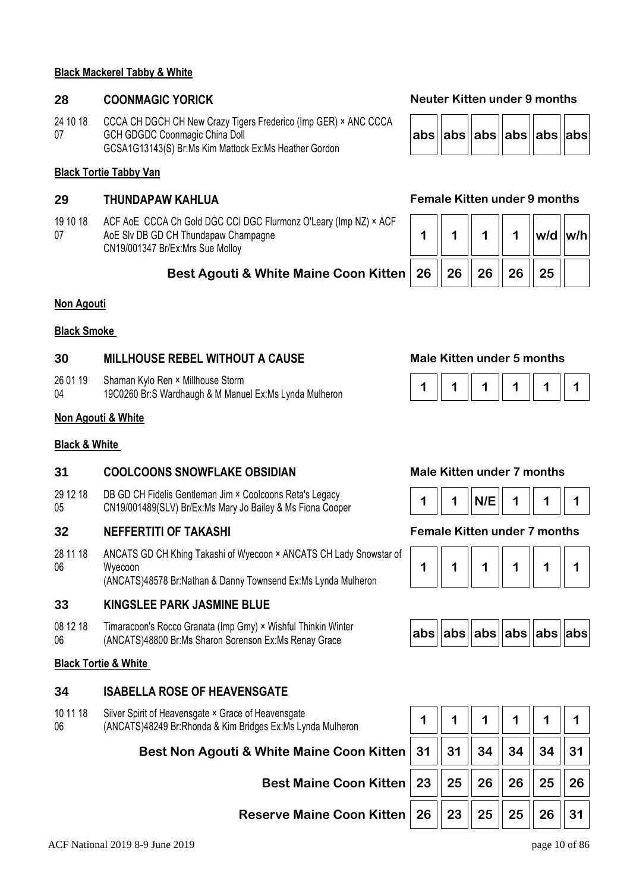**Black Mackerel Tabby & White**

### 28 COONMAGIC YORICK

**Neuter Kitten under 9 months**

24 10 18 07 — CCCA CH DGCH CH New Crazy Tigers Frederico (Imp GER) × ANC CCCA GCH GDGDC Coonmagic China Doll
GCSA1G13143(S) Br:Ms Kim Mattock Ex:Ms Heather Gordon

| abs | abs | abs | abs | abs | abs |
|---|---|---|---|---|---|

**Black Tortie Tabby Van**

### 29 THUNDAPAW KAHLUA

**Female Kitten under 9 months**

19 10 18 07 — ACF AoE CCCA Ch Gold DGC CCI DGC Flurmonz O'Leary (Imp NZ) × ACF AoE Slv DB GD CH Thundapaw Champagne
CN19/001347 Br/Ex:Mrs Sue Molloy

| 1 | 1 | 1 | 1 | w/d | w/h |
|---|---|---|---|---|---|

| | | | | | | |
|---|---|---|---|---|---|---|
| **Best Agouti & White Maine Coon Kitten** | 26 | 26 | 26 | 26 | 25 | |

**Non Agouti**

**Black Smoke**

### 30 MILLHOUSE REBEL WITHOUT A CAUSE

**Male Kitten under 5 months**

26 01 19 04 — Shaman Kylo Ren × Millhouse Storm
19C0260 Br:S Wardhaugh & M Manuel Ex:Ms Lynda Mulheron

| 1 | 1 | 1 | 1 | 1 | 1 |
|---|---|---|---|---|---|

**Non Agouti & White**

**Black & White**

### 31 COOLCOONS SNOWFLAKE OBSIDIAN

**Male Kitten under 7 months**

29 12 18 05 — DB GD CH Fidelis Gentleman Jim × Coolcoons Reta's Legacy
CN19/001489(SLV) Br/Ex:Ms Mary Jo Bailey & Ms Fiona Cooper

| 1 | 1 | N/E | 1 | 1 | 1 |
|---|---|---|---|---|---|

### 32 NEFFERTITI OF TAKASHI

**Female Kitten under 7 months**

28 11 18 06 — ANCATS GD CH Khing Takashi of Wyecoon × ANCATS CH Lady Snowstar of Wyecoon
(ANCATS)48578 Br:Nathan & Danny Townsend Ex:Ms Lynda Mulheron

| 1 | 1 | 1 | 1 | 1 | 1 |
|---|---|---|---|---|---|

### 33 KINGSLEE PARK JASMINE BLUE

08 12 18 06 — Timaracoon's Rocco Granata (Imp Gmy) × Wishful Thinkin Winter
(ANCATS)48800 Br:Ms Sharon Sorenson Ex:Ms Renay Grace

| abs | abs | abs | abs | abs | abs |
|---|---|---|---|---|---|

**Black Tortie & White**

### 34 ISABELLA ROSE OF HEAVENSGATE

10 11 18 06 — Silver Spirit of Heavensgate × Grace of Heavensgate
(ANCATS)48249 Br:Rhonda & Kim Bridges Ex:Ms Lynda Mulheron

| 1 | 1 | 1 | 1 | 1 | 1 |
|---|---|---|---|---|---|

| | | | | | | |
|---|---|---|---|---|---|---|
| **Best Non Agouti & White Maine Coon Kitten** | 31 | 31 | 34 | 34 | 34 | 31 |
| **Best Maine Coon Kitten** | 23 | 25 | 26 | 26 | 25 | 26 |
| **Reserve Maine Coon Kitten** | 26 | 23 | 25 | 25 | 26 | 31 |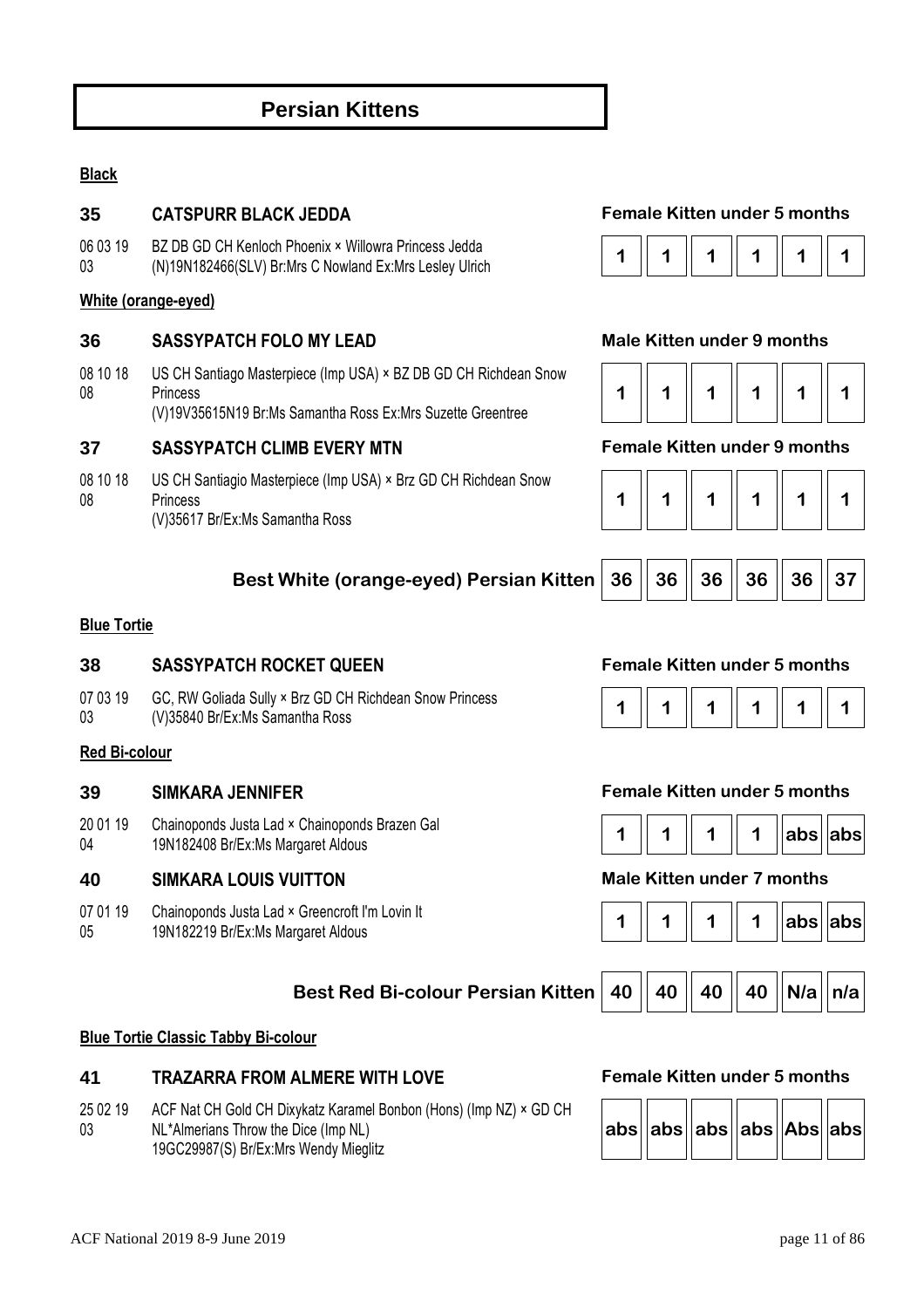# Persian Kittens

**Black**

### 35 CATSPURR BLACK JEDDA

**Female Kitten under 5 months**

06 03 19 03 — BZ DB GD CH Kenloch Phoenix × Willowra Princess Jedda (N)19N182466(SLV) Br:Mrs C Nowland Ex:Mrs Lesley Ulrich

| 1 | 1 | 1 | 1 | 1 | 1 |
|---|---|---|---|---|---|

**White (orange-eyed)**

### 36 SASSYPATCH FOLO MY LEAD

**Male Kitten under 9 months**

08 10 18 08 — US CH Santiago Masterpiece (Imp USA) × BZ DB GD CH Richdean Snow Princess (V)19V35615N19 Br:Ms Samantha Ross Ex:Mrs Suzette Greentree

| 1 | 1 | 1 | 1 | 1 | 1 |
|---|---|---|---|---|---|

### 37 SASSYPATCH CLIMB EVERY MTN

**Female Kitten under 9 months**

08 10 18 08 — US CH Santiagio Masterpiece (Imp USA) × Brz GD CH Richdean Snow Princess (V)35617 Br/Ex:Ms Samantha Ross

| 1 | 1 | 1 | 1 | 1 | 1 |
|---|---|---|---|---|---|

**Best White (orange-eyed) Persian Kitten**

| 36 | 36 | 36 | 36 | 36 | 37 |
|---|---|---|---|---|---|

**Blue Tortie**

### 38 SASSYPATCH ROCKET QUEEN

**Female Kitten under 5 months**

07 03 19 03 — GC, RW Goliada Sully × Brz GD CH Richdean Snow Princess (V)35840 Br/Ex:Ms Samantha Ross

| 1 | 1 | 1 | 1 | 1 | 1 |
|---|---|---|---|---|---|

**Red Bi-colour**

### 39 SIMKARA JENNIFER

**Female Kitten under 5 months**

20 01 19 04 — Chainoponds Justa Lad × Chainoponds Brazen Gal 19N182408 Br/Ex:Ms Margaret Aldous

| 1 | 1 | 1 | 1 | abs | abs |
|---|---|---|---|---|---|

### 40 SIMKARA LOUIS VUITTON

**Male Kitten under 7 months**

07 01 19 05 — Chainoponds Justa Lad × Greencroft I'm Lovin It 19N182219 Br/Ex:Ms Margaret Aldous

| 1 | 1 | 1 | 1 | abs | abs |
|---|---|---|---|---|---|

**Best Red Bi-colour Persian Kitten**

| 40 | 40 | 40 | 40 | N/a | n/a |
|---|---|---|---|---|---|

**Blue Tortie Classic Tabby Bi-colour**

### 41 TRAZARRA FROM ALMERE WITH LOVE

**Female Kitten under 5 months**

25 02 19 03 — ACF Nat CH Gold CH Dixykatz Karamel Bonbon (Hons) (Imp NZ) × GD CH NL*Almerians Throw the Dice (Imp NL) 19GC29987(S) Br/Ex:Mrs Wendy Mieglitz

| abs | abs | abs | abs | Abs | abs |
|---|---|---|---|---|---|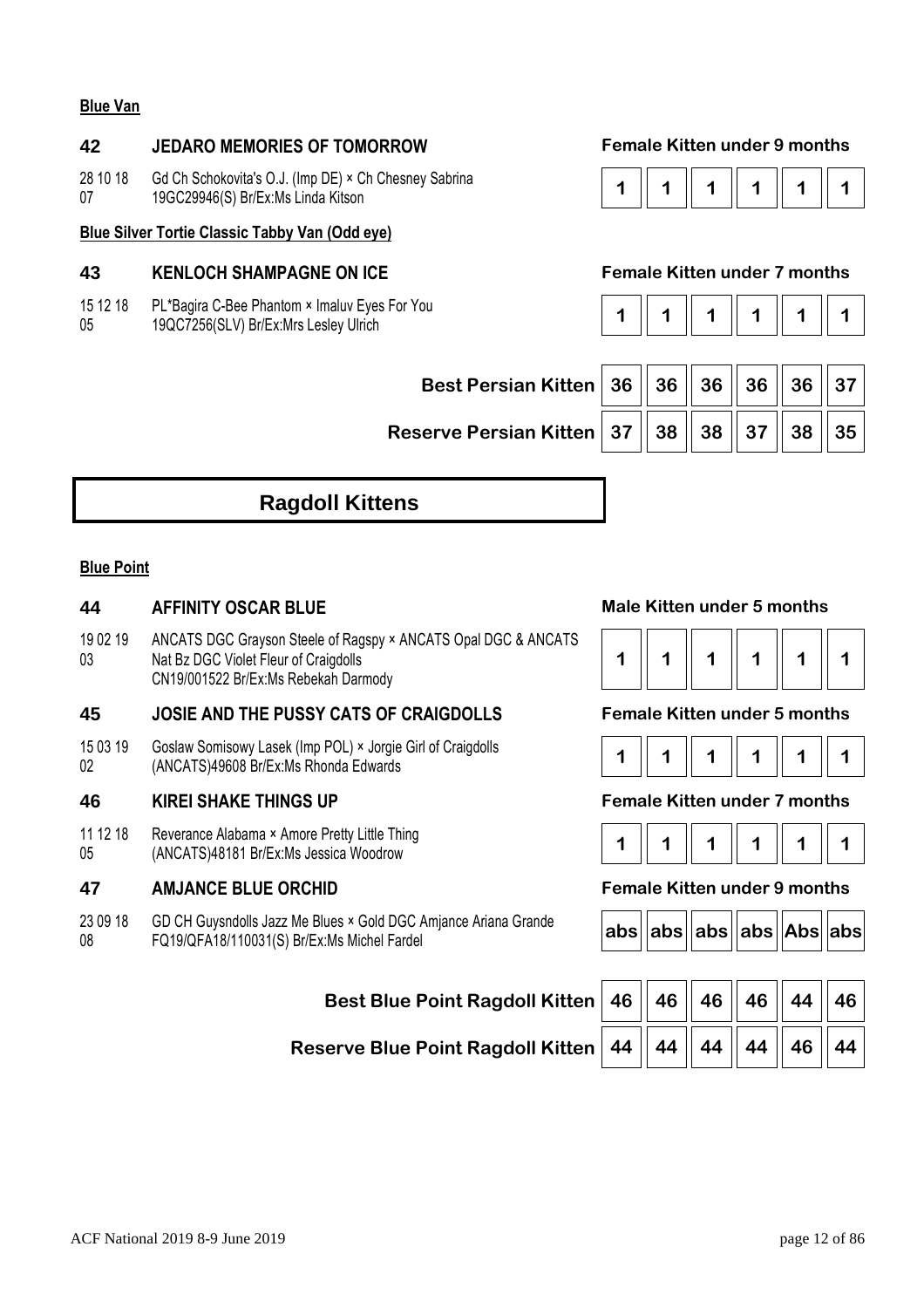**Blue Van**

### 42 JEDARO MEMORIES OF TOMORROW

**Female Kitten under 9 months**

28 10 18 07 — Gd Ch Schokovita's O.J. (Imp DE) × Ch Chesney Sabrina 19GC29946(S) Br/Ex:Ms Linda Kitson

| 1 | 1 | 1 | 1 | 1 | 1 |
|---|---|---|---|---|---|

**Blue Silver Tortie Classic Tabby Van (Odd eye)**

### 43 KENLOCH SHAMPAGNE ON ICE

**Female Kitten under 7 months**

15 12 18 05 — PL*Bagira C-Bee Phantom × Imaluv Eyes For You 19QC7256(SLV) Br/Ex:Mrs Lesley Ulrich

| 1 | 1 | 1 | 1 | 1 | 1 |
|---|---|---|---|---|---|

| | | | | | | |
|---|---|---|---|---|---|---|
| **Best Persian Kitten** | 36 | 36 | 36 | 36 | 36 | 37 |
| **Reserve Persian Kitten** | 37 | 38 | 38 | 37 | 38 | 35 |

## Ragdoll Kittens

**Blue Point**

### 44 AFFINITY OSCAR BLUE

**Male Kitten under 5 months**

19 02 19 03 — ANCATS DGC Grayson Steele of Ragspy × ANCATS Opal DGC & ANCATS Nat Bz DGC Violet Fleur of Craigdolls CN19/001522 Br/Ex:Ms Rebekah Darmody

| 1 | 1 | 1 | 1 | 1 | 1 |
|---|---|---|---|---|---|

### 45 JOSIE AND THE PUSSY CATS OF CRAIGDOLLS

**Female Kitten under 5 months**

15 03 19 02 — Goslaw Somisowy Lasek (Imp POL) × Jorgie Girl of Craigdolls (ANCATS)49608 Br/Ex:Ms Rhonda Edwards

| 1 | 1 | 1 | 1 | 1 | 1 |
|---|---|---|---|---|---|

### 46 KIREI SHAKE THINGS UP

**Female Kitten under 7 months**

11 12 18 05 — Reverance Alabama × Amore Pretty Little Thing (ANCATS)48181 Br/Ex:Ms Jessica Woodrow

| 1 | 1 | 1 | 1 | 1 | 1 |
|---|---|---|---|---|---|

### 47 AMJANCE BLUE ORCHID

**Female Kitten under 9 months**

23 09 18 08 — GD CH Guysndolls Jazz Me Blues × Gold DGC Amjance Ariana Grande FQ19/QFA18/110031(S) Br/Ex:Ms Michel Fardel

| abs | abs | abs | abs | Abs | abs |
|---|---|---|---|---|---|

| | | | | | | |
|---|---|---|---|---|---|---|
| **Best Blue Point Ragdoll Kitten** | 46 | 46 | 46 | 46 | 44 | 46 |
| **Reserve Blue Point Ragdoll Kitten** | 44 | 44 | 44 | 44 | 46 | 44 |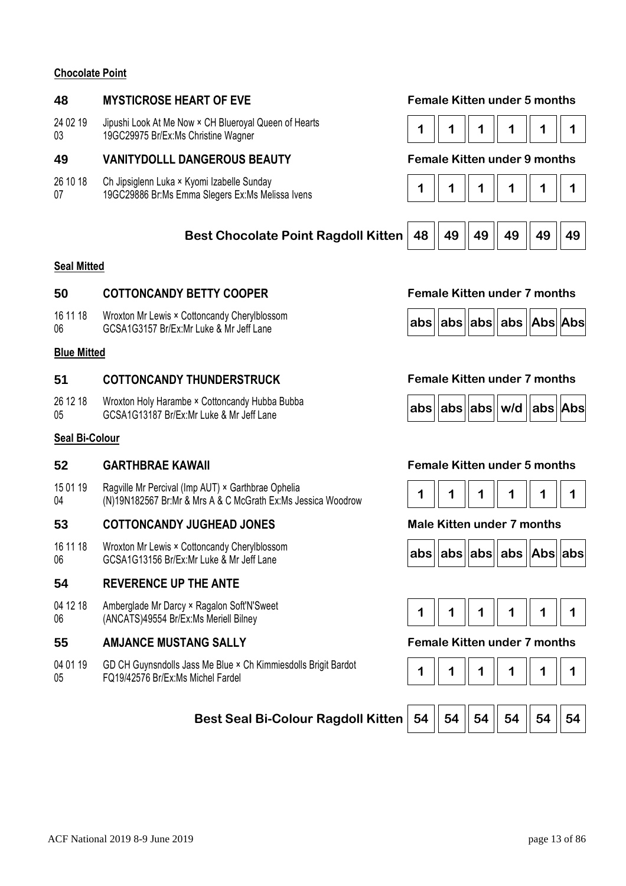**Chocolate Point**

**48 MYSTICROSE HEART OF EVE** — **Female Kitten under 5 months**

24 02 19 03 — Jipushi Look At Me Now × CH Blueroyal Queen of Hearts
19GC29975 Br/Ex:Ms Christine Wagner

| 1 | 1 | 1 | 1 | 1 | 1 |
|---|---|---|---|---|---|

**49 VANITYDOLLL DANGEROUS BEAUTY** — **Female Kitten under 9 months**

26 10 18 07 — Ch Jipsiglenn Luka × Kyomi Izabelle Sunday
19GC29886 Br:Ms Emma Slegers Ex:Ms Melissa Ivens

| 1 | 1 | 1 | 1 | 1 | 1 |
|---|---|---|---|---|---|

**Best Chocolate Point Ragdoll Kitten**

| 48 | 49 | 49 | 49 | 49 | 49 |
|---|---|---|---|---|---|

**Seal Mitted**

**50 COTTONCANDY BETTY COOPER** — **Female Kitten under 7 months**

16 11 18 06 — Wroxton Mr Lewis × Cottoncandy Cherylblossom
GCSA1G3157 Br/Ex:Mr Luke & Mr Jeff Lane

| abs | abs | abs | abs | Abs | Abs |
|---|---|---|---|---|---|

**Blue Mitted**

**51 COTTONCANDY THUNDERSTRUCK** — **Female Kitten under 7 months**

26 12 18 05 — Wroxton Holy Harambe × Cottoncandy Hubba Bubba
GCSA1G13187 Br/Ex:Mr Luke & Mr Jeff Lane

| abs | abs | abs | w/d | abs | Abs |
|---|---|---|---|---|---|

**Seal Bi-Colour**

**52 GARTHBRAE KAWAII** — **Female Kitten under 5 months**

15 01 19 04 — Ragville Mr Percival (Imp AUT) × Garthbrae Ophelia
(N)19N182567 Br:Mr & Mrs A & C McGrath Ex:Ms Jessica Woodrow

| 1 | 1 | 1 | 1 | 1 | 1 |
|---|---|---|---|---|---|

**53 COTTONCANDY JUGHEAD JONES** — **Male Kitten under 7 months**

16 11 18 06 — Wroxton Mr Lewis × Cottoncandy Cherylblossom
GCSA1G13156 Br/Ex:Mr Luke & Mr Jeff Lane

| abs | abs | abs | abs | Abs | abs |
|---|---|---|---|---|---|

**54 REVERENCE UP THE ANTE**

04 12 18 06 — Amberglade Mr Darcy × Ragalon Soft'N'Sweet
(ANCATS)49554 Br/Ex:Ms Meriell Bilney

| 1 | 1 | 1 | 1 | 1 | 1 |
|---|---|---|---|---|---|

**55 AMJANCE MUSTANG SALLY** — **Female Kitten under 7 months**

04 01 19 05 — GD CH Guynsndolls Jass Me Blue × Ch Kimmiesdolls Brigit Bardot
FQ19/42576 Br/Ex:Ms Michel Fardel

| 1 | 1 | 1 | 1 | 1 | 1 |
|---|---|---|---|---|---|

**Best Seal Bi-Colour Ragdoll Kitten**

| 54 | 54 | 54 | 54 | 54 | 54 |
|---|---|---|---|---|---|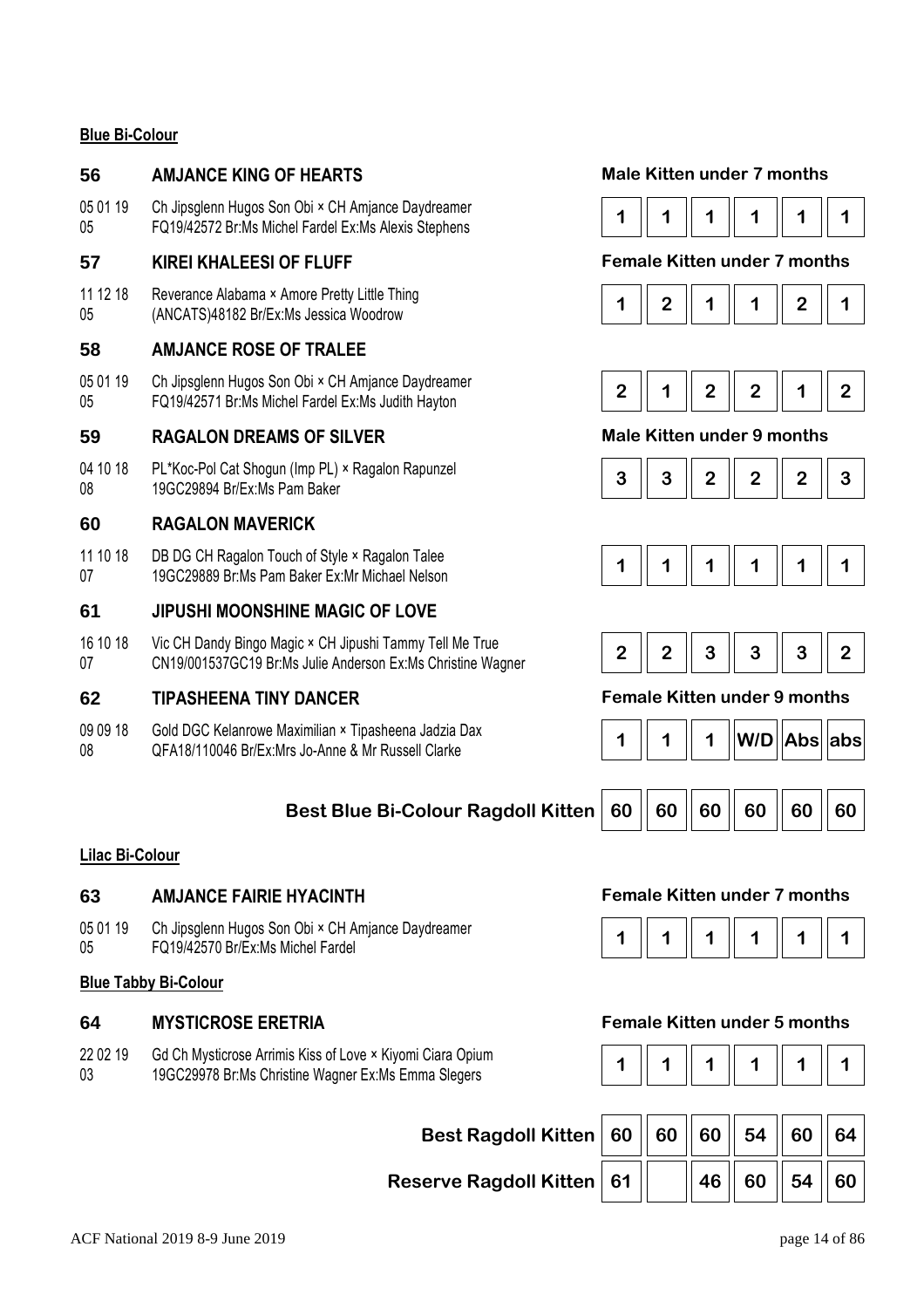**Blue Bi-Colour**

| No. | Details | Class | J1 | J2 | J3 | J4 | J5 | J6 |
|---|---|---|---|---|---|---|---|---|
| **56** | **AMJANCE KING OF HEARTS**<br>05 01 19 05 — Ch Jipsglenn Hugos Son Obi × CH Amjance Daydreamer<br>FQ19/42572 Br:Ms Michel Fardel Ex:Ms Alexis Stephens | **Male Kitten under 7 months** | 1 | 1 | 1 | 1 | 1 | 1 |
| **57** | **KIREI KHALEESI OF FLUFF**<br>11 12 18 05 — Reverance Alabama × Amore Pretty Little Thing<br>(ANCATS)48182 Br/Ex:Ms Jessica Woodrow | **Female Kitten under 7 months** | 1 | 2 | 1 | 1 | 2 | 1 |
| **58** | **AMJANCE ROSE OF TRALEE**<br>05 01 19 05 — Ch Jipsglenn Hugos Son Obi × CH Amjance Daydreamer<br>FQ19/42571 Br:Ms Michel Fardel Ex:Ms Judith Hayton | | 2 | 1 | 2 | 2 | 1 | 2 |
| **59** | **RAGALON DREAMS OF SILVER**<br>04 10 18 08 — PL*Koc-Pol Cat Shogun (Imp PL) × Ragalon Rapunzel<br>19GC29894 Br/Ex:Ms Pam Baker | **Male Kitten under 9 months** | 3 | 3 | 2 | 2 | 2 | 3 |
| **60** | **RAGALON MAVERICK**<br>11 10 18 07 — DB DG CH Ragalon Touch of Style × Ragalon Talee<br>19GC29889 Br:Ms Pam Baker Ex:Mr Michael Nelson | | 1 | 1 | 1 | 1 | 1 | 1 |
| **61** | **JIPUSHI MOONSHINE MAGIC OF LOVE**<br>16 10 18 07 — Vic CH Dandy Bingo Magic × CH Jipushi Tammy Tell Me True<br>CN19/001537GC19 Br:Ms Julie Anderson Ex:Ms Christine Wagner | | 2 | 2 | 3 | 3 | 3 | 2 |
| **62** | **TIPASHEENA TINY DANCER**<br>09 09 18 08 — Gold DGC Kelanrowe Maximilian × Tipasheena Jadzia Dax<br>QFA18/110046 Br/Ex:Mrs Jo-Anne & Mr Russell Clarke | **Female Kitten under 9 months** | 1 | 1 | 1 | W/D | Abs | abs |
| | | **Best Blue Bi-Colour Ragdoll Kitten** | 60 | 60 | 60 | 60 | 60 | 60 |

**Lilac Bi-Colour**

| No. | Details | Class | J1 | J2 | J3 | J4 | J5 | J6 |
|---|---|---|---|---|---|---|---|---|
| **63** | **AMJANCE FAIRIE HYACINTH**<br>05 01 19 05 — Ch Jipsglenn Hugos Son Obi × CH Amjance Daydreamer<br>FQ19/42570 Br/Ex:Ms Michel Fardel | **Female Kitten under 7 months** | 1 | 1 | 1 | 1 | 1 | 1 |

**Blue Tabby Bi-Colour**

| No. | Details | Class | J1 | J2 | J3 | J4 | J5 | J6 |
|---|---|---|---|---|---|---|---|---|
| **64** | **MYSTICROSE ERETRIA**<br>22 02 19 03 — Gd Ch Mysticrose Arrimis Kiss of Love × Kiyomi Ciara Opium<br>19GC29978 Br:Ms Christine Wagner Ex:Ms Emma Slegers | **Female Kitten under 5 months** | 1 | 1 | 1 | 1 | 1 | 1 |
| | | **Best Ragdoll Kitten** | 60 | 60 | 60 | 54 | 60 | 64 |
| | | **Reserve Ragdoll Kitten** | 61 | | 46 | 60 | 54 | 60 |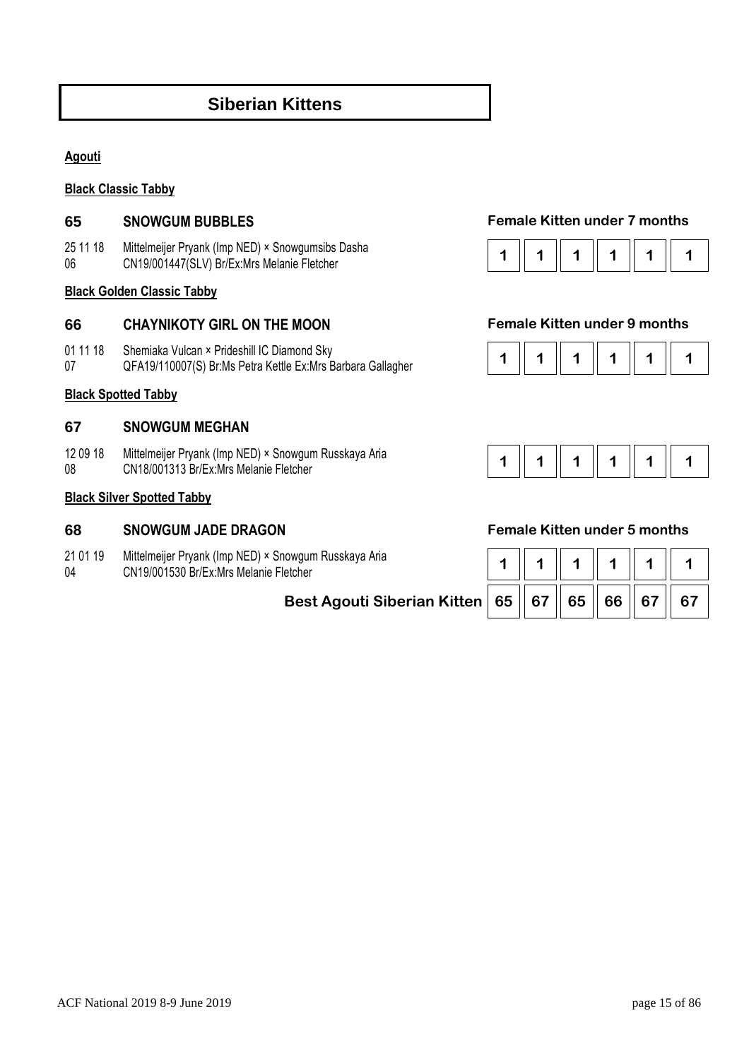# Siberian Kittens

## Agouti

### Black Classic Tabby

**65 SNOWGUM BUBBLES** — Female Kitten under 7 months

25 11 18 Mittelmeijer Pryank (Imp NED) × Snowgumsibs Dasha
06 CN19/001447(SLV) Br/Ex:Mrs Melanie Fletcher

| 1 | 1 | 1 | 1 | 1 | 1 |
|---|---|---|---|---|---|

### Black Golden Classic Tabby

**66 CHAYNIKOTY GIRL ON THE MOON** — Female Kitten under 9 months

01 11 18 Shemiaka Vulcan × Prideshill IC Diamond Sky
07 QFA19/110007(S) Br:Ms Petra Kettle Ex:Mrs Barbara Gallagher

| 1 | 1 | 1 | 1 | 1 | 1 |
|---|---|---|---|---|---|

### Black Spotted Tabby

**67 SNOWGUM MEGHAN**

12 09 18 Mittelmeijer Pryank (Imp NED) × Snowgum Russkaya Aria
08 CN18/001313 Br/Ex:Mrs Melanie Fletcher

| 1 | 1 | 1 | 1 | 1 | 1 |
|---|---|---|---|---|---|

### Black Silver Spotted Tabby

**68 SNOWGUM JADE DRAGON** — Female Kitten under 5 months

21 01 19 Mittelmeijer Pryank (Imp NED) × Snowgum Russkaya Aria
04 CN19/001530 Br/Ex:Mrs Melanie Fletcher

| 1 | 1 | 1 | 1 | 1 | 1 |
|---|---|---|---|---|---|

**Best Agouti Siberian Kitten**

| 65 | 67 | 65 | 66 | 67 | 67 |
|---|---|---|---|---|---|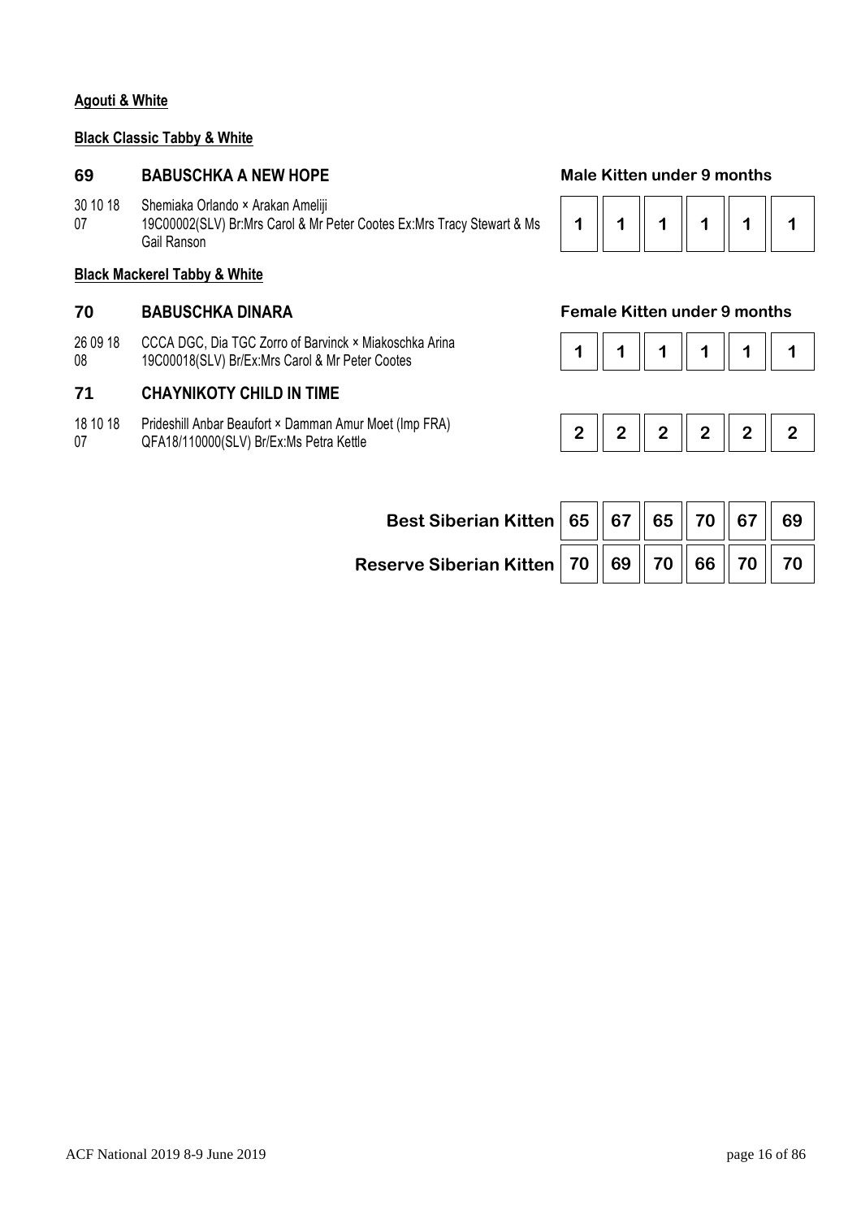**Agouti & White**

**Black Classic Tabby & White**

**69 BABUSCHKA A NEW HOPE** — **Male Kitten under 9 months**

30 10 18 07 — Shemiaka Orlando × Arakan Ameliji
19C00002(SLV) Br:Mrs Carol & Mr Peter Cootes Ex:Mrs Tracy Stewart & Ms Gail Ranson

| 1 | 1 | 1 | 1 | 1 | 1 |
|---|---|---|---|---|---|

**Black Mackerel Tabby & White**

**70 BABUSCHKA DINARA** — **Female Kitten under 9 months**

26 09 18 08 — CCCA DGC, Dia TGC Zorro of Barvinck × Miakoschka Arina
19C00018(SLV) Br/Ex:Mrs Carol & Mr Peter Cootes

| 1 | 1 | 1 | 1 | 1 | 1 |
|---|---|---|---|---|---|

**71 CHAYNIKOTY CHILD IN TIME**

18 10 18 07 — Prideshill Anbar Beaufort × Damman Amur Moet (Imp FRA)
QFA18/110000(SLV) Br/Ex:Ms Petra Kettle

| 2 | 2 | 2 | 2 | 2 | 2 |
|---|---|---|---|---|---|

| | | | | | | |
|---|---|---|---|---|---|---|
| **Best Siberian Kitten** | 65 | 67 | 65 | 70 | 67 | 69 |
| **Reserve Siberian Kitten** | 70 | 69 | 70 | 66 | 70 | 70 |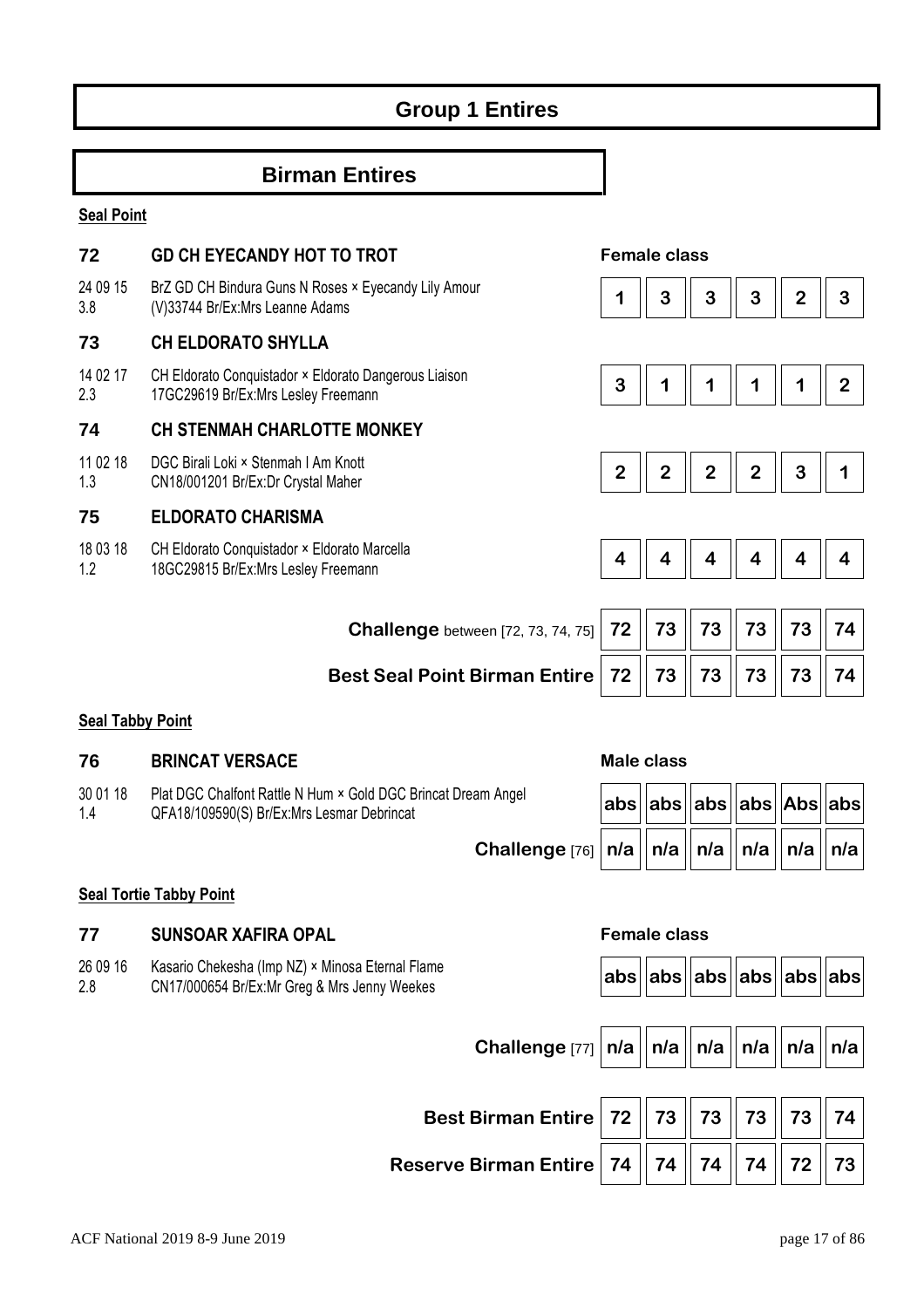# Group 1 Entires

## Birman Entires

**Seal Point**

| No. | Entry | Female class | | | | | |
|---|---|---|---|---|---|---|---|
| **72** | **GD CH EYECANDY HOT TO TROT**<br>24 09 15 3.8 — BrZ GD CH Bindura Guns N Roses × Eyecandy Lily Amour (V)33744 Br/Ex:Mrs Leanne Adams | 1 | 3 | 3 | 3 | 2 | 3 |
| **73** | **CH ELDORATO SHYLLA**<br>14 02 17 2.3 — CH Eldorato Conquistador × Eldorato Dangerous Liaison 17GC29619 Br/Ex:Mrs Lesley Freemann | 3 | 1 | 1 | 1 | 1 | 2 |
| **74** | **CH STENMAH CHARLOTTE MONKEY**<br>11 02 18 1.3 — DGC Birali Loki × Stenmah I Am Knott CN18/001201 Br/Ex:Dr Crystal Maher | 2 | 2 | 2 | 2 | 3 | 1 |
| **75** | **ELDORATO CHARISMA**<br>18 03 18 1.2 — CH Eldorato Conquistador × Eldorato Marcella 18GC29815 Br/Ex:Mrs Lesley Freemann | 4 | 4 | 4 | 4 | 4 | 4 |
| | **Challenge** between [72, 73, 74, 75] | 72 | 73 | 73 | 73 | 73 | 74 |
| | **Best Seal Point Birman Entire** | 72 | 73 | 73 | 73 | 73 | 74 |

**Seal Tabby Point**

| No. | Entry | Male class | | | | | |
|---|---|---|---|---|---|---|---|
| **76** | **BRINCAT VERSACE**<br>30 01 18 1.4 — Plat DGC Chalfont Rattle N Hum × Gold DGC Brincat Dream Angel QFA18/109590(S) Br/Ex:Mrs Lesmar Debrincat | abs | abs | abs | abs | Abs | abs |
| | **Challenge** [76] | n/a | n/a | n/a | n/a | n/a | n/a |

**Seal Tortie Tabby Point**

| No. | Entry | Female class | | | | | |
|---|---|---|---|---|---|---|---|
| **77** | **SUNSOAR XAFIRA OPAL**<br>26 09 16 2.8 — Kasario Chekesha (Imp NZ) × Minosa Eternal Flame CN17/000654 Br/Ex:Mr Greg & Mrs Jenny Weekes | abs | abs | abs | abs | abs | abs |
| | **Challenge** [77] | n/a | n/a | n/a | n/a | n/a | n/a |

| | | | | | | |
|---|---|---|---|---|---|---|
| **Best Birman Entire** | 72 | 73 | 73 | 73 | 73 | 74 |
| **Reserve Birman Entire** | 74 | 74 | 74 | 74 | 72 | 73 |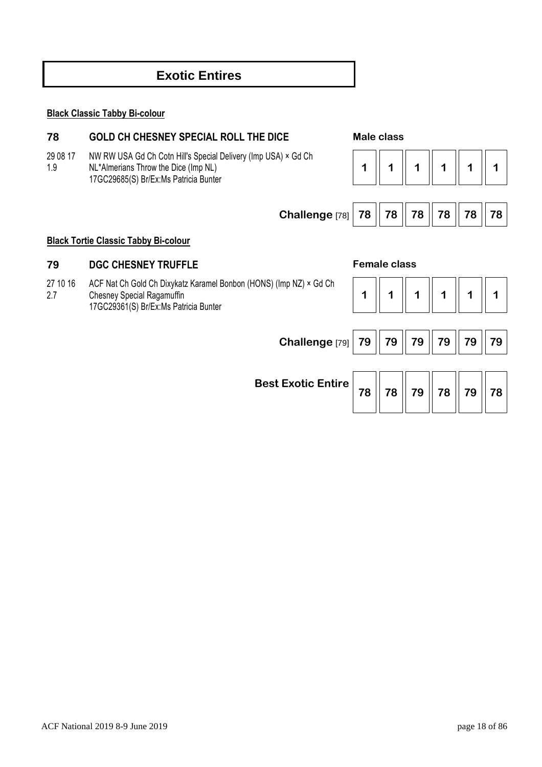# Exotic Entires

**Black Classic Tabby Bi-colour**

### 78 GOLD CH CHESNEY SPECIAL ROLL THE DICE

29 08 17
1.9

NW RW USA Gd Ch Cotn Hill's Special Delivery (Imp USA) × Gd Ch NL*Almerians Throw the Dice (Imp NL)
17GC29685(S) Br/Ex:Ms Patricia Bunter

**Male class**

| 1 | 1 | 1 | 1 | 1 | 1 |
|---|---|---|---|---|---|

| **Challenge** [78] | 78 | 78 | 78 | 78 | 78 | 78 |
|---|---|---|---|---|---|---|

**Black Tortie Classic Tabby Bi-colour**

### 79 DGC CHESNEY TRUFFLE

27 10 16
2.7

ACF Nat Ch Gold Ch Dixykatz Karamel Bonbon (HONS) (Imp NZ) × Gd Ch Chesney Special Ragamuffin
17GC29361(S) Br/Ex:Ms Patricia Bunter

**Female class**

| 1 | 1 | 1 | 1 | 1 | 1 |
|---|---|---|---|---|---|

| **Challenge** [79] | 79 | 79 | 79 | 79 | 79 | 79 |
|---|---|---|---|---|---|---|

| **Best Exotic Entire** | 78 | 78 | 79 | 78 | 79 | 78 |
|---|---|---|---|---|---|---|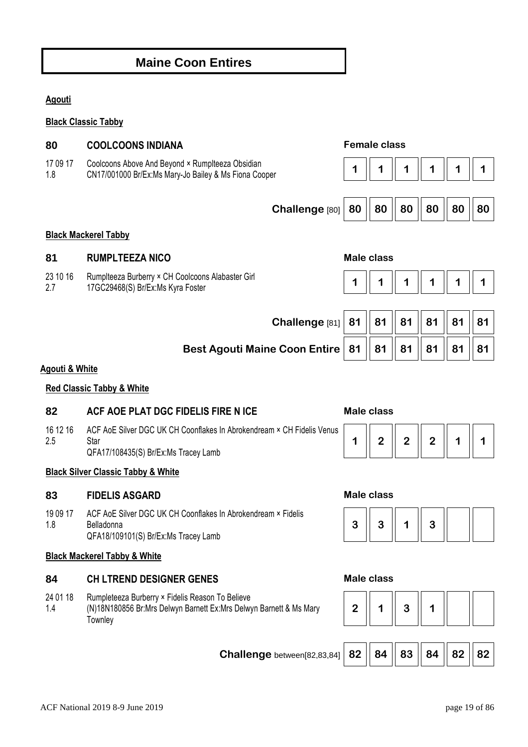# Maine Coon Entires

## Agouti

### Black Classic Tabby

**80** **COOLCOONS INDIANA** — Female class

17 09 17
1.8
Coolcoons Above And Beyond × Rumplteeza Obsidian
CN17/001000 Br/Ex:Ms Mary-Jo Bailey & Ms Fiona Cooper

| | | | | | |
|---|---|---|---|---|---|
| 1 | 1 | 1 | 1 | 1 | 1 |

| | | | | | | |
|---|---|---|---|---|---|---|
| **Challenge** [80] | 80 | 80 | 80 | 80 | 80 | 80 |

### Black Mackerel Tabby

**81** **RUMPLTEEZA NICO** — Male class

23 10 16
2.7
Rumplteeza Burberry × CH Coolcoons Alabaster Girl
17GC29468(S) Br/Ex:Ms Kyra Foster

| | | | | | |
|---|---|---|---|---|---|
| 1 | 1 | 1 | 1 | 1 | 1 |

| | | | | | | |
|---|---|---|---|---|---|---|
| **Challenge** [81] | 81 | 81 | 81 | 81 | 81 | 81 |
| **Best Agouti Maine Coon Entire** | 81 | 81 | 81 | 81 | 81 | 81 |

## Agouti & White

### Red Classic Tabby & White

**82** **ACF AOE PLAT DGC FIDELIS FIRE N ICE** — Male class

16 12 16
2.5
ACF AoE Silver DGC UK CH Coonflakes In Abrokendream × CH Fidelis Venus Star
QFA17/108435(S) Br/Ex:Ms Tracey Lamb

| | | | | | |
|---|---|---|---|---|---|
| 1 | 2 | 2 | 2 | 1 | 1 |

### Black Silver Classic Tabby & White

**83** **FIDELIS ASGARD** — Male class

19 09 17
1.8
ACF AoE Silver DGC UK CH Coonflakes In Abrokendream × Fidelis Belladonna
QFA18/109101(S) Br/Ex:Ms Tracey Lamb

| | | | | | |
|---|---|---|---|---|---|
| 3 | 3 | 1 | 3 | | |

### Black Mackerel Tabby & White

**84** **CH LTREND DESIGNER GENES** — Male class

24 01 18
1.4
Rumpleteeza Burberry × Fidelis Reason To Believe
(N)18N180856 Br:Mrs Delwyn Barnett Ex:Mrs Delwyn Barnett & Ms Mary Townley

| | | | | | |
|---|---|---|---|---|---|
| 2 | 1 | 3 | 1 | | |

| | | | | | | |
|---|---|---|---|---|---|---|
| **Challenge** between[82,83,84] | 82 | 84 | 83 | 84 | 82 | 82 |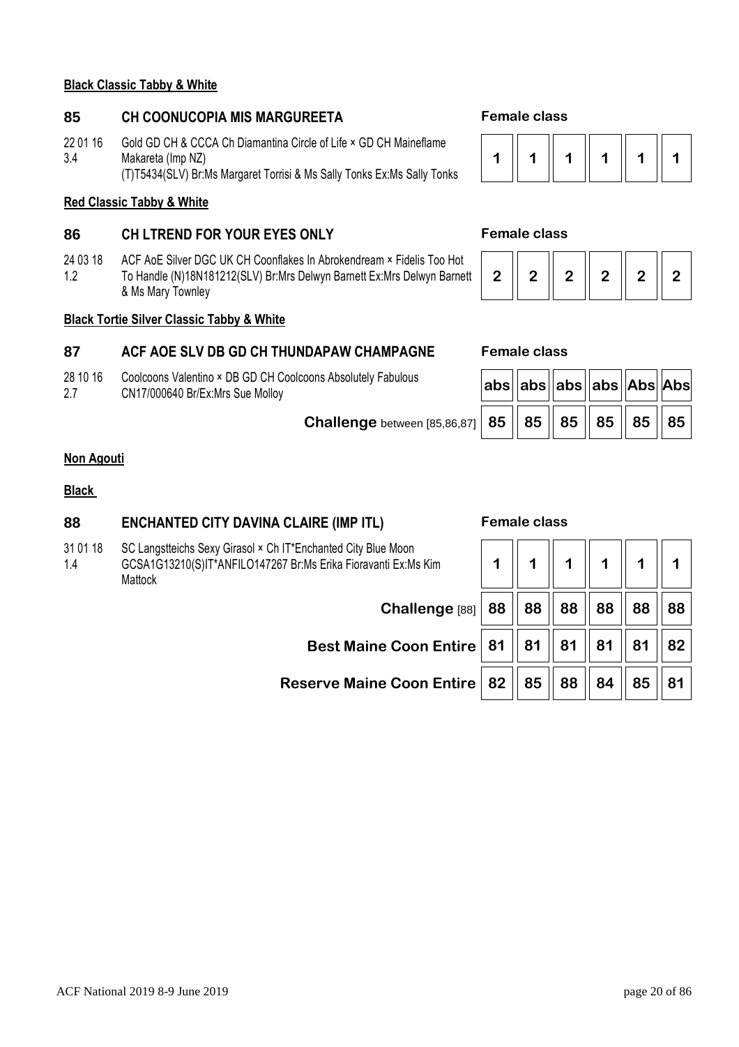**Black Classic Tabby & White**

### 85 CH COONUCOPIA MIS MARGUREETA

**Female class**

22 01 16
3.4

Gold GD CH & CCCA Ch Diamantina Circle of Life × GD CH Maineflame Makareta (Imp NZ)
(T)T5434(SLV) Br:Ms Margaret Torrisi & Ms Sally Tonks Ex:Ms Sally Tonks

| 1 | 1 | 1 | 1 | 1 | 1 |
|---|---|---|---|---|---|

**Red Classic Tabby & White**

### 86 CH LTREND FOR YOUR EYES ONLY

**Female class**

24 03 18
1.2

ACF AoE Silver DGC UK CH Coonflakes In Abrokendream × Fidelis Too Hot To Handle (N)18N181212(SLV) Br:Mrs Delwyn Barnett Ex:Mrs Delwyn Barnett & Ms Mary Townley

| 2 | 2 | 2 | 2 | 2 | 2 |
|---|---|---|---|---|---|

**Black Tortie Silver Classic Tabby & White**

### 87 ACF AOE SLV DB GD CH THUNDAPAW CHAMPAGNE

**Female class**

28 10 16
2.7

Coolcoons Valentino × DB GD CH Coolcoons Absolutely Fabulous
CN17/000640 Br/Ex:Mrs Sue Molloy

| | | | | | | |
|---|---|---|---|---|---|---|
| | abs | abs | abs | abs | Abs | Abs |
| **Challenge** between [85,86,87] | 85 | 85 | 85 | 85 | 85 | 85 |

**Non Agouti**

**Black**

### 88 ENCHANTED CITY DAVINA CLAIRE (IMP ITL)

**Female class**

31 01 18
1.4

SC Langstteichs Sexy Girasol × Ch IT*Enchanted City Blue Moon
GCSA1G13210(S)IT*ANFILO147267 Br:Ms Erika Fioravanti Ex:Ms Kim Mattock

| | | | | | | |
|---|---|---|---|---|---|---|
| | 1 | 1 | 1 | 1 | 1 | 1 |
| **Challenge** [88] | 88 | 88 | 88 | 88 | 88 | 88 |
| **Best Maine Coon Entire** | 81 | 81 | 81 | 81 | 81 | 82 |
| **Reserve Maine Coon Entire** | 82 | 85 | 88 | 84 | 85 | 81 |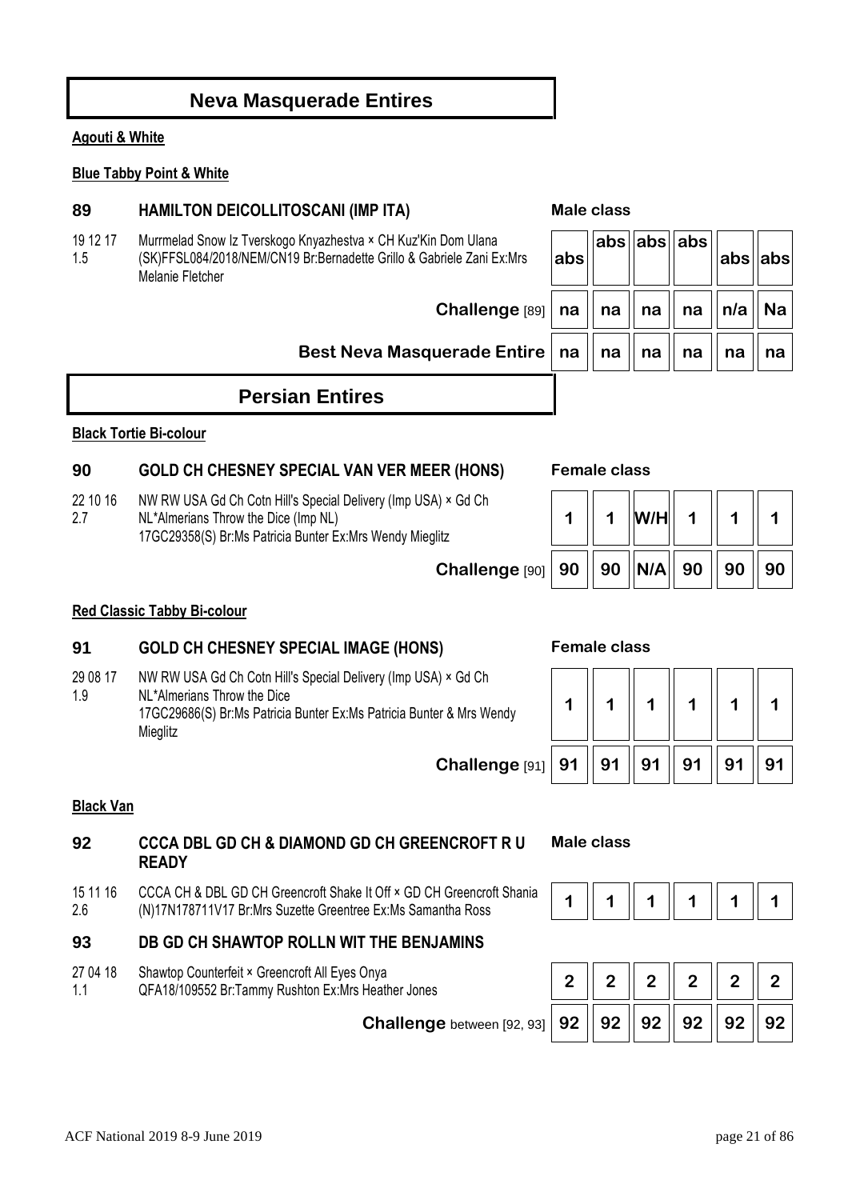## Neva Masquerade Entires

**Agouti & White**

**Blue Tabby Point & White**

### 89 HAMILTON DEICOLLITOSCANI (IMP ITA)

**Male class**

19 12 17
1.5

Murrmelad Snow Iz Tverskogo Knyazhestva × CH Kuz'Kin Dom Ulana (SK)FFSL084/2018/NEM/CN19 Br:Bernadette Grillo & Gabriele Zani Ex:Mrs Melanie Fletcher

| | | | | | | |
|---|---|---|---|---|---|---|
| | abs | abs | abs | abs | abs | abs |
| **Challenge** [89] | na | na | na | na | n/a | Na |
| **Best Neva Masquerade Entire** | na | na | na | na | na | na |

## Persian Entires

**Black Tortie Bi-colour**

### 90 GOLD CH CHESNEY SPECIAL VAN VER MEER (HONS)

**Female class**

22 10 16
2.7

NW RW USA Gd Ch Cotn Hill's Special Delivery (Imp USA) × Gd Ch NL*Almerians Throw the Dice (Imp NL)
17GC29358(S) Br:Ms Patricia Bunter Ex:Mrs Wendy Mieglitz

| | | | | | | |
|---|---|---|---|---|---|---|
| | 1 | 1 | W/H | 1 | 1 | 1 |
| **Challenge** [90] | 90 | 90 | N/A | 90 | 90 | 90 |

**Red Classic Tabby Bi-colour**

### 91 GOLD CH CHESNEY SPECIAL IMAGE (HONS)

**Female class**

29 08 17
1.9

NW RW USA Gd Ch Cotn Hill's Special Delivery (Imp USA) × Gd Ch NL*Almerians Throw the Dice
17GC29686(S) Br:Ms Patricia Bunter Ex:Ms Patricia Bunter & Mrs Wendy Mieglitz

| | | | | | | |
|---|---|---|---|---|---|---|
| | 1 | 1 | 1 | 1 | 1 | 1 |
| **Challenge** [91] | 91 | 91 | 91 | 91 | 91 | 91 |

**Black Van**

### 92 CCCA DBL GD CH & DIAMOND GD CH GREENCROFT R U READY

**Male class**

15 11 16
2.6

CCCA CH & DBL GD CH Greencroft Shake It Off × GD CH Greencroft Shania (N)17N178711V17 Br:Mrs Suzette Greentree Ex:Ms Samantha Ross

### 93 DB GD CH SHAWTOP ROLLN WIT THE BENJAMINS

27 04 18
1.1

Shawtop Counterfeit × Greencroft All Eyes Onya
QFA18/109552 Br:Tammy Rushton Ex:Mrs Heather Jones

| | | | | | | |
|---|---|---|---|---|---|---|
| 92 | 1 | 1 | 1 | 1 | 1 | 1 |
| 93 | 2 | 2 | 2 | 2 | 2 | 2 |
| **Challenge** between [92, 93] | 92 | 92 | 92 | 92 | 92 | 92 |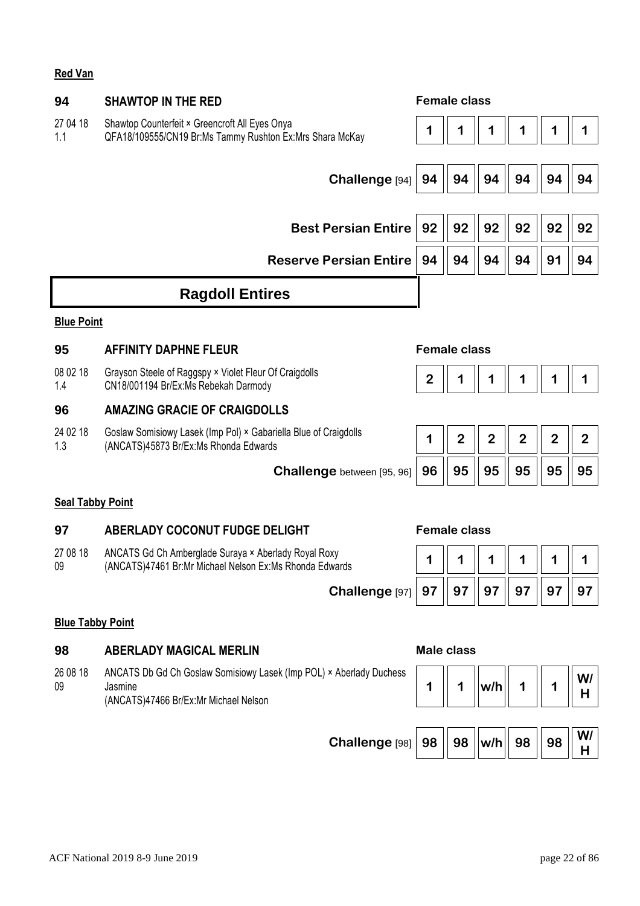**Red Van**

| | | | | | | | |
|---|---|---|---|---|---|---|---|
| **94** | **SHAWTOP IN THE RED** | **Female class** | | | | | |
| 27 04 18<br>1.1 | Shawtop Counterfeit × Greencroft All Eyes Onya<br>QFA18/109555/CN19 Br:Ms Tammy Rushton Ex:Mrs Shara McKay | 1 | 1 | 1 | 1 | 1 | 1 |
| | **Challenge** [94] | 94 | 94 | 94 | 94 | 94 | 94 |
| | **Best Persian Entire** | 92 | 92 | 92 | 92 | 92 | 92 |
| | **Reserve Persian Entire** | 94 | 94 | 94 | 94 | 91 | 94 |

## Ragdoll Entires

**Blue Point**

| | | | | | | | |
|---|---|---|---|---|---|---|---|
| **95** | **AFFINITY DAPHNE FLEUR** | **Female class** | | | | | |
| 08 02 18<br>1.4 | Grayson Steele of Raggspy × Violet Fleur Of Craigdolls<br>CN18/001194 Br/Ex:Ms Rebekah Darmody | 2 | 1 | 1 | 1 | 1 | 1 |
| **96** | **AMAZING GRACIE OF CRAIGDOLLS** | | | | | | |
| 24 02 18<br>1.3 | Goslaw Somisiowy Lasek (Imp Pol) × Gabariella Blue of Craigdolls<br>(ANCATS)45873 Br/Ex:Ms Rhonda Edwards | 1 | 2 | 2 | 2 | 2 | 2 |
| | **Challenge** between [95, 96] | 96 | 95 | 95 | 95 | 95 | 95 |

**Seal Tabby Point**

| | | | | | | | |
|---|---|---|---|---|---|---|---|
| **97** | **ABERLADY COCONUT FUDGE DELIGHT** | **Female class** | | | | | |
| 27 08 18<br>09 | ANCATS Gd Ch Amberglade Suraya × Aberlady Royal Roxy<br>(ANCATS)47461 Br:Mr Michael Nelson Ex:Ms Rhonda Edwards | 1 | 1 | 1 | 1 | 1 | 1 |
| | **Challenge** [97] | 97 | 97 | 97 | 97 | 97 | 97 |

**Blue Tabby Point**

| | | | | | | | |
|---|---|---|---|---|---|---|---|
| **98** | **ABERLADY MAGICAL MERLIN** | **Male class** | | | | | |
| 26 08 18<br>09 | ANCATS Db Gd Ch Goslaw Somisiowy Lasek (Imp POL) × Aberlady Duchess Jasmine<br>(ANCATS)47466 Br/Ex:Mr Michael Nelson | 1 | 1 | w/h | 1 | 1 | W/H |
| | **Challenge** [98] | 98 | 98 | w/h | 98 | 98 | W/H |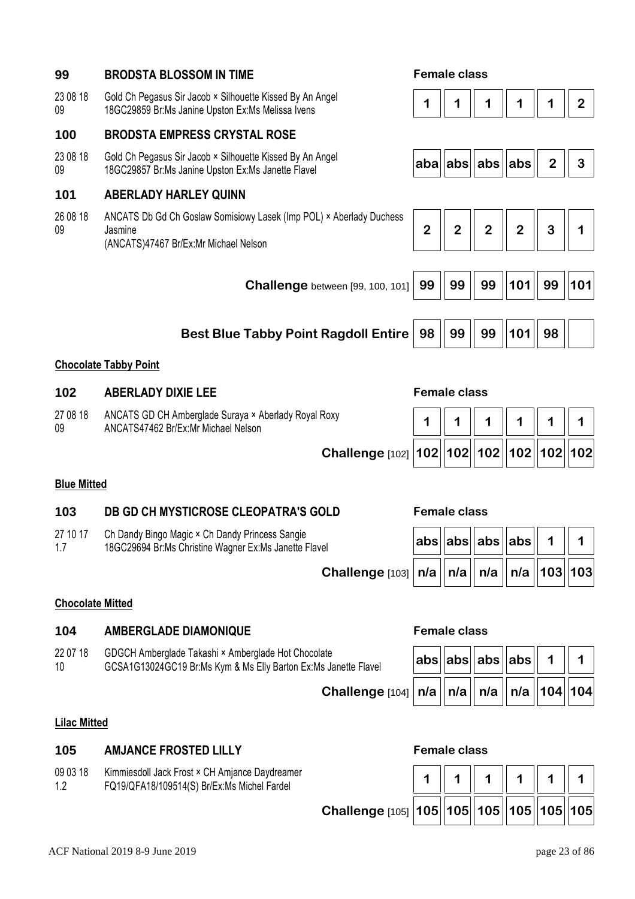**99** **BRODSTA BLOSSOM IN TIME** — Female class

23 08 18 09 — Gold Ch Pegasus Sir Jacob × Silhouette Kissed By An Angel
18GC29859 Br:Ms Janine Upston Ex:Ms Melissa Ivens

| 1 | 1 | 1 | 1 | 1 | 2 |
|---|---|---|---|---|---|

**100** **BRODSTA EMPRESS CRYSTAL ROSE**

23 08 18 09 — Gold Ch Pegasus Sir Jacob × Silhouette Kissed By An Angel
18GC29857 Br:Ms Janine Upston Ex:Ms Janette Flavel

| aba | abs | abs | abs | 2 | 3 |
|---|---|---|---|---|---|

**101** **ABERLADY HARLEY QUINN**

26 08 18 09 — ANCATS Db Gd Ch Goslaw Somisiowy Lasek (Imp POL) × Aberlady Duchess Jasmine
(ANCATS)47467 Br/Ex:Mr Michael Nelson

| 2 | 2 | 2 | 2 | 3 | 1 |
|---|---|---|---|---|---|

| **Challenge** between [99, 100, 101] | 99 | 99 | 99 | 101 | 99 | 101 |
|---|---|---|---|---|---|---|
| **Best Blue Tabby Point Ragdoll Entire** | 98 | 99 | 99 | 101 | 98 | |

**Chocolate Tabby Point**

**102** **ABERLADY DIXIE LEE** — Female class

27 08 18 09 — ANCATS GD CH Amberglade Suraya × Aberlady Royal Roxy
ANCATS47462 Br/Ex:Mr Michael Nelson

| | | | | | | |
|---|---|---|---|---|---|---|
| | 1 | 1 | 1 | 1 | 1 | 1 |
| **Challenge** [102] | 102 | 102 | 102 | 102 | 102 | 102 |

**Blue Mitted**

**103** **DB GD CH MYSTICROSE CLEOPATRA'S GOLD** — Female class

27 10 17 1.7 — Ch Dandy Bingo Magic × Ch Dandy Princess Sangie
18GC29694 Br:Ms Christine Wagner Ex:Ms Janette Flavel

| | | | | | | |
|---|---|---|---|---|---|---|
| | abs | abs | abs | abs | 1 | 1 |
| **Challenge** [103] | n/a | n/a | n/a | n/a | 103 | 103 |

**Chocolate Mitted**

**104** **AMBERGLADE DIAMONIQUE** — Female class

22 07 18 10 — GDGCH Amberglade Takashi × Amberglade Hot Chocolate
GCSA1G13024GC19 Br:Ms Kym & Ms Elly Barton Ex:Ms Janette Flavel

| | | | | | | |
|---|---|---|---|---|---|---|
| | abs | abs | abs | abs | 1 | 1 |
| **Challenge** [104] | n/a | n/a | n/a | n/a | 104 | 104 |

**Lilac Mitted**

**105** **AMJANCE FROSTED LILLY** — Female class

09 03 18 1.2 — Kimmiesdoll Jack Frost × CH Amjance Daydreamer
FQ19/QFA18/109514(S) Br/Ex:Ms Michel Fardel

| | | | | | | |
|---|---|---|---|---|---|---|
| | 1 | 1 | 1 | 1 | 1 | 1 |
| **Challenge** [105] | 105 | 105 | 105 | 105 | 105 | 105 |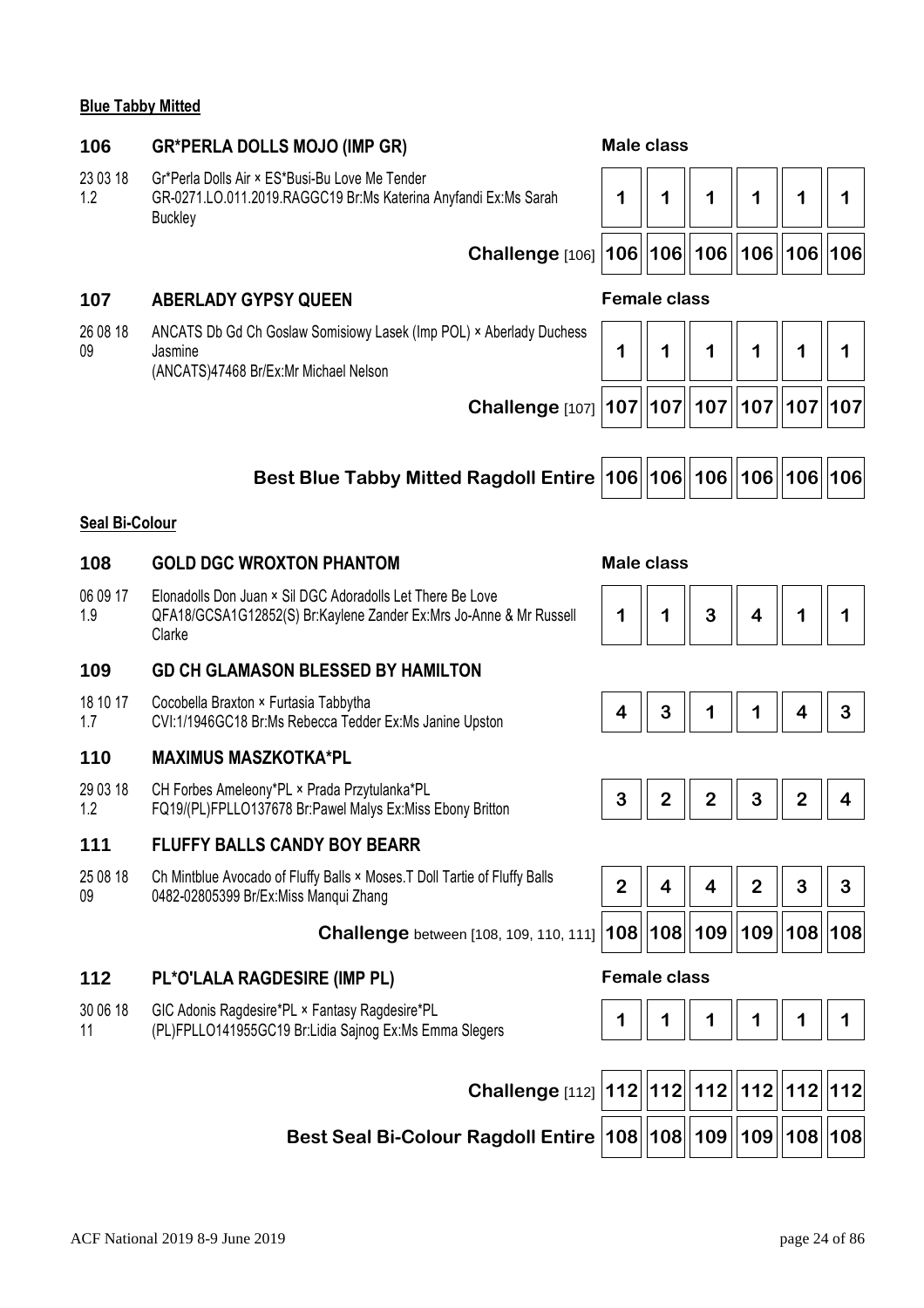**Blue Tabby Mitted**

| | | | | | | | |
|---|---|---|---|---|---|---|---|
| **106** | **GR*PERLA DOLLS MOJO (IMP GR)** | **Male class** | | | | | |
| 23 03 18<br>1.2 | Gr*Perla Dolls Air × ES*Busi-Bu Love Me Tender<br>GR-0271.LO.011.2019.RAGGC19 Br:Ms Katerina Anyfandi Ex:Ms Sarah Buckley | 1 | 1 | 1 | 1 | 1 | 1 |
| | **Challenge** [106] | **106** | **106** | **106** | **106** | **106** | **106** |
| **107** | **ABERLADY GYPSY QUEEN** | **Female class** | | | | | |
| 26 08 18<br>09 | ANCATS Db Gd Ch Goslaw Somisiowy Lasek (Imp POL) × Aberlady Duchess Jasmine<br>(ANCATS)47468 Br/Ex:Mr Michael Nelson | 1 | 1 | 1 | 1 | 1 | 1 |
| | **Challenge** [107] | **107** | **107** | **107** | **107** | **107** | **107** |
| | **Best Blue Tabby Mitted Ragdoll Entire** | **106** | **106** | **106** | **106** | **106** | **106** |

**Seal Bi-Colour**

| | | | | | | | |
|---|---|---|---|---|---|---|---|
| **108** | **GOLD DGC WROXTON PHANTOM** | **Male class** | | | | | |
| 06 09 17<br>1.9 | Elonadolls Don Juan × Sil DGC Adoradolls Let There Be Love<br>QFA18/GCSA1G12852(S) Br:Kaylene Zander Ex:Mrs Jo-Anne & Mr Russell Clarke | 1 | 1 | 3 | 4 | 1 | 1 |
| **109** | **GD CH GLAMASON BLESSED BY HAMILTON** | | | | | | |
| 18 10 17<br>1.7 | Cocobella Braxton × Furtasia Tabbytha<br>CVI:1/1946GC18 Br:Ms Rebecca Tedder Ex:Ms Janine Upston | 4 | 3 | 1 | 1 | 4 | 3 |
| **110** | **MAXIMUS MASZKOTKA*PL** | | | | | | |
| 29 03 18<br>1.2 | CH Forbes Ameleony*PL × Prada Przytulanka*PL<br>FQ19/(PL)FPLLO137678 Br:Pawel Malys Ex:Miss Ebony Britton | 3 | 2 | 2 | 3 | 2 | 4 |
| **111** | **FLUFFY BALLS CANDY BOY BEARR** | | | | | | |
| 25 08 18<br>09 | Ch Mintblue Avocado of Fluffy Balls × Moses.T Doll Tartie of Fluffy Balls<br>0482-02805399 Br/Ex:Miss Manqui Zhang | 2 | 4 | 4 | 2 | 3 | 3 |
| | **Challenge** between [108, 109, 110, 111] | **108** | **108** | **109** | **109** | **108** | **108** |
| **112** | **PL*O'LALA RAGDESIRE (IMP PL)** | **Female class** | | | | | |
| 30 06 18<br>11 | GIC Adonis Ragdesire*PL × Fantasy Ragdesire*PL<br>(PL)FPLLO141955GC19 Br:Lidia Sajnog Ex:Ms Emma Slegers | 1 | 1 | 1 | 1 | 1 | 1 |
| | **Challenge** [112] | **112** | **112** | **112** | **112** | **112** | **112** |
| | **Best Seal Bi-Colour Ragdoll Entire** | **108** | **108** | **109** | **109** | **108** | **108** |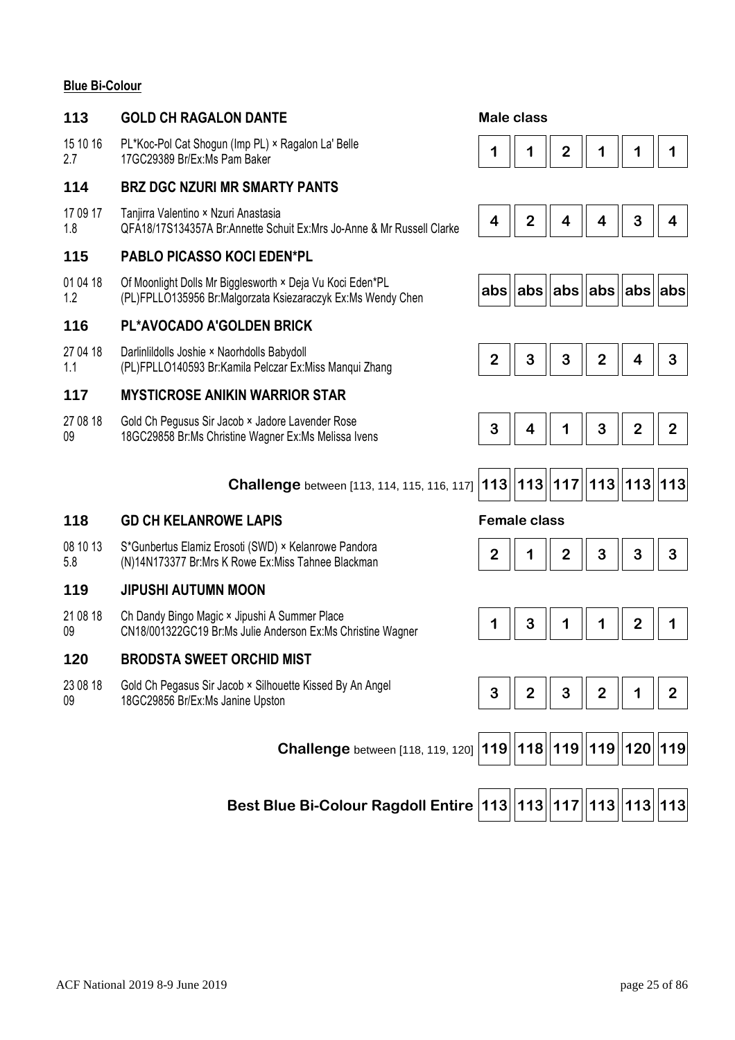**Blue Bi-Colour**

| No. | Cat / Details | | | | | | |
|---|---|---|---|---|---|---|---|
| | | **Male class** | | | | | |
| **113** | **GOLD CH RAGALON DANTE** | | | | | | |
| 15 10 16<br>2.7 | PL*Koc-Pol Cat Shogun (Imp PL) × Ragalon La' Belle<br>17GC29389 Br/Ex:Ms Pam Baker | 1 | 1 | 2 | 1 | 1 | 1 |
| **114** | **BRZ DGC NZURI MR SMARTY PANTS** | | | | | | |
| 17 09 17<br>1.8 | Tanjirra Valentino × Nzuri Anastasia<br>QFA18/17S134357A Br:Annette Schuit Ex:Mrs Jo-Anne & Mr Russell Clarke | 4 | 2 | 4 | 4 | 3 | 4 |
| **115** | **PABLO PICASSO KOCI EDEN*PL** | | | | | | |
| 01 04 18<br>1.2 | Of Moonlight Dolls Mr Bigglesworth × Deja Vu Koci Eden*PL<br>(PL)FPLLO135956 Br:Malgorzata Ksiezaraczyk Ex:Ms Wendy Chen | abs | abs | abs | abs | abs | abs |
| **116** | **PL*AVOCADO A'GOLDEN BRICK** | | | | | | |
| 27 04 18<br>1.1 | Darlinlildolls Joshie × Naorhdolls Babydoll<br>(PL)FPLLO140593 Br:Kamila Pelczar Ex:Miss Manqui Zhang | 2 | 3 | 3 | 2 | 4 | 3 |
| **117** | **MYSTICROSE ANIKIN WARRIOR STAR** | | | | | | |
| 27 08 18<br>09 | Gold Ch Pegusus Sir Jacob × Jadore Lavender Rose<br>18GC29858 Br:Ms Christine Wagner Ex:Ms Melissa Ivens | 3 | 4 | 1 | 3 | 2 | 2 |
| | **Challenge** between [113, 114, 115, 116, 117] | **113** | **113** | **117** | **113** | **113** | **113** |
| | | **Female class** | | | | | |
| **118** | **GD CH KELANROWE LAPIS** | | | | | | |
| 08 10 13<br>5.8 | S*Gunbertus Elamiz Erosoti (SWD) × Kelanrowe Pandora<br>(N)14N173377 Br:Mrs K Rowe Ex:Miss Tahnee Blackman | 2 | 1 | 2 | 3 | 3 | 3 |
| **119** | **JIPUSHI AUTUMN MOON** | | | | | | |
| 21 08 18<br>09 | Ch Dandy Bingo Magic × Jipushi A Summer Place<br>CN18/001322GC19 Br:Ms Julie Anderson Ex:Ms Christine Wagner | 1 | 3 | 1 | 1 | 2 | 1 |
| **120** | **BRODSTA SWEET ORCHID MIST** | | | | | | |
| 23 08 18<br>09 | Gold Ch Pegasus Sir Jacob × Silhouette Kissed By An Angel<br>18GC29856 Br/Ex:Ms Janine Upston | 3 | 2 | 3 | 2 | 1 | 2 |
| | **Challenge** between [118, 119, 120] | **119** | **118** | **119** | **119** | **120** | **119** |
| | **Best Blue Bi-Colour Ragdoll Entire** | **113** | **113** | **117** | **113** | **113** | **113** |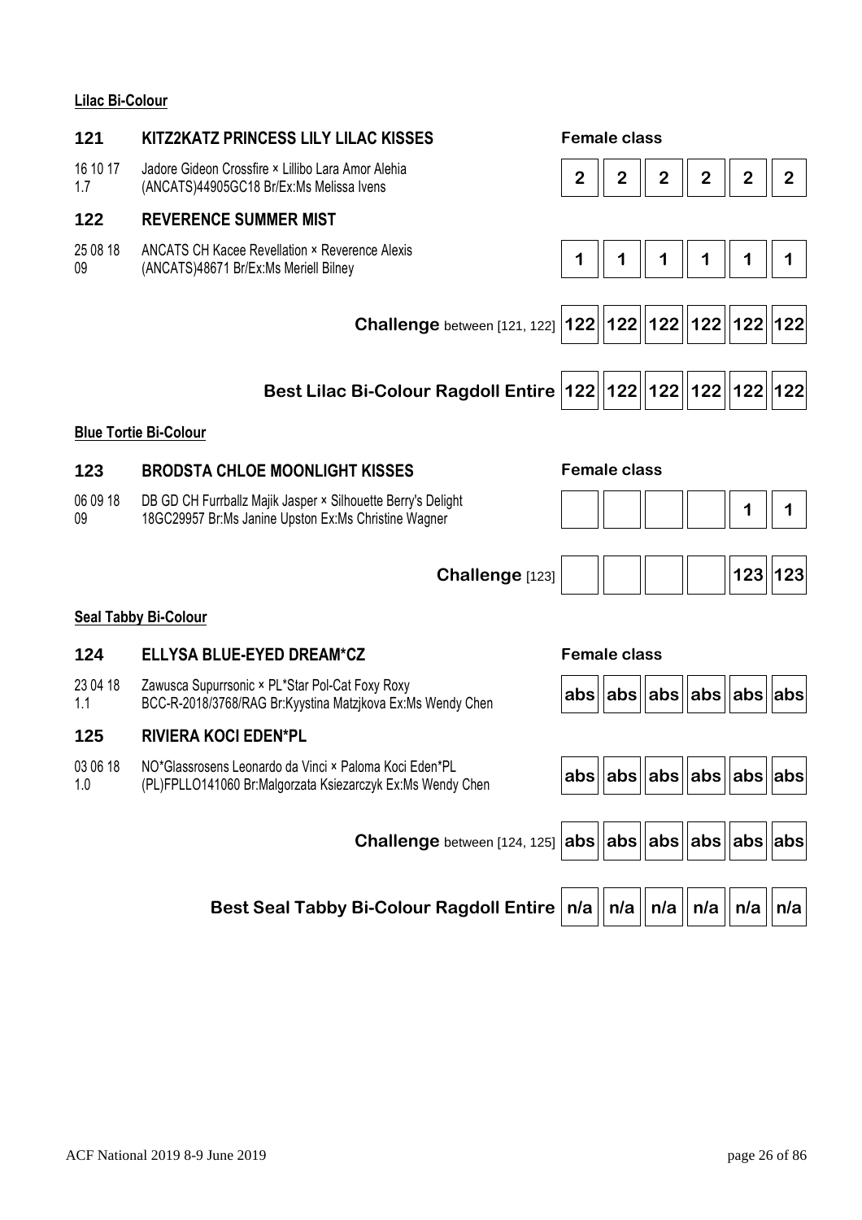**Lilac Bi-Colour**

| | | | | | | | |
|---|---|---|---|---|---|---|---|
| **121** | **KITZ2KATZ PRINCESS LILY LILAC KISSES** Female class | | | | | | |
| 16 10 17 1.7 | Jadore Gideon Crossfire × Lillibo Lara Amor Alehia (ANCATS)44905GC18 Br/Ex:Ms Melissa Ivens | 2 | 2 | 2 | 2 | 2 | 2 |
| **122** | **REVERENCE SUMMER MIST** | | | | | | |
| 25 08 18 09 | ANCATS CH Kacee Revellation × Reverence Alexis (ANCATS)48671 Br/Ex:Ms Meriell Bilney | 1 | 1 | 1 | 1 | 1 | 1 |
| | **Challenge** between [121, 122] | 122 | 122 | 122 | 122 | 122 | 122 |
| | **Best Lilac Bi-Colour Ragdoll Entire** | 122 | 122 | 122 | 122 | 122 | 122 |

**Blue Tortie Bi-Colour**

| | | | | | | | |
|---|---|---|---|---|---|---|---|
| **123** | **BRODSTA CHLOE MOONLIGHT KISSES** Female class | | | | | | |
| 06 09 18 09 | DB GD CH Furrballz Majik Jasper × Silhouette Berry's Delight 18GC29957 Br:Ms Janine Upston Ex:Ms Christine Wagner | | | | | 1 | 1 |
| | **Challenge** [123] | | | | | 123 | 123 |

**Seal Tabby Bi-Colour**

| | | | | | | | |
|---|---|---|---|---|---|---|---|
| **124** | **ELLYSA BLUE-EYED DREAM*CZ** Female class | | | | | | |
| 23 04 18 1.1 | Zawusca Supurrsonic × PL*Star Pol-Cat Foxy Roxy BCC-R-2018/3768/RAG Br:Kyystina Matzjkova Ex:Ms Wendy Chen | abs | abs | abs | abs | abs | abs |
| **125** | **RIVIERA KOCI EDEN*PL** | | | | | | |
| 03 06 18 1.0 | NO*Glassrosens Leonardo da Vinci × Paloma Koci Eden*PL (PL)FPLLO141060 Br:Malgorzata Ksiezarczyk Ex:Ms Wendy Chen | abs | abs | abs | abs | abs | abs |
| | **Challenge** between [124, 125] | abs | abs | abs | abs | abs | abs |
| | **Best Seal Tabby Bi-Colour Ragdoll Entire** | n/a | n/a | n/a | n/a | n/a | n/a |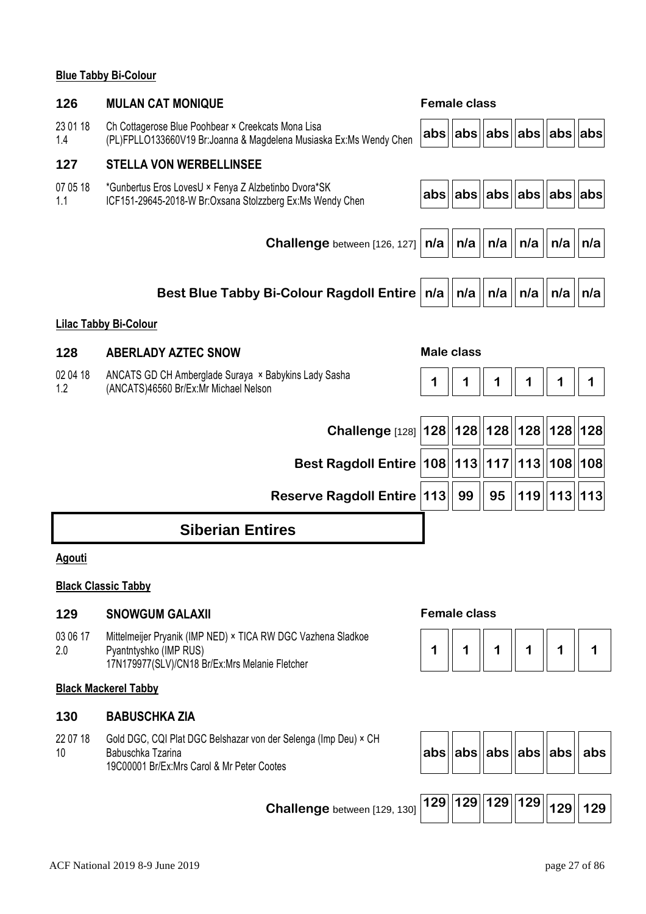**Blue Tabby Bi-Colour**

| | | | | | | | |
|---|---|---|---|---|---|---|---|
| **126** | **MULAN CAT MONIQUE** | **Female class** | | | | | |
| 23 01 18<br>1.4 | Ch Cottagerose Blue Poohbear × Creekcats Mona Lisa<br>(PL)FPLLO133660V19 Br:Joanna & Magdelena Musiaska Ex:Ms Wendy Chen | abs | abs | abs | abs | abs | abs |
| **127** | **STELLA VON WERBELLINSEE** | | | | | | |
| 07 05 18<br>1.1 | *Gunbertus Eros LovesU × Fenya Z Alzbetinbo Dvora*SK<br>ICF151-29645-2018-W Br:Oxsana Stolzzberg Ex:Ms Wendy Chen | abs | abs | abs | abs | abs | abs |
| | **Challenge** between [126, 127] | n/a | n/a | n/a | n/a | n/a | n/a |
| | **Best Blue Tabby Bi-Colour Ragdoll Entire** | n/a | n/a | n/a | n/a | n/a | n/a |

**Lilac Tabby Bi-Colour**

| | | | | | | | |
|---|---|---|---|---|---|---|---|
| **128** | **ABERLADY AZTEC SNOW** | **Male class** | | | | | |
| 02 04 18<br>1.2 | ANCATS GD CH Amberglade Suraya × Babykins Lady Sasha<br>(ANCATS)46560 Br/Ex:Mr Michael Nelson | 1 | 1 | 1 | 1 | 1 | 1 |
| | **Challenge** [128] | 128 | 128 | 128 | 128 | 128 | 128 |
| | **Best Ragdoll Entire** | 108 | 113 | 117 | 113 | 108 | 108 |
| | **Reserve Ragdoll Entire** | 113 | 99 | 95 | 119 | 113 | 113 |

# Siberian Entires

**Agouti**

**Black Classic Tabby**

| | | | | | | | |
|---|---|---|---|---|---|---|---|
| **129** | **SNOWGUM GALAXII** | **Female class** | | | | | |
| 03 06 17<br>2.0 | Mittelmeijer Pryanik (IMP NED) × TICA RW DGC Vazhena Sladkoe Pyantntyshko (IMP RUS)<br>17N179977(SLV)/CN18 Br/Ex:Mrs Melanie Fletcher | 1 | 1 | 1 | 1 | 1 | 1 |

**Black Mackerel Tabby**

| | | | | | | | |
|---|---|---|---|---|---|---|---|
| **130** | **BABUSCHKA ZIA** | | | | | | |
| 22 07 18<br>10 | Gold DGC, CQI Plat DGC Belshazar von der Selenga (Imp Deu) × CH Babuschka Tzarina<br>19C00001 Br/Ex:Mrs Carol & Mr Peter Cootes | abs | abs | abs | abs | abs | abs |
| | **Challenge** between [129, 130] | 129 | 129 | 129 | 129 | 129 | 129 |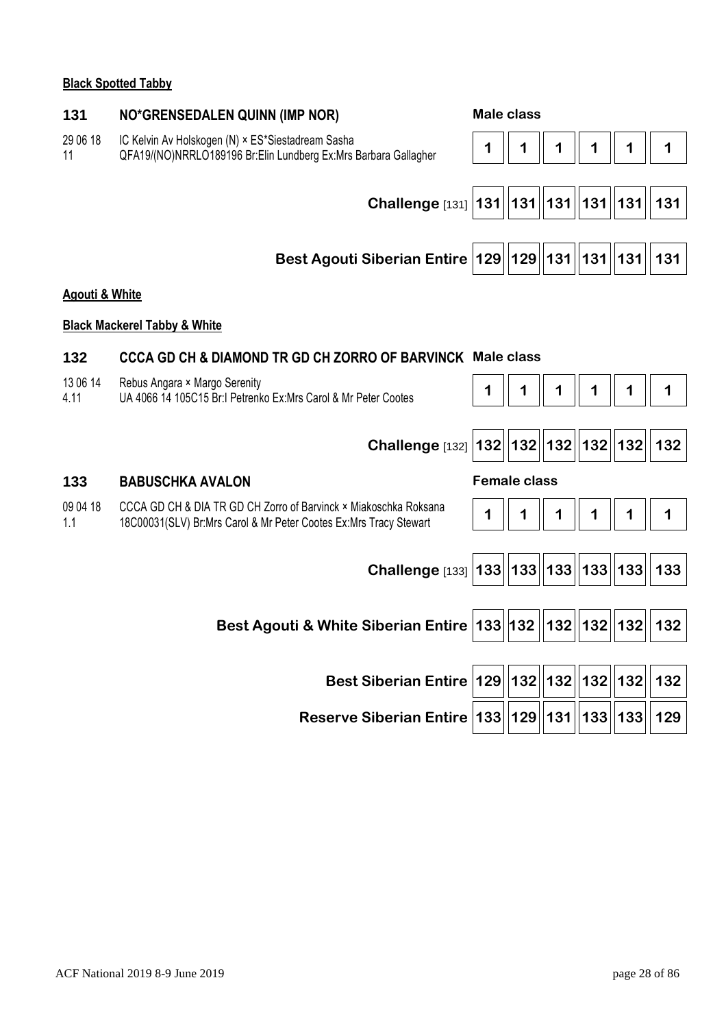**Black Spotted Tabby**

### 131 NO*GRENSEDALEN QUINN (IMP NOR)

**Male class**

29 06 18
11

IC Kelvin Av Holskogen (N) × ES*Siestadream Sasha
QFA19/(NO)NRRLO189196 Br:Elin Lundberg Ex:Mrs Barbara Gallagher

| | | | | | | |
|---|---|---|---|---|---|---|
| Male class | 1 | 1 | 1 | 1 | 1 | 1 |
| **Challenge** [131] | 131 | 131 | 131 | 131 | 131 | 131 |
| **Best Agouti Siberian Entire** | 129 | 129 | 131 | 131 | 131 | 131 |

**Agouti & White**

**Black Mackerel Tabby & White**

### 132 CCCA GD CH & DIAMOND TR GD CH ZORRO OF BARVINCK

**Male class**

13 06 14
4.11

Rebus Angara × Margo Serenity
UA 4066 14 105C15 Br:I Petrenko Ex:Mrs Carol & Mr Peter Cootes

| | | | | | | |
|---|---|---|---|---|---|---|
| Male class | 1 | 1 | 1 | 1 | 1 | 1 |
| **Challenge** [132] | 132 | 132 | 132 | 132 | 132 | 132 |

### 133 BABUSCHKA AVALON

**Female class**

09 04 18
1.1

CCCA GD CH & DIA TR GD CH Zorro of Barvinck × Miakoschka Roksana
18C00031(SLV) Br:Mrs Carol & Mr Peter Cootes Ex:Mrs Tracy Stewart

| | | | | | | |
|---|---|---|---|---|---|---|
| Female class | 1 | 1 | 1 | 1 | 1 | 1 |
| **Challenge** [133] | 133 | 133 | 133 | 133 | 133 | 133 |
| **Best Agouti & White Siberian Entire** | 133 | 132 | 132 | 132 | 132 | 132 |
| **Best Siberian Entire** | 129 | 132 | 132 | 132 | 132 | 132 |
| **Reserve Siberian Entire** | 133 | 129 | 131 | 133 | 133 | 129 |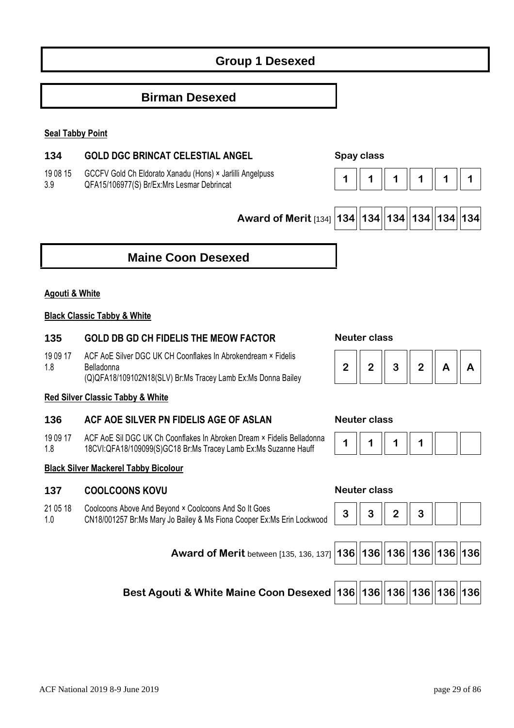# Group 1 Desexed

## Birman Desexed

**Seal Tabby Point**

**134 GOLD DGC BRINCAT CELESTIAL ANGEL** — Spay class

19 08 15 — GCCFV Gold Ch Eldorato Xanadu (Hons) × Jarlilli Angelpuss
3.9 — QFA15/106977(S) Br/Ex:Mrs Lesmar Debrincat

| 1 | 1 | 1 | 1 | 1 | 1 |
|---|---|---|---|---|---|

| Award of Merit [134] | 134 | 134 | 134 | 134 | 134 | 134 |
|---|---|---|---|---|---|---|

## Maine Coon Desexed

**Agouti & White**

**Black Classic Tabby & White**

**135 GOLD DB GD CH FIDELIS THE MEOW FACTOR** — Neuter class

19 09 17 — ACF AoE Silver DGC UK CH Coonflakes In Abrokendream × Fidelis Belladonna
1.8 — (Q)QFA18/109102N18(SLV) Br:Ms Tracey Lamb Ex:Ms Donna Bailey

| 2 | 2 | 3 | 2 | A | A |
|---|---|---|---|---|---|

**Red Silver Classic Tabby & White**

**136 ACF AOE SILVER PN FIDELIS AGE OF ASLAN** — Neuter class

19 09 17 — ACF AoE Sil DGC UK Ch Coonflakes In Abroken Dream × Fidelis Belladonna
1.8 — 18CVI:QFA18/109099(S)GC18 Br:Ms Tracey Lamb Ex:Ms Suzanne Hauff

| 1 | 1 | 1 | 1 | | |
|---|---|---|---|---|---|

**Black Silver Mackerel Tabby Bicolour**

**137 COOLCOONS KOVU** — Neuter class

21 05 18 — Coolcoons Above And Beyond × Coolcoons And So It Goes
1.0 — CN18/001257 Br:Ms Mary Jo Bailey & Ms Fiona Cooper Ex:Ms Erin Lockwood

| 3 | 3 | 2 | 3 | | |
|---|---|---|---|---|---|

| Award of Merit between [135, 136, 137] | 136 | 136 | 136 | 136 | 136 | 136 |
|---|---|---|---|---|---|---|

| Best Agouti & White Maine Coon Desexed | 136 | 136 | 136 | 136 | 136 | 136 |
|---|---|---|---|---|---|---|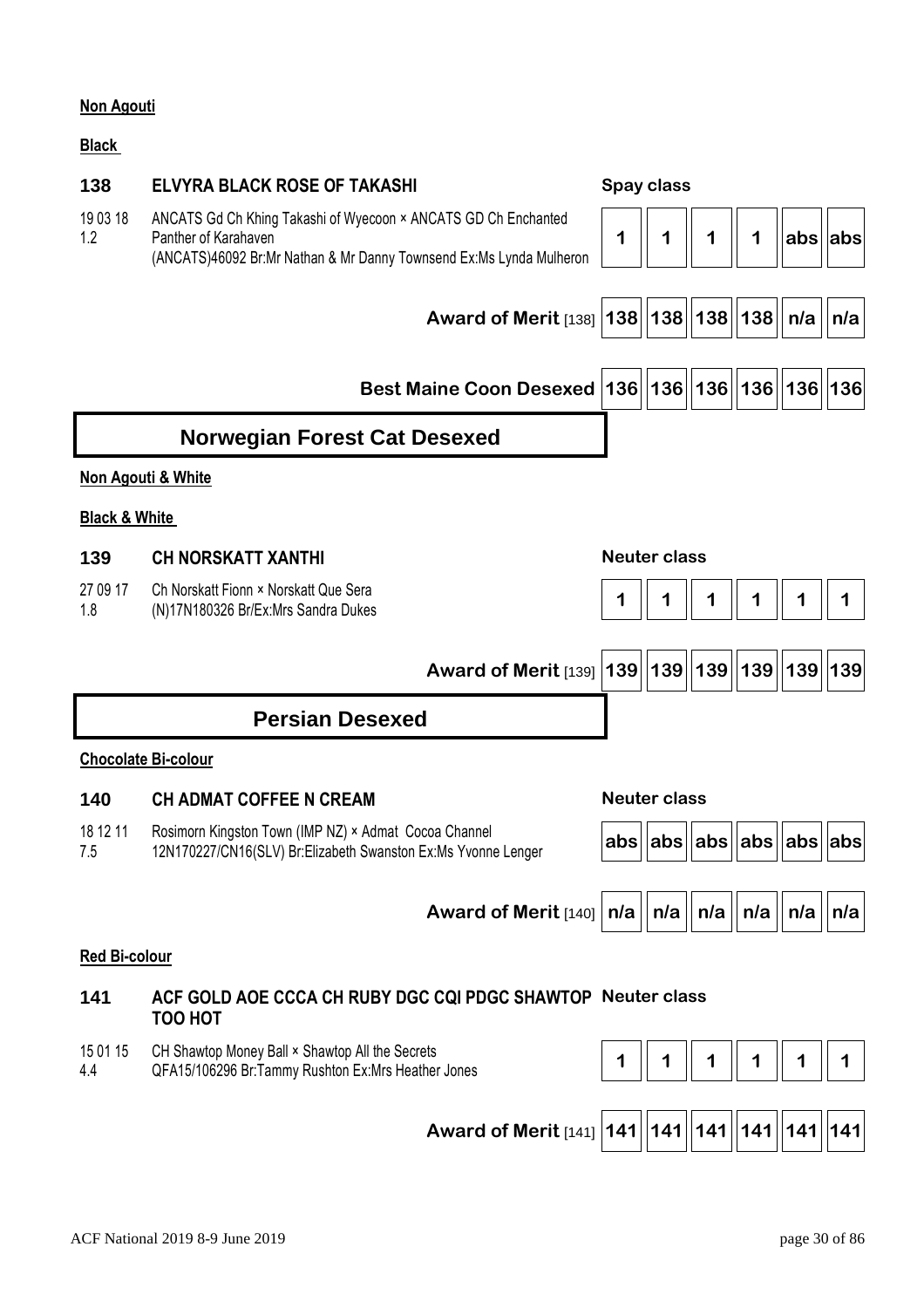**Non Agouti**

**Black**

### 138 ELVYRA BLACK ROSE OF TAKASHI

Spay class

19 03 18
1.2

ANCATS Gd Ch Khing Takashi of Wyecoon × ANCATS GD Ch Enchanted Panther of Karahaven
(ANCATS)46092 Br:Mr Nathan & Mr Danny Townsend Ex:Ms Lynda Mulheron

| 1 | 1 | 1 | 1 | abs | abs |
|---|---|---|---|---|---|

| Award of Merit [138] | 138 | 138 | 138 | 138 | n/a | n/a |
|---|---|---|---|---|---|---|

| Best Maine Coon Desexed | 136 | 136 | 136 | 136 | 136 | 136 |
|---|---|---|---|---|---|---|

## Norwegian Forest Cat Desexed

**Non Agouti & White**

**Black & White**

### 139 CH NORSKATT XANTHI

Neuter class

27 09 17
1.8

Ch Norskatt Fionn × Norskatt Que Sera
(N)17N180326 Br/Ex:Mrs Sandra Dukes

| 1 | 1 | 1 | 1 | 1 | 1 |
|---|---|---|---|---|---|

| Award of Merit [139] | 139 | 139 | 139 | 139 | 139 | 139 |
|---|---|---|---|---|---|---|

## Persian Desexed

**Chocolate Bi-colour**

### 140 CH ADMAT COFFEE N CREAM

Neuter class

18 12 11
7.5

Rosimorn Kingston Town (IMP NZ) × Admat Cocoa Channel
12N170227/CN16(SLV) Br:Elizabeth Swanston Ex:Ms Yvonne Lenger

| abs | abs | abs | abs | abs | abs |
|---|---|---|---|---|---|

| Award of Merit [140] | n/a | n/a | n/a | n/a | n/a | n/a |
|---|---|---|---|---|---|---|

**Red Bi-colour**

### 141 ACF GOLD AOE CCCA CH RUBY DGC CQI PDGC SHAWTOP TOO HOT

Neuter class

15 01 15
4.4

CH Shawtop Money Ball × Shawtop All the Secrets
QFA15/106296 Br:Tammy Rushton Ex:Mrs Heather Jones

| 1 | 1 | 1 | 1 | 1 | 1 |
|---|---|---|---|---|---|

| Award of Merit [141] | 141 | 141 | 141 | 141 | 141 | 141 |
|---|---|---|---|---|---|---|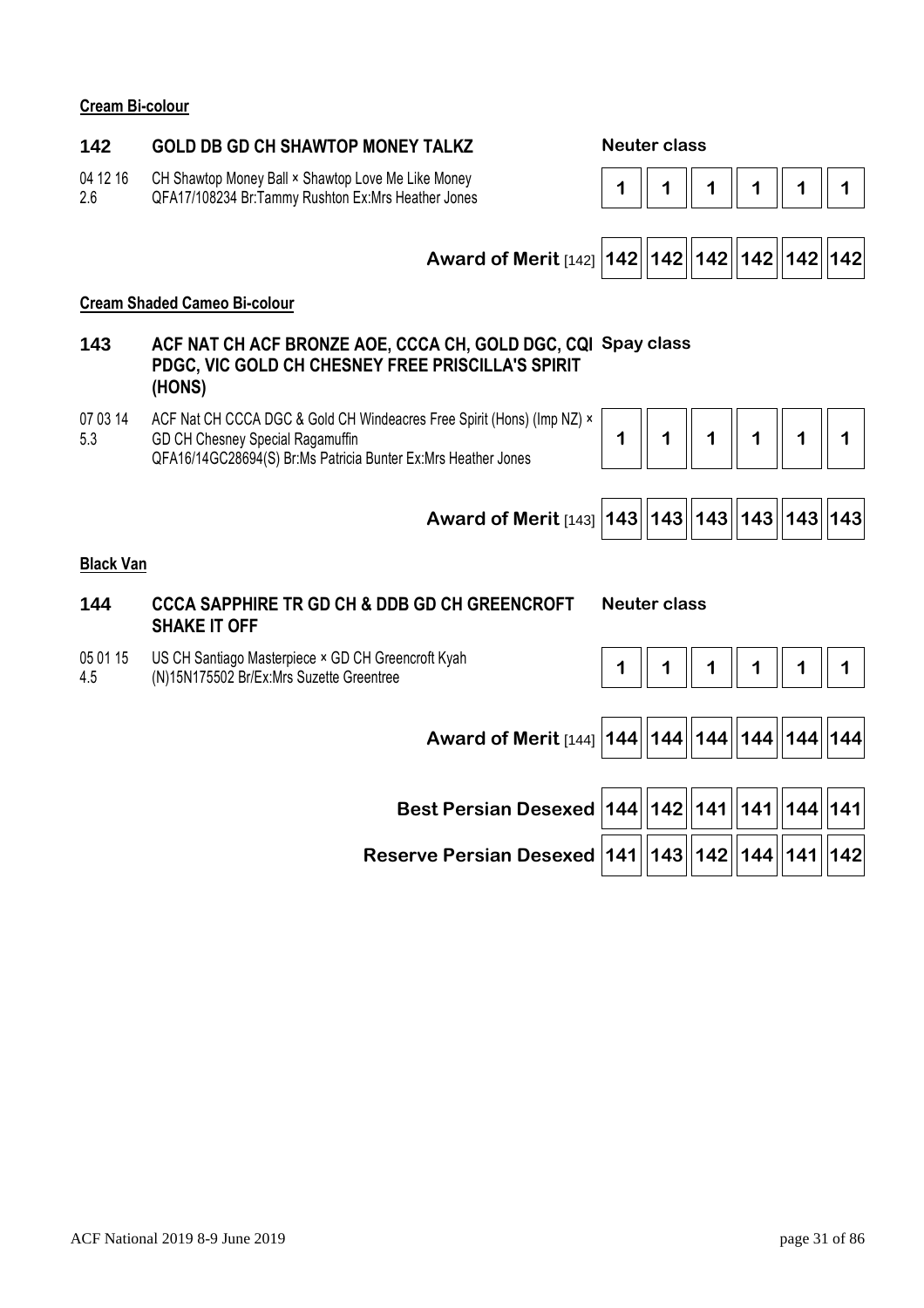**Cream Bi-colour**

**142** **GOLD DB GD CH SHAWTOP MONEY TALKZ** **Neuter class**

04 12 16
2.6

CH Shawtop Money Ball × Shawtop Love Me Like Money
QFA17/108234 Br:Tammy Rushton Ex:Mrs Heather Jones

| 1 | 1 | 1 | 1 | 1 | 1 |
|---|---|---|---|---|---|

| | | | | | | |
|---|---|---|---|---|---|---|
| **Award of Merit** [142] | **142** | **142** | **142** | **142** | **142** | **142** |

**Cream Shaded Cameo Bi-colour**

**143** **ACF NAT CH ACF BRONZE AOE, CCCA CH, GOLD DGC, CQI PDGC, VIC GOLD CH CHESNEY FREE PRISCILLA'S SPIRIT (HONS)** **Spay class**

07 03 14
5.3

ACF Nat CH CCCA DGC & Gold CH Windeacres Free Spirit (Hons) (Imp NZ) × GD CH Chesney Special Ragamuffin
QFA16/14GC28694(S) Br:Ms Patricia Bunter Ex:Mrs Heather Jones

| 1 | 1 | 1 | 1 | 1 | 1 |
|---|---|---|---|---|---|

| | | | | | | |
|---|---|---|---|---|---|---|
| **Award of Merit** [143] | **143** | **143** | **143** | **143** | **143** | **143** |

**Black Van**

**144** **CCCA SAPPHIRE TR GD CH & DDB GD CH GREENCROFT SHAKE IT OFF** **Neuter class**

05 01 15
4.5

US CH Santiago Masterpiece × GD CH Greencroft Kyah
(N)15N175502 Br/Ex:Mrs Suzette Greentree

| 1 | 1 | 1 | 1 | 1 | 1 |
|---|---|---|---|---|---|

| | | | | | | |
|---|---|---|---|---|---|---|
| **Award of Merit** [144] | **144** | **144** | **144** | **144** | **144** | **144** |

| | | | | | | |
|---|---|---|---|---|---|---|
| **Best Persian Desexed** | **144** | **142** | **141** | **141** | **144** | **141** |
| **Reserve Persian Desexed** | **141** | **143** | **142** | **144** | **141** | **142** |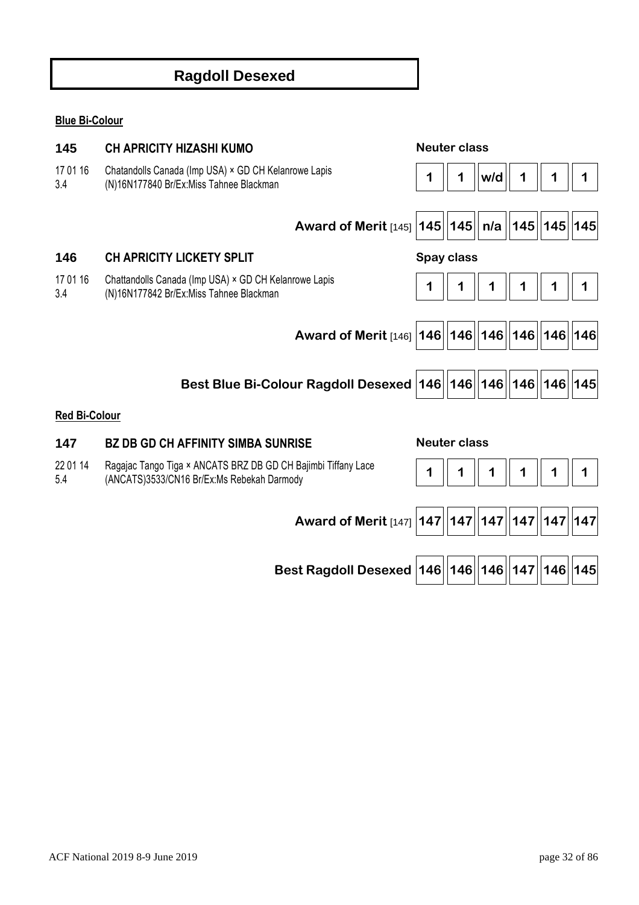# Ragdoll Desexed

**Blue Bi-Colour**

**145** **CH APRICITY HIZASHI KUMO** — **Neuter class**

17 01 16
3.4
Chatandolls Canada (Imp USA) × GD CH Kelanrowe Lapis
(N)16N177840 Br/Ex:Miss Tahnee Blackman

| | | | | | | |
|---|---|---|---|---|---|---|
| | 1 | 1 | w/d | 1 | 1 | 1 |
| **Award of Merit** [145] | 145 | 145 | n/a | 145 | 145 | 145 |

**146** **CH APRICITY LICKETY SPLIT** — **Spay class**

17 01 16
3.4
Chattandolls Canada (Imp USA) × GD CH Kelanrowe Lapis
(N)16N177842 Br/Ex:Miss Tahnee Blackman

| | | | | | | |
|---|---|---|---|---|---|---|
| | 1 | 1 | 1 | 1 | 1 | 1 |
| **Award of Merit** [146] | 146 | 146 | 146 | 146 | 146 | 146 |
| **Best Blue Bi-Colour Ragdoll Desexed** | 146 | 146 | 146 | 146 | 146 | 145 |

**Red Bi-Colour**

**147** **BZ DB GD CH AFFINITY SIMBA SUNRISE** — **Neuter class**

22 01 14
5.4
Ragajac Tango Tiga × ANCATS BRZ DB GD CH Bajimbi Tiffany Lace
(ANCATS)3533/CN16 Br/Ex:Ms Rebekah Darmody

| | | | | | | |
|---|---|---|---|---|---|---|
| | 1 | 1 | 1 | 1 | 1 | 1 |
| **Award of Merit** [147] | 147 | 147 | 147 | 147 | 147 | 147 |
| **Best Ragdoll Desexed** | 146 | 146 | 146 | 147 | 146 | 145 |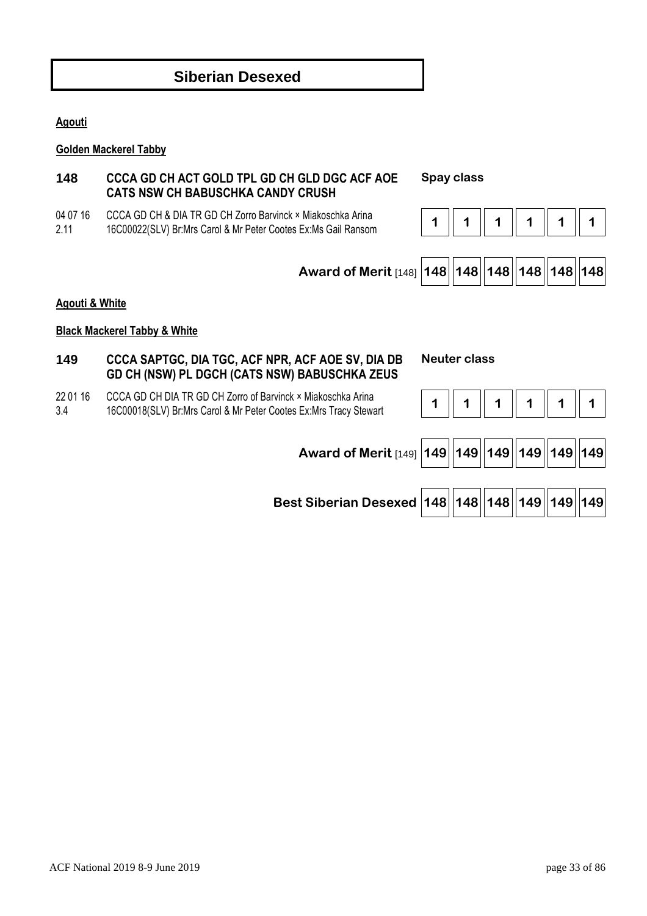# Siberian Desexed

**Agouti**

**Golden Mackerel Tabby**

**148** **CCCA GD CH ACT GOLD TPL GD CH GLD DGC ACF AOE CATS NSW CH BABUSCHKA CANDY CRUSH**

**Spay class**

04 07 16
2.11

CCCA GD CH & DIA TR GD CH Zorro Barvinck × Miakoschka Arina
16C00022(SLV) Br:Mrs Carol & Mr Peter Cootes Ex:Ms Gail Ransom

| 1 | 1 | 1 | 1 | 1 | 1 |
|---|---|---|---|---|---|

| **Award of Merit** [148] | 148 | 148 | 148 | 148 | 148 | 148 |
|---|---|---|---|---|---|---|

**Agouti & White**

**Black Mackerel Tabby & White**

**149** **CCCA SAPTGC, DIA TGC, ACF NPR, ACF AOE SV, DIA DB GD CH (NSW) PL DGCH (CATS NSW) BABUSCHKA ZEUS**

**Neuter class**

22 01 16
3.4

CCCA GD CH DIA TR GD CH Zorro of Barvinck × Miakoschka Arina
16C00018(SLV) Br:Mrs Carol & Mr Peter Cootes Ex:Mrs Tracy Stewart

| 1 | 1 | 1 | 1 | 1 | 1 |
|---|---|---|---|---|---|

| **Award of Merit** [149] | 149 | 149 | 149 | 149 | 149 | 149 |
|---|---|---|---|---|---|---|

| **Best Siberian Desexed** | 148 | 148 | 148 | 149 | 149 | 149 |
|---|---|---|---|---|---|---|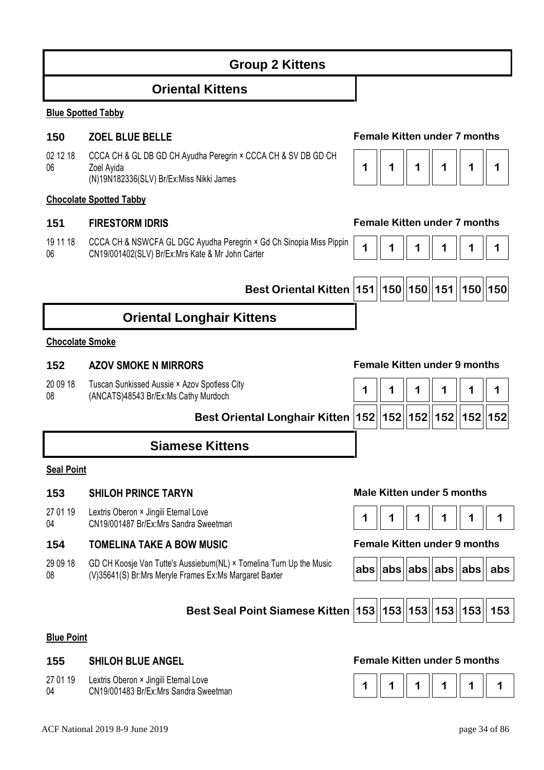# Group 2 Kittens

## Oriental Kittens

**Blue Spotted Tabby**

**150 ZOEL BLUE BELLE** — Female Kitten under 7 months

02 12 18 06 — CCCA CH & GL DB GD CH Ayudha Peregrin × CCCA CH & SV DB GD CH Zoel Ayida
(N)19N182336(SLV) Br/Ex:Miss Nikki James

| 1 | 1 | 1 | 1 | 1 | 1 |
|---|---|---|---|---|---|

**Chocolate Spotted Tabby**

**151 FIRESTORM IDRIS** — Female Kitten under 7 months

19 11 18 06 — CCCA CH & NSWCFA GL DGC Ayudha Peregrin × Gd Ch Sinopia Miss Pippin
CN19/001402(SLV) Br/Ex:Mrs Kate & Mr John Carter

| 1 | 1 | 1 | 1 | 1 | 1 |
|---|---|---|---|---|---|

**Best Oriental Kitten**

| 151 | 150 | 150 | 151 | 150 | 150 |
|---|---|---|---|---|---|

## Oriental Longhair Kittens

**Chocolate Smoke**

**152 AZOV SMOKE N MIRRORS** — Female Kitten under 9 months

20 09 18 08 — Tuscan Sunkissed Aussie × Azov Spotless City
(ANCATS)48543 Br/Ex:Ms Cathy Murdoch

| 1 | 1 | 1 | 1 | 1 | 1 |
|---|---|---|---|---|---|

**Best Oriental Longhair Kitten**

| 152 | 152 | 152 | 152 | 152 | 152 |
|---|---|---|---|---|---|

## Siamese Kittens

**Seal Point**

**153 SHILOH PRINCE TARYN** — Male Kitten under 5 months

27 01 19 04 — Lextris Oberon × Jingili Eternal Love
CN19/001487 Br/Ex:Mrs Sandra Sweetman

| 1 | 1 | 1 | 1 | 1 | 1 |
|---|---|---|---|---|---|

**154 TOMELINA TAKE A BOW MUSIC** — Female Kitten under 9 months

29 09 18 08 — GD CH Koosje Van Tutte's Aussiebum(NL) × Tomelina Turn Up the Music
(V)35641(S) Br:Mrs Meryle Frames Ex:Ms Margaret Baxter

| abs | abs | abs | abs | abs | abs |
|---|---|---|---|---|---|

**Best Seal Point Siamese Kitten**

| 153 | 153 | 153 | 153 | 153 | 153 |
|---|---|---|---|---|---|

**Blue Point**

**155 SHILOH BLUE ANGEL** — Female Kitten under 5 months

27 01 19 04 — Lextris Oberon × Jingili Eternal Love
CN19/001483 Br/Ex:Mrs Sandra Sweetman

| 1 | 1 | 1 | 1 | 1 | 1 |
|---|---|---|---|---|---|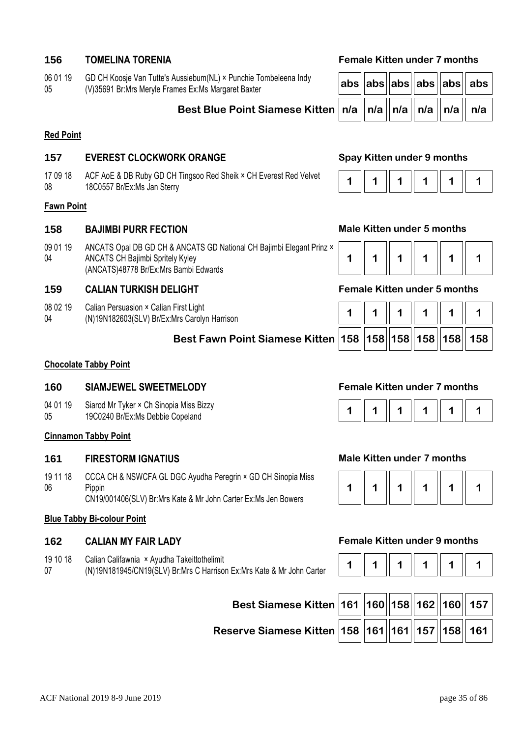### 156 TOMELINA TORENIA — Female Kitten under 7 months

06 01 19 05 — GD CH Koosje Van Tutte's Aussiebum(NL) × Punchie Tombeleena Indy (V)35691 Br:Mrs Meryle Frames Ex:Ms Margaret Baxter

| abs | abs | abs | abs | abs | abs |
|---|---|---|---|---|---|

| | | | | | | |
|---|---|---|---|---|---|---|
| **Best Blue Point Siamese Kitten** | n/a | n/a | n/a | n/a | n/a | n/a |

**Red Point**

### 157 EVEREST CLOCKWORK ORANGE — Spay Kitten under 9 months

17 09 18 08 — ACF AoE & DB Ruby GD CH Tingsoo Red Sheik × CH Everest Red Velvet 18C0557 Br/Ex:Ms Jan Sterry

| 1 | 1 | 1 | 1 | 1 | 1 |
|---|---|---|---|---|---|

**Fawn Point**

### 158 BAJIMBI PURR FECTION — Male Kitten under 5 months

09 01 19 04 — ANCATS Opal DB GD CH & ANCATS GD National CH Bajimbi Elegant Prinz × ANCATS CH Bajimbi Spritely Kyley (ANCATS)48778 Br/Ex:Mrs Bambi Edwards

| 1 | 1 | 1 | 1 | 1 | 1 |
|---|---|---|---|---|---|

### 159 CALIAN TURKISH DELIGHT — Female Kitten under 5 months

08 02 19 04 — Calian Persuasion × Calian First Light (N)19N182603(SLV) Br/Ex:Mrs Carolyn Harrison

| 1 | 1 | 1 | 1 | 1 | 1 |
|---|---|---|---|---|---|

| | | | | | | |
|---|---|---|---|---|---|---|
| **Best Fawn Point Siamese Kitten** | 158 | 158 | 158 | 158 | 158 | 158 |

**Chocolate Tabby Point**

### 160 SIAMJEWEL SWEETMELODY — Female Kitten under 7 months

04 01 19 05 — Siarod Mr Tyker × Ch Sinopia Miss Bizzy 19C0240 Br/Ex:Ms Debbie Copeland

| 1 | 1 | 1 | 1 | 1 | 1 |
|---|---|---|---|---|---|

**Cinnamon Tabby Point**

### 161 FIRESTORM IGNATIUS — Male Kitten under 7 months

19 11 18 06 — CCCA CH & NSWCFA GL DGC Ayudha Peregrin × GD CH Sinopia Miss Pippin CN19/001406(SLV) Br:Mrs Kate & Mr John Carter Ex:Ms Jen Bowers

| 1 | 1 | 1 | 1 | 1 | 1 |
|---|---|---|---|---|---|

**Blue Tabby Bi-colour Point**

### 162 CALIAN MY FAIR LADY — Female Kitten under 9 months

19 10 18 07 — Calian Califawnia × Ayudha Takeittothelimit (N)19N181945/CN19(SLV) Br:Mrs C Harrison Ex:Mrs Kate & Mr John Carter

| 1 | 1 | 1 | 1 | 1 | 1 |
|---|---|---|---|---|---|

| | | | | | | |
|---|---|---|---|---|---|---|
| **Best Siamese Kitten** | 161 | 160 | 158 | 162 | 160 | 157 |
| **Reserve Siamese Kitten** | 158 | 161 | 161 | 157 | 158 | 161 |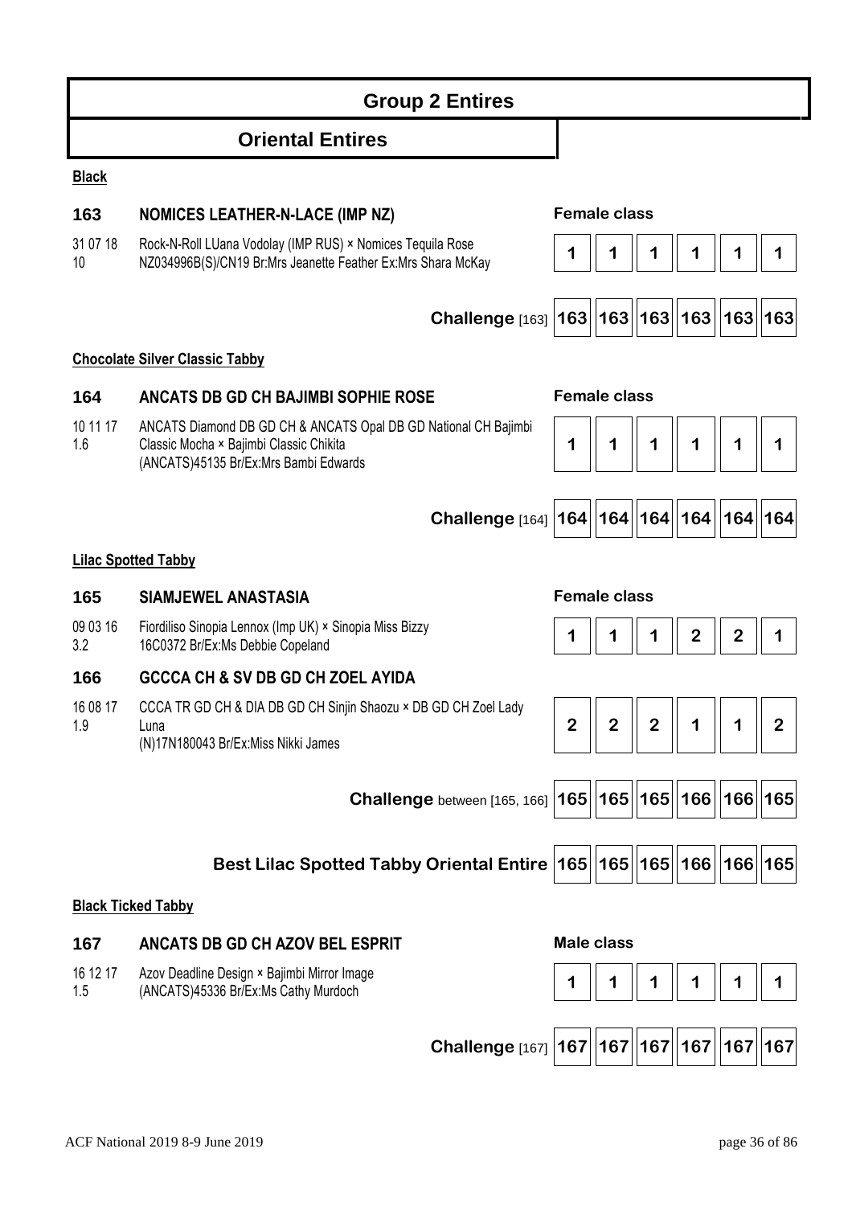# Group 2 Entires

## Oriental Entires

**Black**

### 163 NOMICES LEATHER-N-LACE (IMP NZ)

**Female class**

31 07 18
10

Rock-N-Roll LUana Vodolay (IMP RUS) × Nomices Tequila Rose
NZ034996B(S)/CN19 Br:Mrs Jeanette Feather Ex:Mrs Shara McKay

| 1 | 1 | 1 | 1 | 1 | 1 |
|---|---|---|---|---|---|

| **Challenge** [163] | 163 | 163 | 163 | 163 | 163 | 163 |
|---|---|---|---|---|---|---|

**Chocolate Silver Classic Tabby**

### 164 ANCATS DB GD CH BAJIMBI SOPHIE ROSE

**Female class**

10 11 17
1.6

ANCATS Diamond DB GD CH & ANCATS Opal DB GD National CH Bajimbi Classic Mocha × Bajimbi Classic Chikita
(ANCATS)45135 Br/Ex:Mrs Bambi Edwards

| 1 | 1 | 1 | 1 | 1 | 1 |
|---|---|---|---|---|---|

| **Challenge** [164] | 164 | 164 | 164 | 164 | 164 | 164 |
|---|---|---|---|---|---|---|

**Lilac Spotted Tabby**

### 165 SIAMJEWEL ANASTASIA

**Female class**

09 03 16
3.2

Fiordiliso Sinopia Lennox (Imp UK) × Sinopia Miss Bizzy
16C0372 Br/Ex:Ms Debbie Copeland

| 1 | 1 | 1 | 2 | 2 | 1 |
|---|---|---|---|---|---|

### 166 GCCCA CH & SV DB GD CH ZOEL AYIDA

16 08 17
1.9

CCCA TR GD CH & DIA DB GD CH Sinjin Shaozu × DB GD CH Zoel Lady Luna
(N)17N180043 Br/Ex:Miss Nikki James

| 2 | 2 | 2 | 1 | 1 | 2 |
|---|---|---|---|---|---|

| **Challenge** between [165, 166] | 165 | 165 | 165 | 166 | 166 | 165 |
|---|---|---|---|---|---|---|
| **Best Lilac Spotted Tabby Oriental Entire** | 165 | 165 | 165 | 166 | 166 | 165 |

**Black Ticked Tabby**

### 167 ANCATS DB GD CH AZOV BEL ESPRIT

**Male class**

16 12 17
1.5

Azov Deadline Design × Bajimbi Mirror Image
(ANCATS)45336 Br/Ex:Ms Cathy Murdoch

| 1 | 1 | 1 | 1 | 1 | 1 |
|---|---|---|---|---|---|

| **Challenge** [167] | 167 | 167 | 167 | 167 | 167 | 167 |
|---|---|---|---|---|---|---|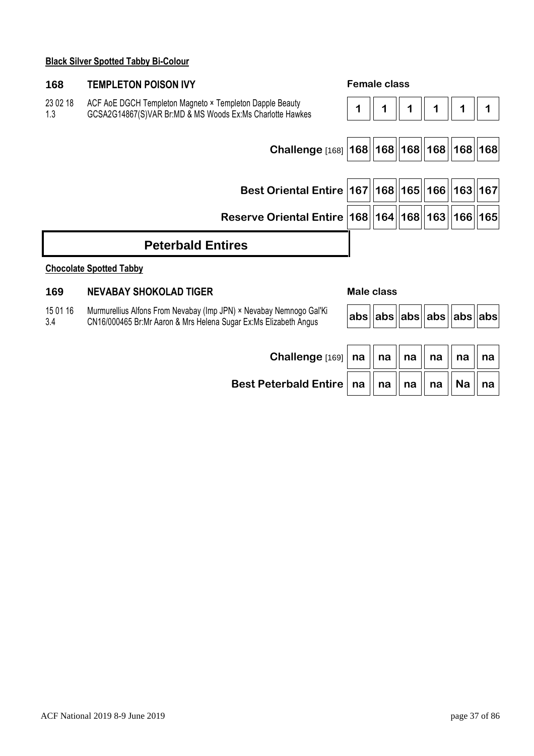**Black Silver Spotted Tabby Bi-Colour**

### 168 TEMPLETON POISON IVY

Female class

23 02 18 ACF AoE DGCH Templeton Magneto × Templeton Dapple Beauty
1.3 GCSA2G14867(S)VAR Br:MD & MS Woods Ex:Ms Charlotte Hawkes

| | | | | | |
|---|---|---|---|---|---|
| 1 | 1 | 1 | 1 | 1 | 1 |

| | | | | | | |
|---|---|---|---|---|---|---|
| **Challenge** [168] | 168 | 168 | 168 | 168 | 168 | 168 |
| **Best Oriental Entire** | 167 | 168 | 165 | 166 | 163 | 167 |
| **Reserve Oriental Entire** | 168 | 164 | 168 | 163 | 166 | 165 |

## Peterbald Entires

**Chocolate Spotted Tabby**

### 169 NEVABAY SHOKOLAD TIGER

Male class

15 01 16 Murmurellius Alfons From Nevabay (Imp JPN) × Nevabay Nemnogo Gal'Ki
3.4 CN16/000465 Br:Mr Aaron & Mrs Helena Sugar Ex:Ms Elizabeth Angus

| | | | | | |
|---|---|---|---|---|---|
| abs | abs | abs | abs | abs | abs |

| | | | | | | |
|---|---|---|---|---|---|---|
| **Challenge** [169] | na | na | na | na | na | na |
| **Best Peterbald Entire** | na | na | na | na | Na | na |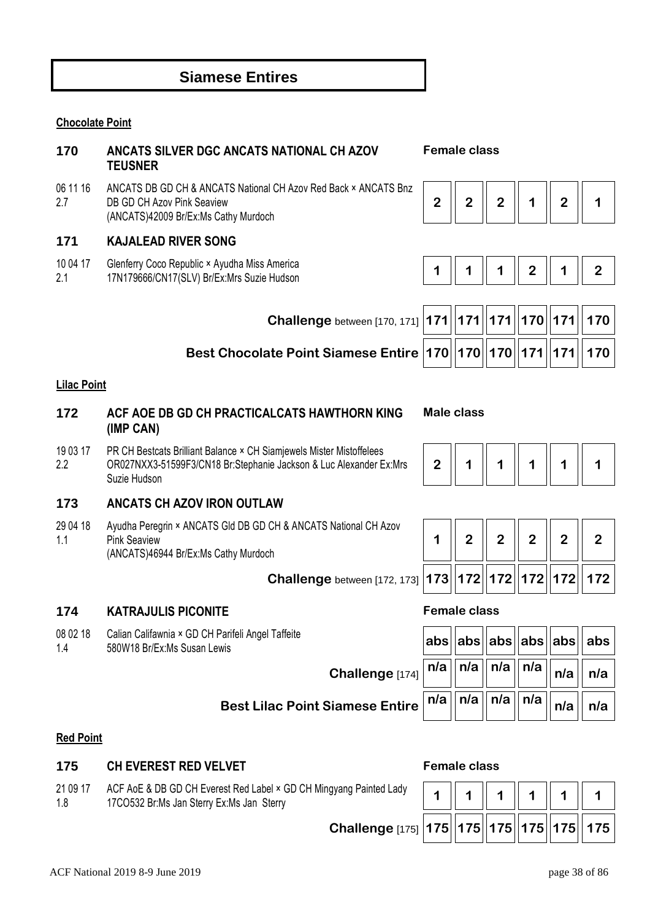# Siamese Entires

**Chocolate Point**

| | | Female class | | | | | |
|---|---|---|---|---|---|---|---|
| **170** | **ANCATS SILVER DGC ANCATS NATIONAL CH AZOV TEUSNER** | | | | | | |
| 06 11 16 2.7 | ANCATS DB GD CH & ANCATS National CH Azov Red Back × ANCATS Bnz DB GD CH Azov Pink Seaview (ANCATS)42009 Br/Ex:Ms Cathy Murdoch | 2 | 2 | 2 | 1 | 2 | 1 |
| **171** | **KAJALEAD RIVER SONG** | | | | | | |
| 10 04 17 2.1 | Glenferry Coco Republic × Ayudha Miss America 17N179666/CN17(SLV) Br/Ex:Mrs Suzie Hudson | 1 | 1 | 1 | 2 | 1 | 2 |
| | **Challenge** between [170, 171] | **171** | **171** | **171** | **170** | **171** | **170** |
| | **Best Chocolate Point Siamese Entire** | **170** | **170** | **170** | **171** | **171** | **170** |

**Lilac Point**

| | | Male class | | | | | |
|---|---|---|---|---|---|---|---|
| **172** | **ACF AOE DB GD CH PRACTICALCATS HAWTHORN KING (IMP CAN)** | | | | | | |
| 19 03 17 2.2 | PR CH Bestcats Brilliant Balance × CH Siamjewels Mister Mistoffelees OR027NXX3-51599F3/CN18 Br:Stephanie Jackson & Luc Alexander Ex:Mrs Suzie Hudson | 2 | 1 | 1 | 1 | 1 | 1 |
| **173** | **ANCATS CH AZOV IRON OUTLAW** | | | | | | |
| 29 04 18 1.1 | Ayudha Peregrin × ANCATS Gld DB GD CH & ANCATS National CH Azov Pink Seaview (ANCATS)46944 Br/Ex:Ms Cathy Murdoch | 1 | 2 | 2 | 2 | 2 | 2 |
| | **Challenge** between [172, 173] | **173** | **172** | **172** | **172** | **172** | **172** |

| | | Female class | | | | | |
|---|---|---|---|---|---|---|---|
| **174** | **KATRAJULIS PICONITE** | | | | | | |
| 08 02 18 1.4 | Calian Califawnia × GD CH Parifeli Angel Taffeite 580W18 Br/Ex:Ms Susan Lewis | abs | abs | abs | abs | abs | abs |
| | **Challenge** [174] | n/a | n/a | n/a | n/a | n/a | n/a |
| | **Best Lilac Point Siamese Entire** | n/a | n/a | n/a | n/a | n/a | n/a |

**Red Point**

| | | Female class | | | | | |
|---|---|---|---|---|---|---|---|
| **175** | **CH EVEREST RED VELVET** | | | | | | |
| 21 09 17 1.8 | ACF AoE & DB GD CH Everest Red Label × GD CH Mingyang Painted Lady 17CO532 Br:Ms Jan Sterry Ex:Ms Jan Sterry | 1 | 1 | 1 | 1 | 1 | 1 |
| | **Challenge** [175] | **175** | **175** | **175** | **175** | **175** | **175** |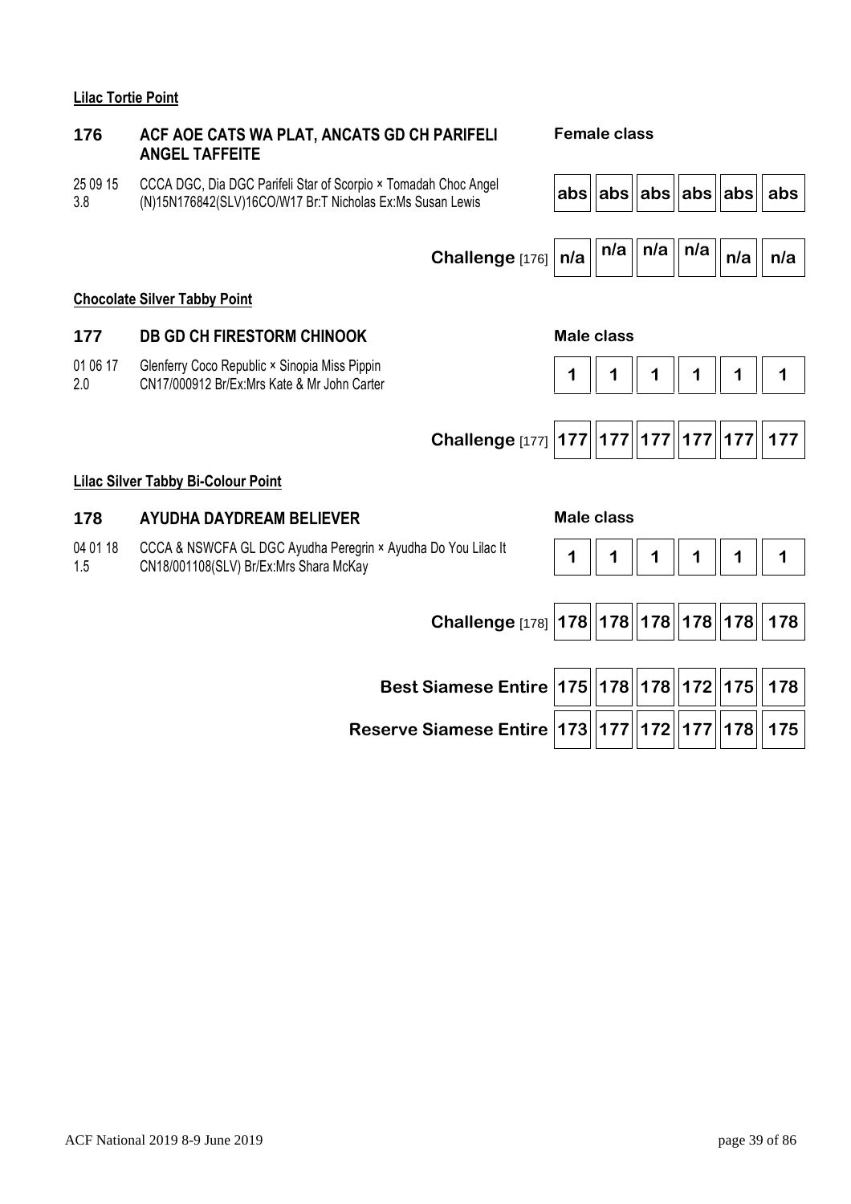**Lilac Tortie Point**

**176 ACF AOE CATS WA PLAT, ANCATS GD CH PARIFELI ANGEL TAFFEITE**

**Female class**

25 09 15
3.8

CCCA DGC, Dia DGC Parifeli Star of Scorpio × Tomadah Choc Angel (N)15N176842(SLV)16CO/W17 Br:T Nicholas Ex:Ms Susan Lewis

| abs | abs | abs | abs | abs | abs |
|---|---|---|---|---|---|

| **Challenge** [176] | n/a | n/a | n/a | n/a | n/a | n/a |
|---|---|---|---|---|---|---|

**Chocolate Silver Tabby Point**

**177 DB GD CH FIRESTORM CHINOOK**

**Male class**

01 06 17
2.0

Glenferry Coco Republic × Sinopia Miss Pippin
CN17/000912 Br/Ex:Mrs Kate & Mr John Carter

| 1 | 1 | 1 | 1 | 1 | 1 |
|---|---|---|---|---|---|

| **Challenge** [177] | 177 | 177 | 177 | 177 | 177 | 177 |
|---|---|---|---|---|---|---|

**Lilac Silver Tabby Bi-Colour Point**

**178 AYUDHA DAYDREAM BELIEVER**

**Male class**

04 01 18
1.5

CCCA & NSWCFA GL DGC Ayudha Peregrin × Ayudha Do You Lilac It
CN18/001108(SLV) Br/Ex:Mrs Shara McKay

| 1 | 1 | 1 | 1 | 1 | 1 |
|---|---|---|---|---|---|

| **Challenge** [178] | 178 | 178 | 178 | 178 | 178 | 178 |
|---|---|---|---|---|---|---|

| | | | | | | |
|---|---|---|---|---|---|---|
| **Best Siamese Entire** | 175 | 178 | 178 | 172 | 175 | 178 |
| **Reserve Siamese Entire** | 173 | 177 | 172 | 177 | 178 | 175 |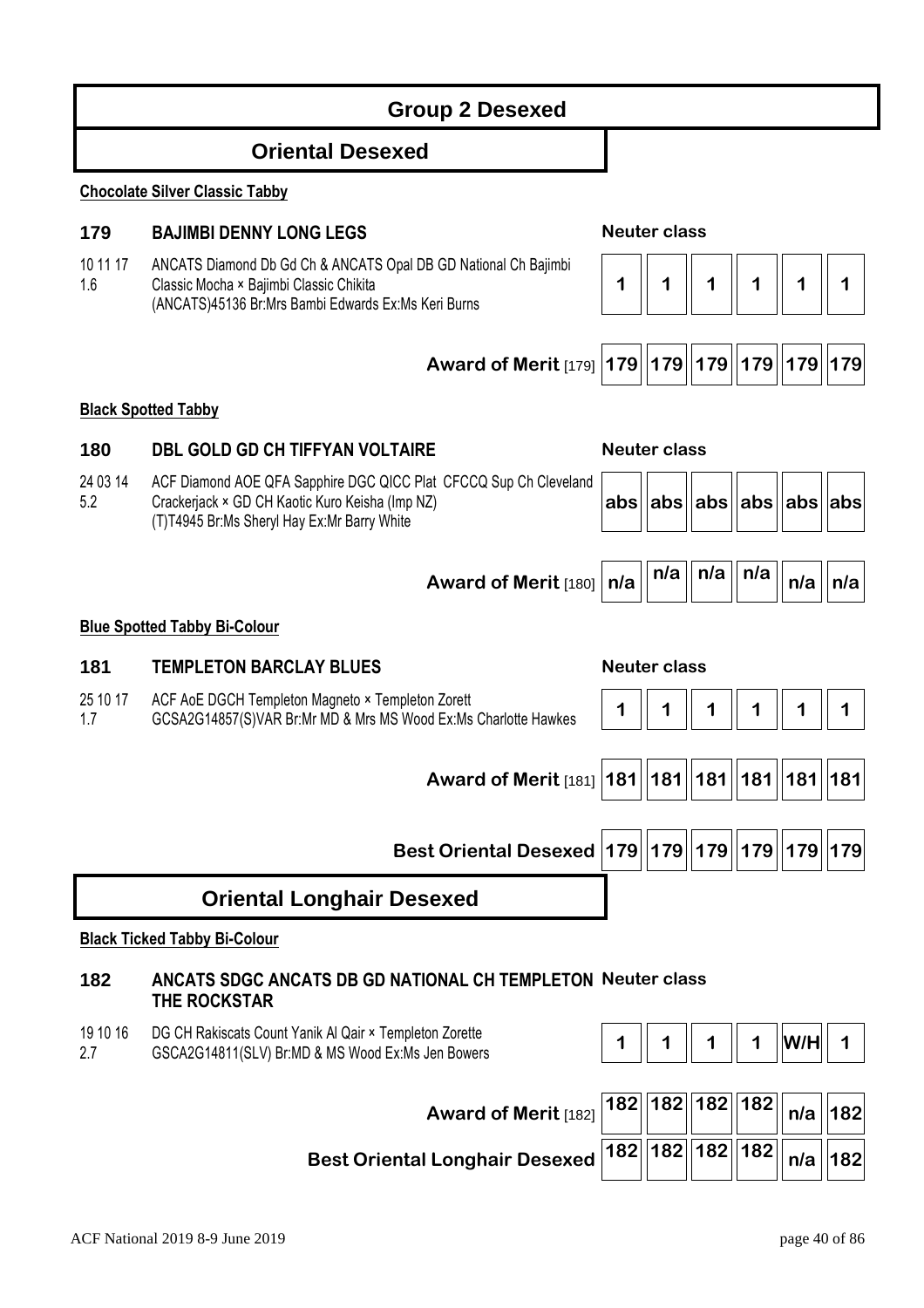# Group 2 Desexed

## Oriental Desexed

**Chocolate Silver Classic Tabby**

### 179 BAJIMBI DENNY LONG LEGS

Neuter class

10 11 17
1.6

ANCATS Diamond Db Gd Ch & ANCATS Opal DB GD National Ch Bajimbi Classic Mocha × Bajimbi Classic Chikita
(ANCATS)45136 Br:Mrs Bambi Edwards Ex:Ms Keri Burns

| 1 | 1 | 1 | 1 | 1 | 1 |
|---|---|---|---|---|---|

| Award of Merit [179] | 179 | 179 | 179 | 179 | 179 | 179 |
|---|---|---|---|---|---|---|

**Black Spotted Tabby**

### 180 DBL GOLD GD CH TIFFYAN VOLTAIRE

Neuter class

24 03 14
5.2

ACF Diamond AOE QFA Sapphire DGC QICC Plat CFCCQ Sup Ch Cleveland Crackerjack × GD CH Kaotic Kuro Keisha (Imp NZ)
(T)T4945 Br:Ms Sheryl Hay Ex:Mr Barry White

| abs | abs | abs | abs | abs | abs |
|---|---|---|---|---|---|

| Award of Merit [180] | n/a | n/a | n/a | n/a | n/a | n/a |
|---|---|---|---|---|---|---|

**Blue Spotted Tabby Bi-Colour**

### 181 TEMPLETON BARCLAY BLUES

Neuter class

25 10 17
1.7

ACF AoE DGCH Templeton Magneto × Templeton Zorett
GCSA2G14857(S)VAR Br:Mr MD & Mrs MS Wood Ex:Ms Charlotte Hawkes

| 1 | 1 | 1 | 1 | 1 | 1 |
|---|---|---|---|---|---|

| Award of Merit [181] | 181 | 181 | 181 | 181 | 181 | 181 |
|---|---|---|---|---|---|---|

| Best Oriental Desexed | 179 | 179 | 179 | 179 | 179 | 179 |
|---|---|---|---|---|---|---|

## Oriental Longhair Desexed

**Black Ticked Tabby Bi-Colour**

### 182 ANCATS SDGC ANCATS DB GD NATIONAL CH TEMPLETON THE ROCKSTAR

Neuter class

19 10 16
2.7

DG CH Rakiscats Count Yanik Al Qair × Templeton Zorette
GSCA2G14811(SLV) Br:MD & MS Wood Ex:Ms Jen Bowers

| 1 | 1 | 1 | 1 | W/H | 1 |
|---|---|---|---|---|---|

| Award of Merit [182] | 182 | 182 | 182 | 182 | n/a | 182 |
|---|---|---|---|---|---|---|
| Best Oriental Longhair Desexed | 182 | 182 | 182 | 182 | n/a | 182 |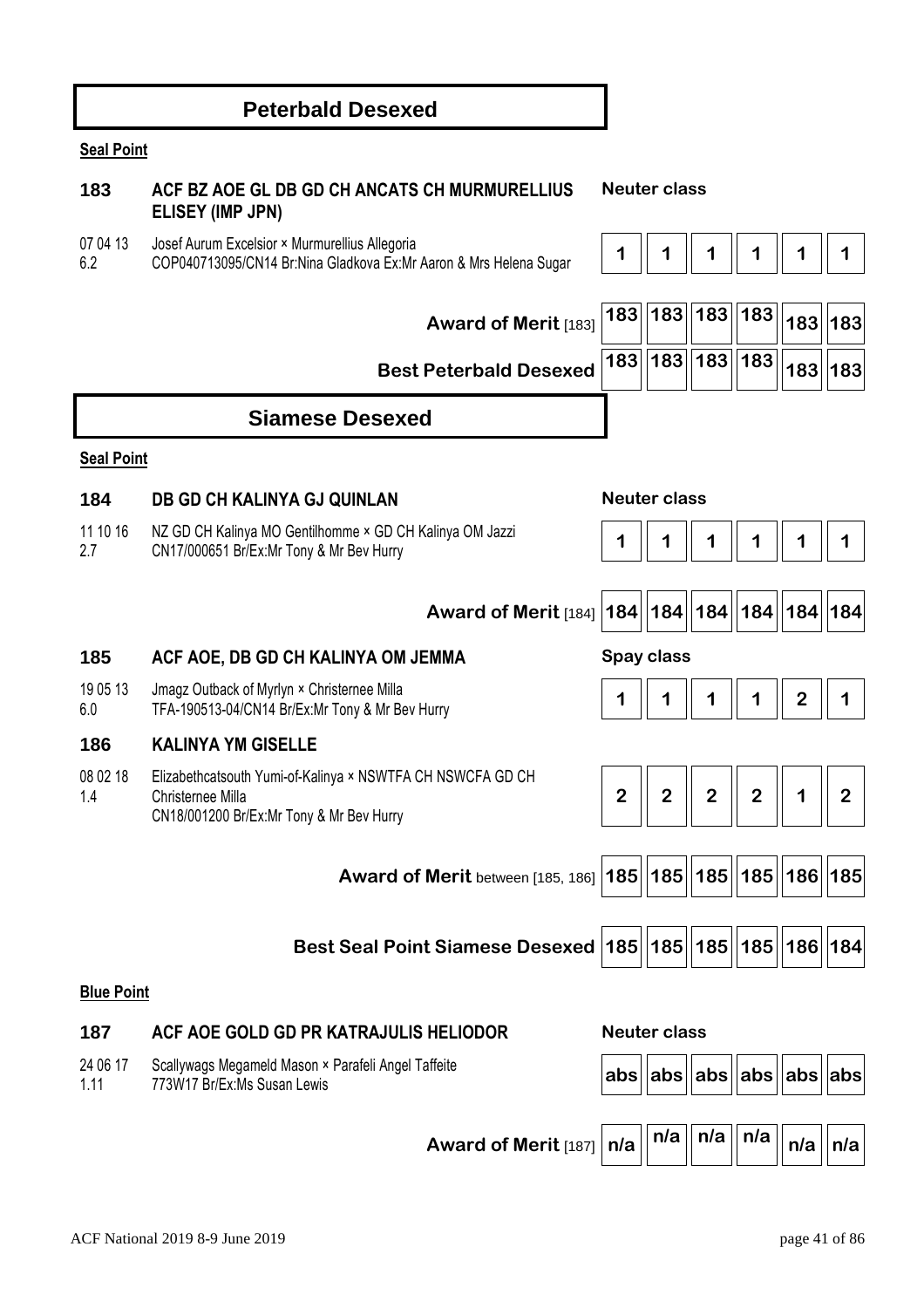## Peterbald Desexed

**Seal Point**

**183** **ACF BZ AOE GL DB GD CH ANCATS CH MURMURELLIUS ELISEY (IMP JPN)** — **Neuter class**

07 04 13
6.2

Josef Aurum Excelsior × Murmurellius Allegoria
COP040713095/CN14 Br:Nina Gladkova Ex:Mr Aaron & Mrs Helena Sugar

| 1 | 1 | 1 | 1 | 1 | 1 |
|---|---|---|---|---|---|

| | | | | | | |
|---|---|---|---|---|---|---|
| **Award of Merit** [183] | 183 | 183 | 183 | 183 | 183 | 183 |
| **Best Peterbald Desexed** | 183 | 183 | 183 | 183 | 183 | 183 |

## Siamese Desexed

**Seal Point**

**184** **DB GD CH KALINYA GJ QUINLAN** — **Neuter class**

11 10 16
2.7

NZ GD CH Kalinya MO Gentilhomme × GD CH Kalinya OM Jazzi
CN17/000651 Br/Ex:Mr Tony & Mr Bev Hurry

| 1 | 1 | 1 | 1 | 1 | 1 |
|---|---|---|---|---|---|

| | | | | | | |
|---|---|---|---|---|---|---|
| **Award of Merit** [184] | 184 | 184 | 184 | 184 | 184 | 184 |

**185** **ACF AOE, DB GD CH KALINYA OM JEMMA** — **Spay class**

19 05 13
6.0

Jmagz Outback of Myrlyn × Christernee Milla
TFA-190513-04/CN14 Br/Ex:Mr Tony & Mr Bev Hurry

| 1 | 1 | 1 | 1 | 2 | 1 |
|---|---|---|---|---|---|

**186** **KALINYA YM GISELLE**

08 02 18
1.4

Elizabethcatsouth Yumi-of-Kalinya × NSWTFA CH NSWCFA GD CH Christernee Milla
CN18/001200 Br/Ex:Mr Tony & Mr Bev Hurry

| 2 | 2 | 2 | 2 | 1 | 2 |
|---|---|---|---|---|---|

| | | | | | | |
|---|---|---|---|---|---|---|
| **Award of Merit** between [185, 186] | 185 | 185 | 185 | 185 | 186 | 185 |
| **Best Seal Point Siamese Desexed** | 185 | 185 | 185 | 185 | 186 | 184 |

**Blue Point**

**187** **ACF AOE GOLD GD PR KATRAJULIS HELIODOR** — **Neuter class**

24 06 17
1.11

Scallywags Megameld Mason × Parafeli Angel Taffeite
773W17 Br/Ex:Ms Susan Lewis

| abs | abs | abs | abs | abs | abs |
|---|---|---|---|---|---|

| | | | | | | |
|---|---|---|---|---|---|---|
| **Award of Merit** [187] | n/a | n/a | n/a | n/a | n/a | n/a |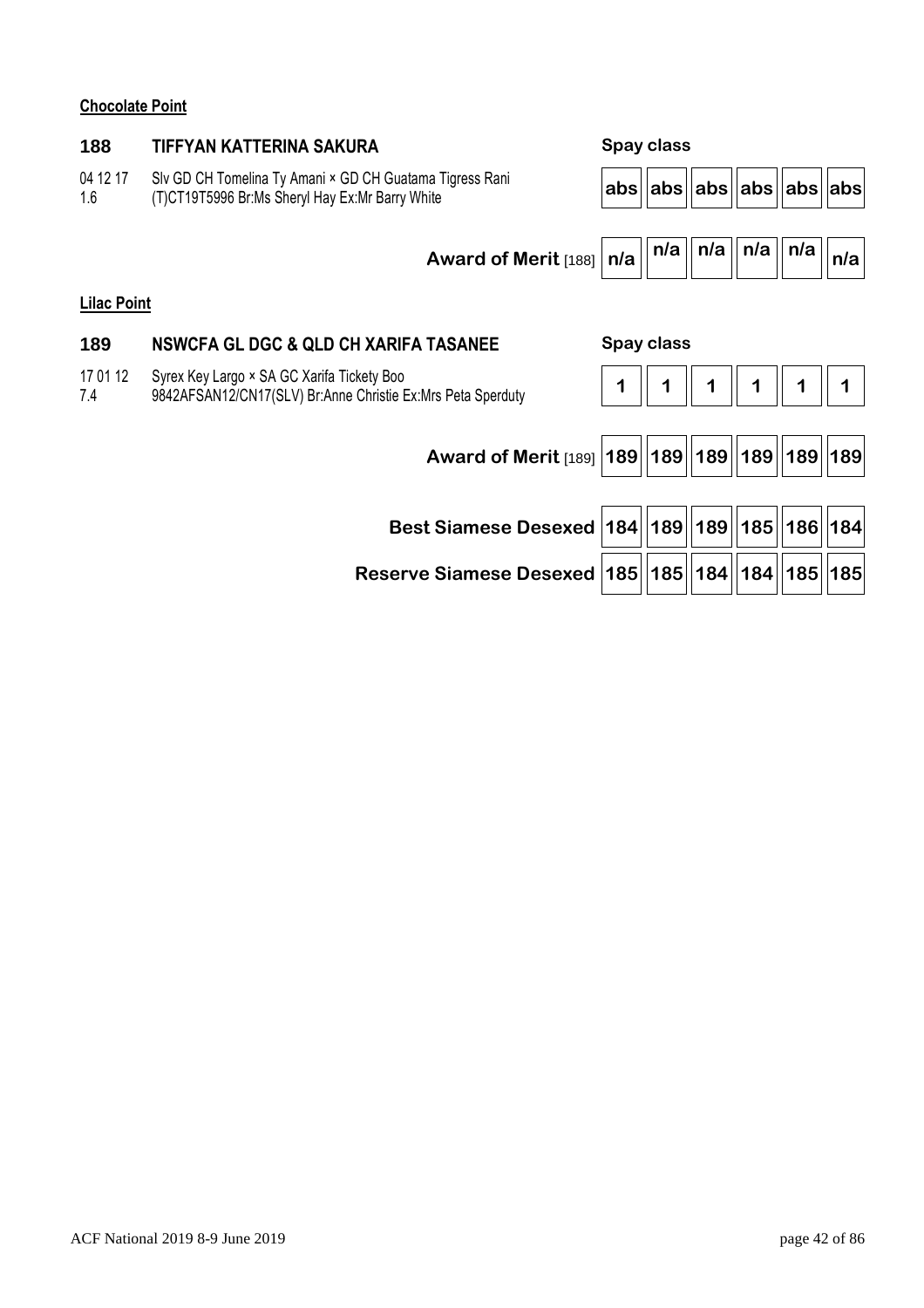**Chocolate Point**

**188 TIFFYAN KATTERINA SAKURA** — Spay class

04 12 17
1.6

Slv GD CH Tomelina Ty Amani × GD CH Guatama Tigress Rani
(T)CT19T5996 Br:Ms Sheryl Hay Ex:Mr Barry White

| | | | | | | |
|---|---|---|---|---|---|---|
| | abs | abs | abs | abs | abs | abs |
| **Award of Merit** [188] | n/a | n/a | n/a | n/a | n/a | n/a |

**Lilac Point**

**189 NSWCFA GL DGC & QLD CH XARIFA TASANEE** — Spay class

17 01 12
7.4

Syrex Key Largo × SA GC Xarifa Tickety Boo
9842AFSAN12/CN17(SLV) Br:Anne Christie Ex:Mrs Peta Sperduty

| | | | | | | |
|---|---|---|---|---|---|---|
| | 1 | 1 | 1 | 1 | 1 | 1 |
| **Award of Merit** [189] | 189 | 189 | 189 | 189 | 189 | 189 |

| | | | | | | |
|---|---|---|---|---|---|---|
| **Best Siamese Desexed** | 184 | 189 | 189 | 185 | 186 | 184 |
| **Reserve Siamese Desexed** | 185 | 185 | 184 | 184 | 185 | 185 |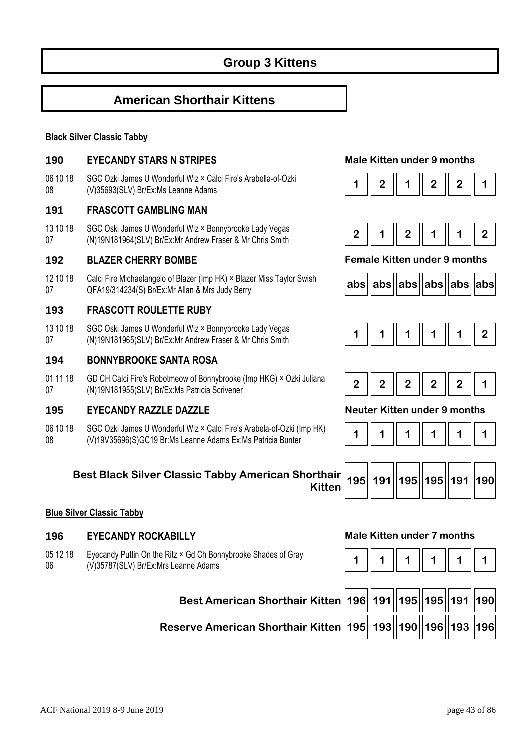# Group 3 Kittens

## American Shorthair Kittens

**Black Silver Classic Tabby**

| No. | Entry | | | | | | |
|---|---|---|---|---|---|---|---|
| | | **Male Kitten under 9 months** | | | | | |
| **190** | **EYECANDY STARS N STRIPES**<br>06 10 18 08 SGC Ozki James U Wonderful Wiz × Calci Fire's Arabella-of-Ozki (V)35693(SLV) Br/Ex:Ms Leanne Adams | 1 | 2 | 1 | 2 | 2 | 1 |
| **191** | **FRASCOTT GAMBLING MAN**<br>13 10 18 07 SGC Oski James U Wonderful Wiz × Bonnybrooke Lady Vegas (N)19N181964(SLV) Br/Ex:Mr Andrew Fraser & Mr Chris Smith | 2 | 1 | 2 | 1 | 1 | 2 |
| | | **Female Kitten under 9 months** | | | | | |
| **192** | **BLAZER CHERRY BOMBE**<br>12 10 18 07 Calci Fire Michaelangelo of Blazer (Imp HK) × Blazer Miss Taylor Swish QFA19/314234(S) Br/Ex:Mr Allan & Mrs Judy Berry | abs | abs | abs | abs | abs | abs |
| **193** | **FRASCOTT ROULETTE RUBY**<br>13 10 18 07 SGC Oski James U Wonderful Wiz × Bonnybrooke Lady Vegas (N)19N181965(SLV) Br/Ex:Mr Andrew Fraser & Mr Chris Smith | 1 | 1 | 1 | 1 | 1 | 2 |
| **194** | **BONNYBROOKE SANTA ROSA**<br>01 11 18 07 GD CH Calci Fire's Robotmeow of Bonnybrooke (Imp HKG) × Ozki Juliana (N)19N181955(SLV) Br/Ex:Ms Patricia Scrivener | 2 | 2 | 2 | 2 | 2 | 1 |
| | | **Neuter Kitten under 9 months** | | | | | |
| **195** | **EYECANDY RAZZLE DAZZLE**<br>06 10 18 08 SGC Ozki James U Wonderful Wiz × Calci Fire's Arabela-of-Ozki (Imp HK) (V)19V35696(S)GC19 Br:Ms Leanne Adams Ex:Ms Patricia Bunter | 1 | 1 | 1 | 1 | 1 | 1 |
| | **Best Black Silver Classic Tabby American Shorthair Kitten** | 195 | 191 | 195 | 195 | 191 | 190 |

**Blue Silver Classic Tabby**

| No. | Entry | | | | | | |
|---|---|---|---|---|---|---|---|
| | | **Male Kitten under 7 months** | | | | | |
| **196** | **EYECANDY ROCKABILLY**<br>05 12 18 06 Eyecandy Puttin On the Ritz × Gd Ch Bonnybrooke Shades of Gray (V)35787(SLV) Br/Ex:Mrs Leanne Adams | 1 | 1 | 1 | 1 | 1 | 1 |
| | **Best American Shorthair Kitten** | 196 | 191 | 195 | 195 | 191 | 190 |
| | **Reserve American Shorthair Kitten** | 195 | 193 | 190 | 196 | 193 | 196 |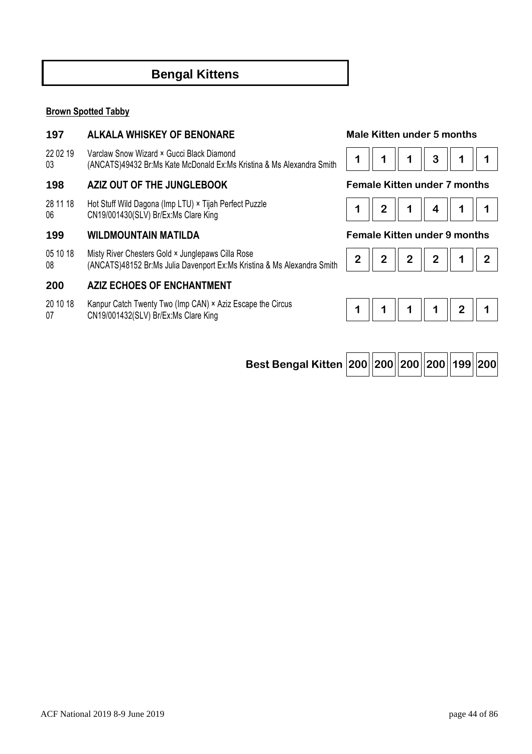# Bengal Kittens

**Brown Spotted Tabby**

### 197 ALKALA WHISKEY OF BENONARE

**Male Kitten under 5 months**

22 02 19 03 — Varclaw Snow Wizard × Gucci Black Diamond
(ANCATS)49432 Br:Ms Kate McDonald Ex:Ms Kristina & Ms Alexandra Smith

| 1 | 1 | 1 | 3 | 1 | 1 |
|---|---|---|---|---|---|

### 198 AZIZ OUT OF THE JUNGLEBOOK

**Female Kitten under 7 months**

28 11 18 06 — Hot Stuff Wild Dagona (Imp LTU) × Tijah Perfect Puzzle
CN19/001430(SLV) Br/Ex:Ms Clare King

| 1 | 2 | 1 | 4 | 1 | 1 |
|---|---|---|---|---|---|

### 199 WILDMOUNTAIN MATILDA

**Female Kitten under 9 months**

05 10 18 08 — Misty River Chesters Gold × Junglepaws Cilla Rose
(ANCATS)48152 Br:Ms Julia Davenport Ex:Ms Kristina & Ms Alexandra Smith

| 2 | 2 | 2 | 2 | 1 | 2 |
|---|---|---|---|---|---|

### 200 AZIZ ECHOES OF ENCHANTMENT

20 10 18 07 — Kanpur Catch Twenty Two (Imp CAN) × Aziz Escape the Circus
CN19/001432(SLV) Br/Ex:Ms Clare King

| 1 | 1 | 1 | 1 | 2 | 1 |
|---|---|---|---|---|---|

| Best Bengal Kitten | 200 | 200 | 200 | 200 | 199 | 200 |
|---|---|---|---|---|---|---|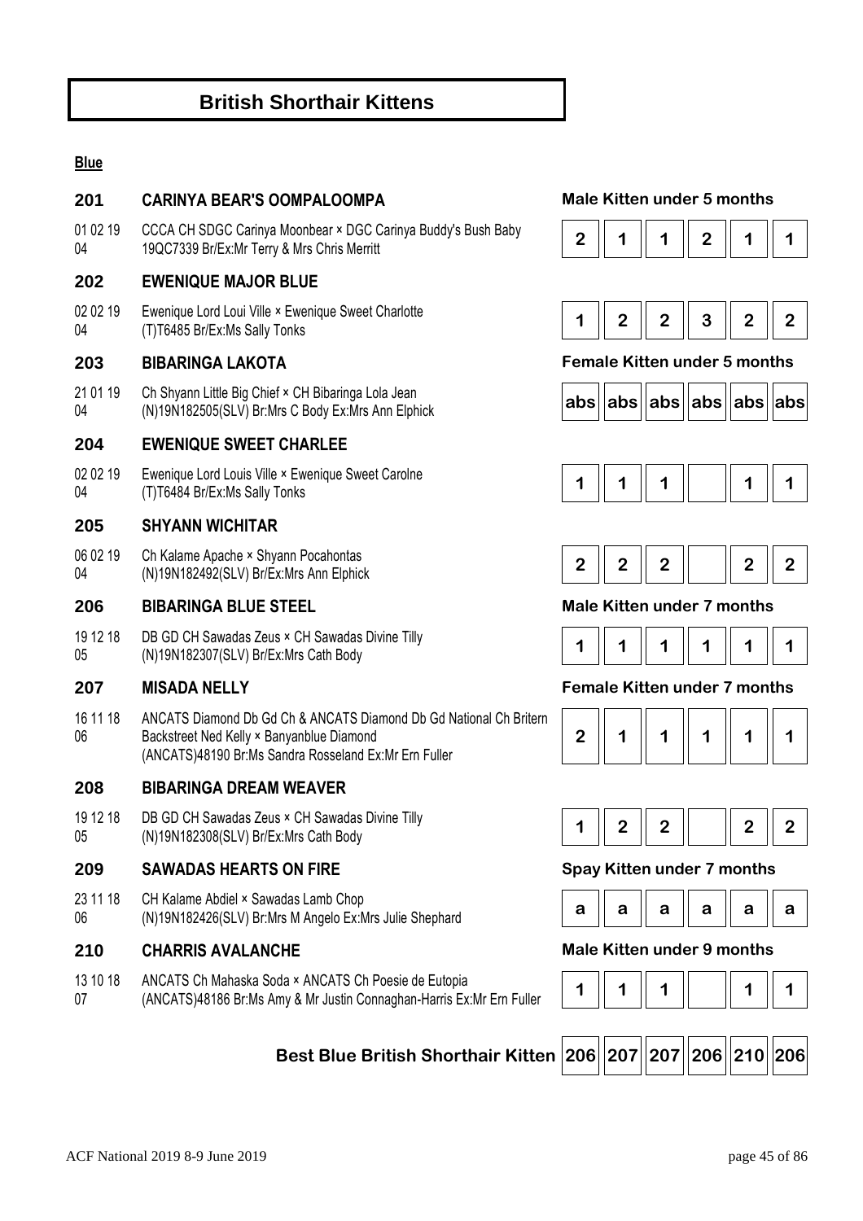# British Shorthair Kittens

**Blue**

### 201 CARINYA BEAR'S OOMPALOOMPA

**Male Kitten under 5 months**

01 02 19 04 — CCCA CH SDGC Carinya Moonbear × DGC Carinya Buddy's Bush Baby
19QC7339 Br/Ex:Mr Terry & Mrs Chris Merritt

| 2 | 1 | 1 | 2 | 1 | 1 |
|---|---|---|---|---|---|

### 202 EWENIQUE MAJOR BLUE

02 02 19 04 — Ewenique Lord Loui Ville × Ewenique Sweet Charlotte
(T)T6485 Br/Ex:Ms Sally Tonks

| 1 | 2 | 2 | 3 | 2 | 2 |
|---|---|---|---|---|---|

### 203 BIBARINGA LAKOTA

**Female Kitten under 5 months**

21 01 19 04 — Ch Shyann Little Big Chief × CH Bibaringa Lola Jean
(N)19N182505(SLV) Br:Mrs C Body Ex:Mrs Ann Elphick

| abs | abs | abs | abs | abs | abs |
|---|---|---|---|---|---|

### 204 EWENIQUE SWEET CHARLEE

02 02 19 04 — Ewenique Lord Louis Ville × Ewenique Sweet Carolne
(T)T6484 Br/Ex:Ms Sally Tonks

| 1 | 1 | 1 | | 1 | 1 |
|---|---|---|---|---|---|

### 205 SHYANN WICHITAR

06 02 19 04 — Ch Kalame Apache × Shyann Pocahontas
(N)19N182492(SLV) Br/Ex:Mrs Ann Elphick

| 2 | 2 | 2 | | 2 | 2 |
|---|---|---|---|---|---|

### 206 BIBARINGA BLUE STEEL

**Male Kitten under 7 months**

19 12 18 05 — DB GD CH Sawadas Zeus × CH Sawadas Divine Tilly
(N)19N182307(SLV) Br/Ex:Mrs Cath Body

| 1 | 1 | 1 | 1 | 1 | 1 |
|---|---|---|---|---|---|

### 207 MISADA NELLY

**Female Kitten under 7 months**

16 11 18 06 — ANCATS Diamond Db Gd Ch & ANCATS Diamond Db Gd National Ch Britern Backstreet Ned Kelly × Banyanblue Diamond
(ANCATS)48190 Br:Ms Sandra Rosseland Ex:Mr Ern Fuller

| 2 | 1 | 1 | 1 | 1 | 1 |
|---|---|---|---|---|---|

### 208 BIBARINGA DREAM WEAVER

19 12 18 05 — DB GD CH Sawadas Zeus × CH Sawadas Divine Tilly
(N)19N182308(SLV) Br/Ex:Mrs Cath Body

| 1 | 2 | 2 | | 2 | 2 |
|---|---|---|---|---|---|

### 209 SAWADAS HEARTS ON FIRE

**Spay Kitten under 7 months**

23 11 18 06 — CH Kalame Abdiel × Sawadas Lamb Chop
(N)19N182426(SLV) Br:Mrs M Angelo Ex:Mrs Julie Shephard

| a | a | a | a | a | a |
|---|---|---|---|---|---|

### 210 CHARRIS AVALANCHE

**Male Kitten under 9 months**

13 10 18 07 — ANCATS Ch Mahaska Soda × ANCATS Ch Poesie de Eutopia
(ANCATS)48186 Br:Ms Amy & Mr Justin Connaghan-Harris Ex:Mr Ern Fuller

| 1 | 1 | 1 | | 1 | 1 |
|---|---|---|---|---|---|

**Best Blue British Shorthair Kitten**

| 206 | 207 | 207 | 206 | 210 | 206 |
|---|---|---|---|---|---|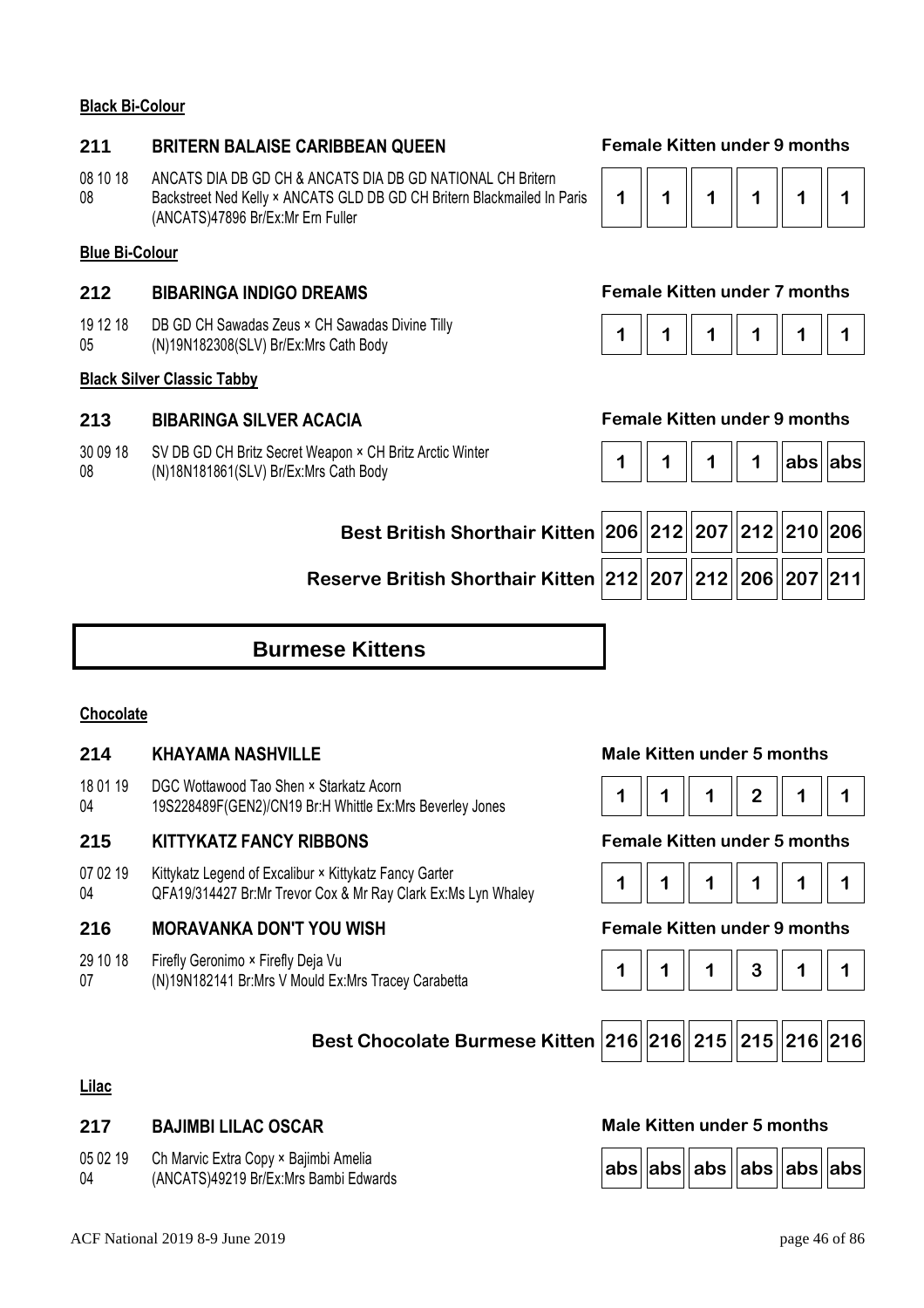**Black Bi-Colour**

**211 BRITERN BALAISE CARIBBEAN QUEEN** — **Female Kitten under 9 months**

08 10 18 08 — ANCATS DIA DB GD CH & ANCATS DIA DB GD NATIONAL CH Britern Backstreet Ned Kelly × ANCATS GLD DB GD CH Britern Blackmailed In Paris (ANCATS)47896 Br/Ex:Mr Ern Fuller

| 1 | 1 | 1 | 1 | 1 | 1 |
|---|---|---|---|---|---|

**Blue Bi-Colour**

**212 BIBARINGA INDIGO DREAMS** — **Female Kitten under 7 months**

19 12 18 05 — DB GD CH Sawadas Zeus × CH Sawadas Divine Tilly (N)19N182308(SLV) Br/Ex:Mrs Cath Body

| 1 | 1 | 1 | 1 | 1 | 1 |
|---|---|---|---|---|---|

**Black Silver Classic Tabby**

**213 BIBARINGA SILVER ACACIA** — **Female Kitten under 9 months**

30 09 18 08 — SV DB GD CH Britz Secret Weapon × CH Britz Arctic Winter (N)18N181861(SLV) Br/Ex:Mrs Cath Body

| 1 | 1 | 1 | 1 | abs | abs |
|---|---|---|---|---|---|

| | | | | | | |
|---|---|---|---|---|---|---|
| **Best British Shorthair Kitten** | 206 | 212 | 207 | 212 | 210 | 206 |
| **Reserve British Shorthair Kitten** | 212 | 207 | 212 | 206 | 207 | 211 |

## Burmese Kittens

**Chocolate**

**214 KHAYAMA NASHVILLE** — **Male Kitten under 5 months**

18 01 19 04 — DGC Wottawood Tao Shen × Starkatz Acorn 19S228489F(GEN2)/CN19 Br:H Whittle Ex:Mrs Beverley Jones

| 1 | 1 | 1 | 2 | 1 | 1 |
|---|---|---|---|---|---|

**215 KITTYKATZ FANCY RIBBONS** — **Female Kitten under 5 months**

07 02 19 04 — Kittykatz Legend of Excalibur × Kittykatz Fancy Garter QFA19/314427 Br:Mr Trevor Cox & Mr Ray Clark Ex:Ms Lyn Whaley

| 1 | 1 | 1 | 1 | 1 | 1 |
|---|---|---|---|---|---|

**216 MORAVANKA DON'T YOU WISH** — **Female Kitten under 9 months**

29 10 18 07 — Firefly Geronimo × Firefly Deja Vu (N)19N182141 Br:Mrs V Mould Ex:Mrs Tracey Carabetta

| 1 | 1 | 1 | 3 | 1 | 1 |
|---|---|---|---|---|---|

| | | | | | | |
|---|---|---|---|---|---|---|
| **Best Chocolate Burmese Kitten** | 216 | 216 | 215 | 215 | 216 | 216 |

**Lilac**

**217 BAJIMBI LILAC OSCAR** — **Male Kitten under 5 months**

05 02 19 04 — Ch Marvic Extra Copy × Bajimbi Amelia (ANCATS)49219 Br/Ex:Mrs Bambi Edwards

| abs | abs | abs | abs | abs | abs |
|---|---|---|---|---|---|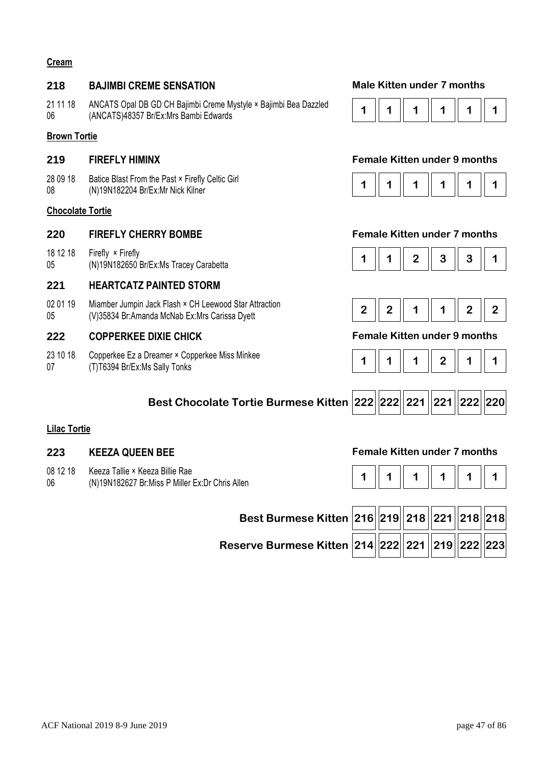**Cream**

**218 BAJIMBI CREME SENSATION** — **Male Kitten under 7 months**

21 11 18 06 ANCATS Opal DB GD CH Bajimbi Creme Mystyle × Bajimbi Bea Dazzled (ANCATS)48357 Br/Ex:Mrs Bambi Edwards

| 1 | 1 | 1 | 1 | 1 | 1 |
|---|---|---|---|---|---|

**Brown Tortie**

**219 FIREFLY HIMINX** — **Female Kitten under 9 months**

28 09 18 08 Batice Blast From the Past × Firefly Celtic Girl (N)19N182204 Br/Ex:Mr Nick Kilner

| 1 | 1 | 1 | 1 | 1 | 1 |
|---|---|---|---|---|---|

**Chocolate Tortie**

**220 FIREFLY CHERRY BOMBE** — **Female Kitten under 7 months**

18 12 18 05 Firefly × Firefly (N)19N182650 Br/Ex:Ms Tracey Carabetta

| 1 | 1 | 2 | 3 | 3 | 1 |
|---|---|---|---|---|---|

**221 HEARTCATZ PAINTED STORM**

02 01 19 05 Miamber Jumpin Jack Flash × CH Leewood Star Attraction (V)35834 Br:Amanda McNab Ex:Mrs Carissa Dyett

| 2 | 2 | 1 | 1 | 2 | 2 |
|---|---|---|---|---|---|

**222 COPPERKEE DIXIE CHICK** — **Female Kitten under 9 months**

23 10 18 07 Copperkee Ez a Dreamer × Copperkee Miss Minkee (T)T6394 Br/Ex:Ms Sally Tonks

| 1 | 1 | 1 | 2 | 1 | 1 |
|---|---|---|---|---|---|

| Best Chocolate Tortie Burmese Kitten | 222 | 222 | 221 | 221 | 222 | 220 |
|---|---|---|---|---|---|---|

**Lilac Tortie**

**223 KEEZA QUEEN BEE** — **Female Kitten under 7 months**

08 12 18 06 Keeza Tallie × Keeza Billie Rae (N)19N182627 Br:Miss P Miller Ex:Dr Chris Allen

| 1 | 1 | 1 | 1 | 1 | 1 |
|---|---|---|---|---|---|

| | | | | | | |
|---|---|---|---|---|---|---|
| Best Burmese Kitten | 216 | 219 | 218 | 221 | 218 | 218 |
| Reserve Burmese Kitten | 214 | 222 | 221 | 219 | 222 | 223 |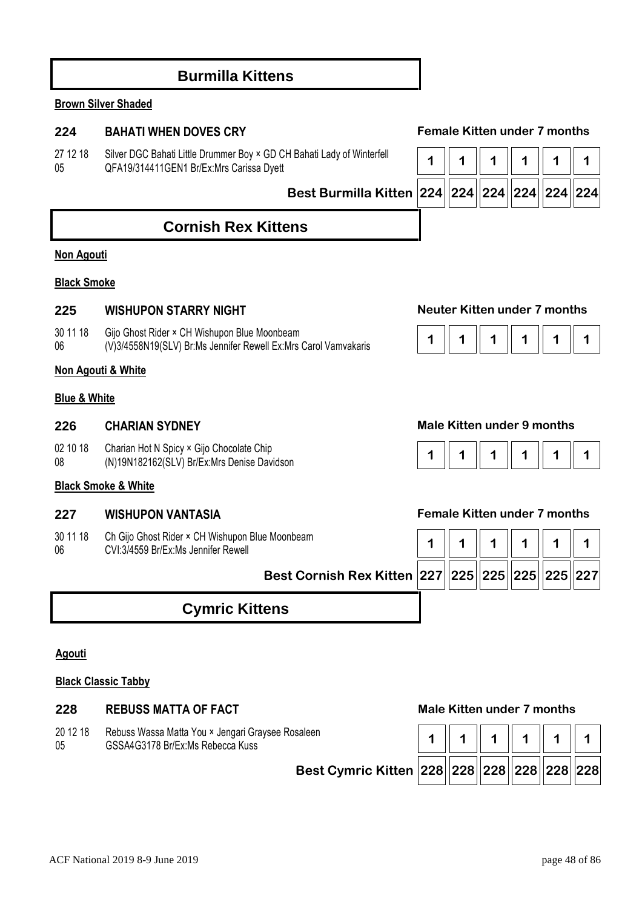## Burmilla Kittens

**Brown Silver Shaded**

### 224 BAHATI WHEN DOVES CRY

**Female Kitten under 7 months**

27 12 18 05 — Silver DGC Bahati Little Drummer Boy × GD CH Bahati Lady of Winterfell
QFA19/314411GEN1 Br/Ex:Mrs Carissa Dyett

| 1 | 1 | 1 | 1 | 1 | 1 |
|---|---|---|---|---|---|

| Best Burmilla Kitten | 224 | 224 | 224 | 224 | 224 | 224 |
|---|---|---|---|---|---|---|

## Cornish Rex Kittens

**Non Agouti**

**Black Smoke**

### 225 WISHUPON STARRY NIGHT

**Neuter Kitten under 7 months**

30 11 18 06 — Gijo Ghost Rider × CH Wishupon Blue Moonbeam
(V)3/4558N19(SLV) Br:Ms Jennifer Rewell Ex:Mrs Carol Vamvakaris

| 1 | 1 | 1 | 1 | 1 | 1 |
|---|---|---|---|---|---|

**Non Agouti & White**

**Blue & White**

### 226 CHARIAN SYDNEY

**Male Kitten under 9 months**

02 10 18 08 — Charian Hot N Spicy × Gijo Chocolate Chip
(N)19N182162(SLV) Br/Ex:Mrs Denise Davidson

| 1 | 1 | 1 | 1 | 1 | 1 |
|---|---|---|---|---|---|

**Black Smoke & White**

### 227 WISHUPON VANTASIA

**Female Kitten under 7 months**

30 11 18 06 — Ch Gijo Ghost Rider × CH Wishupon Blue Moonbeam
CVI:3/4559 Br/Ex:Ms Jennifer Rewell

| 1 | 1 | 1 | 1 | 1 | 1 |
|---|---|---|---|---|---|

| Best Cornish Rex Kitten | 227 | 225 | 225 | 225 | 225 | 227 |
|---|---|---|---|---|---|---|

## Cymric Kittens

**Agouti**

**Black Classic Tabby**

### 228 REBUSS MATTA OF FACT

**Male Kitten under 7 months**

20 12 18 05 — Rebuss Wassa Matta You × Jengari Graysee Rosaleen
GSSA4G3178 Br/Ex:Ms Rebecca Kuss

| 1 | 1 | 1 | 1 | 1 | 1 |
|---|---|---|---|---|---|

| Best Cymric Kitten | 228 | 228 | 228 | 228 | 228 | 228 |
|---|---|---|---|---|---|---|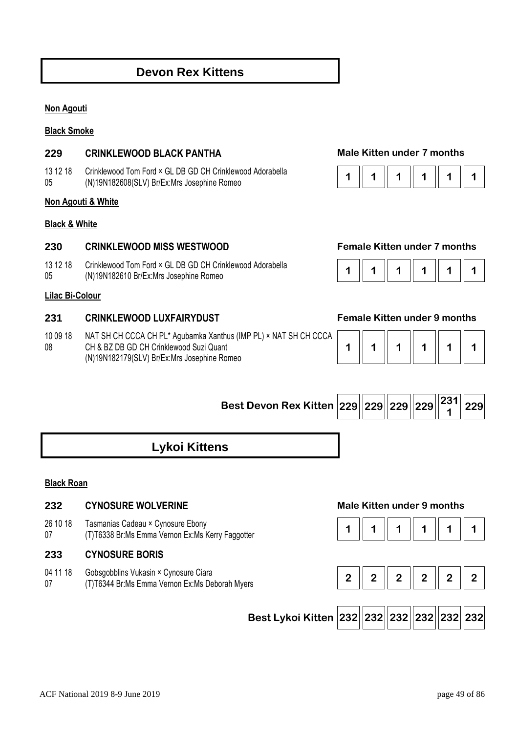# Devon Rex Kittens

**Non Agouti**

**Black Smoke**

### 229 CRINKLEWOOD BLACK PANTHA

**Male Kitten under 7 months**

13 12 18 05 — Crinklewood Tom Ford × GL DB GD CH Crinklewood Adorabella
(N)19N182608(SLV) Br/Ex:Mrs Josephine Romeo

| 1 | 1 | 1 | 1 | 1 | 1 |
|---|---|---|---|---|---|

**Non Agouti & White**

**Black & White**

### 230 CRINKLEWOOD MISS WESTWOOD

**Female Kitten under 7 months**

13 12 18 05 — Crinklewood Tom Ford × GL DB GD CH Crinklewood Adorabella
(N)19N182610 Br/Ex:Mrs Josephine Romeo

| 1 | 1 | 1 | 1 | 1 | 1 |
|---|---|---|---|---|---|

**Lilac Bi-Colour**

### 231 CRINKLEWOOD LUXFAIRYDUST

**Female Kitten under 9 months**

10 09 18 08 — NAT SH CH CCCA CH PL* Agubamka Xanthus (IMP PL) × NAT SH CH CCCA CH & BZ DB GD CH Crinklewood Suzi Quant
(N)19N182179(SLV) Br/Ex:Mrs Josephine Romeo

| 1 | 1 | 1 | 1 | 1 | 1 |
|---|---|---|---|---|---|

| Best Devon Rex Kitten | 229 | 229 | 229 | 229 | 231 1 | 229 |
|---|---|---|---|---|---|---|

# Lykoi Kittens

**Black Roan**

### 232 CYNOSURE WOLVERINE

**Male Kitten under 9 months**

26 10 18 07 — Tasmanias Cadeau × Cynosure Ebony
(T)T6338 Br:Ms Emma Vernon Ex:Ms Kerry Faggotter

| 1 | 1 | 1 | 1 | 1 | 1 |
|---|---|---|---|---|---|

### 233 CYNOSURE BORIS

04 11 18 07 — Gobsgobblins Vukasin × Cynosure Ciara
(T)T6344 Br:Ms Emma Vernon Ex:Ms Deborah Myers

| 2 | 2 | 2 | 2 | 2 | 2 |
|---|---|---|---|---|---|

| Best Lykoi Kitten | 232 | 232 | 232 | 232 | 232 | 232 |
|---|---|---|---|---|---|---|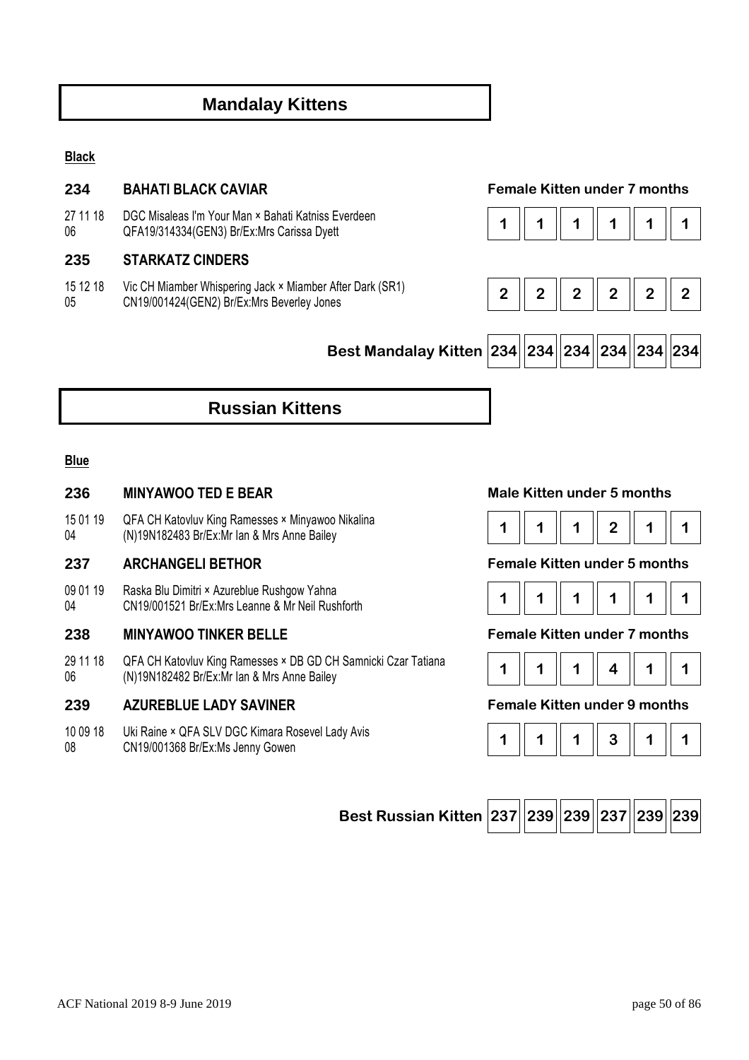## Mandalay Kittens

**Black**

**234** **BAHATI BLACK CAVIAR** — **Female Kitten under 7 months**

27 11 18 06 — DGC Misaleas I'm Your Man × Bahati Katniss Everdeen
QFA19/314334(GEN3) Br/Ex:Mrs Carissa Dyett

| 1 | 1 | 1 | 1 | 1 | 1 |
|---|---|---|---|---|---|

**235** **STARKATZ CINDERS**

15 12 18 05 — Vic CH Miamber Whispering Jack × Miamber After Dark (SR1)
CN19/001424(GEN2) Br/Ex:Mrs Beverley Jones

| 2 | 2 | 2 | 2 | 2 | 2 |
|---|---|---|---|---|---|

| Best Mandalay Kitten | 234 | 234 | 234 | 234 | 234 | 234 |
|---|---|---|---|---|---|---|

## Russian Kittens

**Blue**

**236** **MINYAWOO TED E BEAR** — **Male Kitten under 5 months**

15 01 19 04 — QFA CH Katovluv King Ramesses × Minyawoo Nikalina
(N)19N182483 Br/Ex:Mr Ian & Mrs Anne Bailey

| 1 | 1 | 1 | 2 | 1 | 1 |
|---|---|---|---|---|---|

**237** **ARCHANGELI BETHOR** — **Female Kitten under 5 months**

09 01 19 04 — Raska Blu Dimitri × Azureblue Rushgow Yahna
CN19/001521 Br/Ex:Mrs Leanne & Mr Neil Rushforth

| 1 | 1 | 1 | 1 | 1 | 1 |
|---|---|---|---|---|---|

**238** **MINYAWOO TINKER BELLE** — **Female Kitten under 7 months**

29 11 18 06 — QFA CH Katovluv King Ramesses × DB GD CH Samnicki Czar Tatiana
(N)19N182482 Br/Ex:Mr Ian & Mrs Anne Bailey

| 1 | 1 | 1 | 4 | 1 | 1 |
|---|---|---|---|---|---|

**239** **AZUREBLUE LADY SAVINER** — **Female Kitten under 9 months**

10 09 18 08 — Uki Raine × QFA SLV DGC Kimara Rosevel Lady Avis
CN19/001368 Br/Ex:Ms Jenny Gowen

| 1 | 1 | 1 | 3 | 1 | 1 |
|---|---|---|---|---|---|

| Best Russian Kitten | 237 | 239 | 239 | 237 | 239 | 239 |
|---|---|---|---|---|---|---|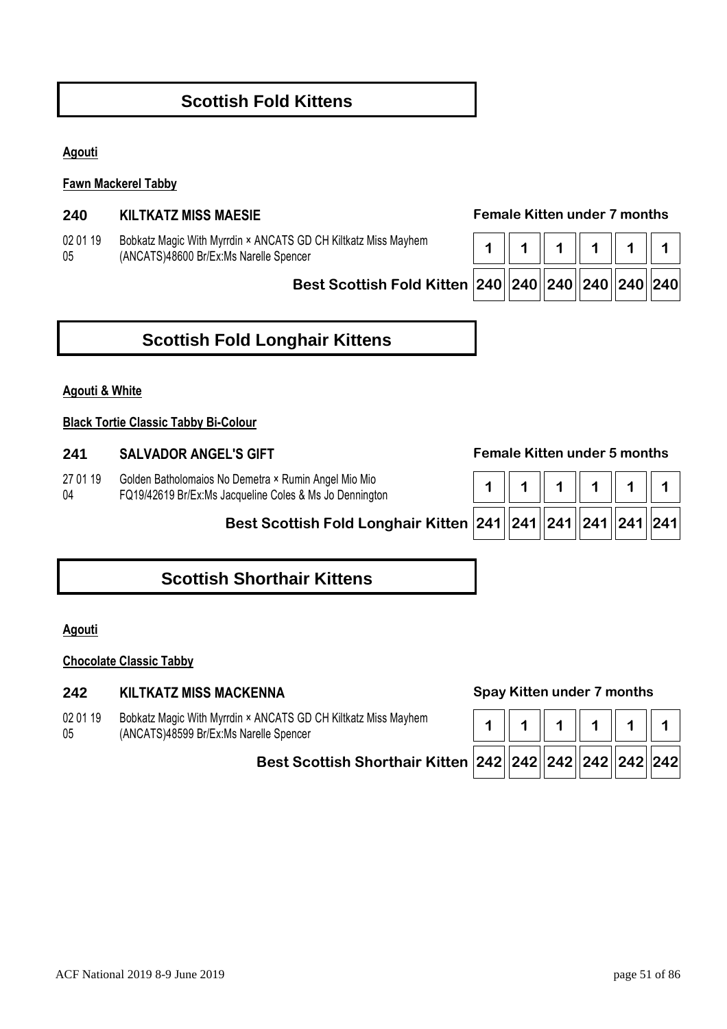## Scottish Fold Kittens

**Agouti**

**Fawn Mackerel Tabby**

**240 KILTKATZ MISS MAESIE** — **Female Kitten under 7 months**

02 01 19 05 — Bobkatz Magic With Myrrdin × ANCATS GD CH Kiltkatz Miss Mayhem (ANCATS)48600 Br/Ex:Ms Narelle Spencer

| | | | | | | |
|---|---|---|---|---|---|---|
| | 1 | 1 | 1 | 1 | 1 | 1 |
| **Best Scottish Fold Kitten** | 240 | 240 | 240 | 240 | 240 | 240 |

## Scottish Fold Longhair Kittens

**Agouti & White**

**Black Tortie Classic Tabby Bi-Colour**

**241 SALVADOR ANGEL'S GIFT** — **Female Kitten under 5 months**

27 01 19 04 — Golden Batholomaios No Demetra × Rumin Angel Mio Mio FQ19/42619 Br/Ex:Ms Jacqueline Coles & Ms Jo Dennington

| | | | | | | |
|---|---|---|---|---|---|---|
| | 1 | 1 | 1 | 1 | 1 | 1 |
| **Best Scottish Fold Longhair Kitten** | 241 | 241 | 241 | 241 | 241 | 241 |

## Scottish Shorthair Kittens

**Agouti**

**Chocolate Classic Tabby**

**242 KILTKATZ MISS MACKENNA** — **Spay Kitten under 7 months**

02 01 19 05 — Bobkatz Magic With Myrrdin × ANCATS GD CH Kiltkatz Miss Mayhem (ANCATS)48599 Br/Ex:Ms Narelle Spencer

| | | | | | | |
|---|---|---|---|---|---|---|
| | 1 | 1 | 1 | 1 | 1 | 1 |
| **Best Scottish Shorthair Kitten** | 242 | 242 | 242 | 242 | 242 | 242 |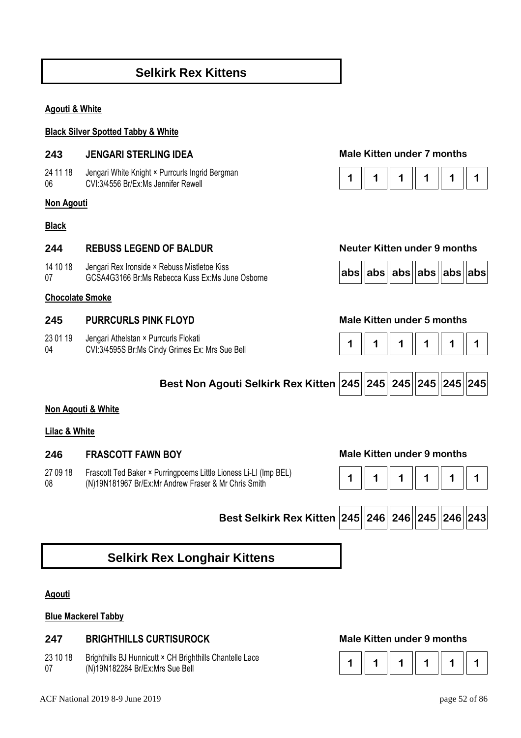## Selkirk Rex Kittens

**Agouti & White**

**Black Silver Spotted Tabby & White**

**243 JENGARI STERLING IDEA** — **Male Kitten under 7 months**

24 11 18 06 — Jengari White Knight × Purrcurls Ingrid Bergman
CVI:3/4556 Br/Ex:Ms Jennifer Rewell

| 1 | 1 | 1 | 1 | 1 | 1 |
|---|---|---|---|---|---|

**Non Agouti**

**Black**

**244 REBUSS LEGEND OF BALDUR** — **Neuter Kitten under 9 months**

14 10 18 07 — Jengari Rex Ironside × Rebuss Mistletoe Kiss
GCSA4G3166 Br:Ms Rebecca Kuss Ex:Ms June Osborne

| abs | abs | abs | abs | abs | abs |
|---|---|---|---|---|---|

**Chocolate Smoke**

**245 PURRCURLS PINK FLOYD** — **Male Kitten under 5 months**

23 01 19 04 — Jengari Athelstan × Purrcurls Flokati
CVI:3/4595S Br:Ms Cindy Grimes Ex: Mrs Sue Bell

| 1 | 1 | 1 | 1 | 1 | 1 |
|---|---|---|---|---|---|

| Best Non Agouti Selkirk Rex Kitten | 245 | 245 | 245 | 245 | 245 | 245 |
|---|---|---|---|---|---|---|

**Non Agouti & White**

**Lilac & White**

**246 FRASCOTT FAWN BOY** — **Male Kitten under 9 months**

27 09 18 08 — Frascott Ted Baker × Purringpoems Little Lioness Li-Ll (Imp BEL)
(N)19N181967 Br/Ex:Mr Andrew Fraser & Mr Chris Smith

| 1 | 1 | 1 | 1 | 1 | 1 |
|---|---|---|---|---|---|

| Best Selkirk Rex Kitten | 245 | 246 | 246 | 245 | 246 | 243 |
|---|---|---|---|---|---|---|

## Selkirk Rex Longhair Kittens

**Agouti**

**Blue Mackerel Tabby**

**247 BRIGHTHILLS CURTISUROCK** — **Male Kitten under 9 months**

23 10 18 07 — Brighthills BJ Hunnicutt × CH Brighthills Chantelle Lace
(N)19N182284 Br/Ex:Mrs Sue Bell

| 1 | 1 | 1 | 1 | 1 | 1 |
|---|---|---|---|---|---|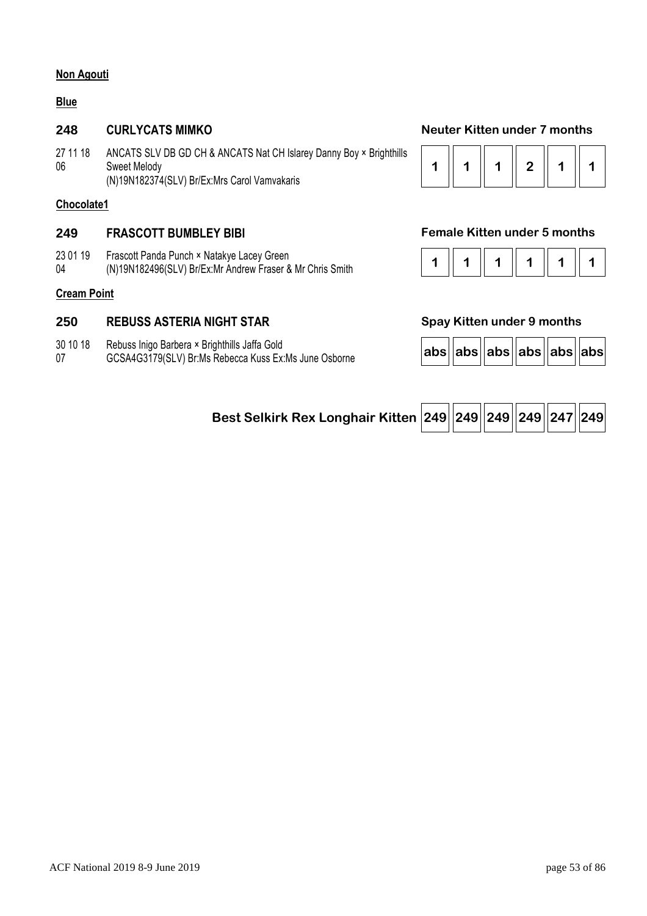**Non Agouti**

**Blue**

### 248 CURLYCATS MIMKO

**Neuter Kitten under 7 months**

27 11 18 06 — ANCATS SLV DB GD CH & ANCATS Nat CH Islarey Danny Boy × Brighthills Sweet Melody
(N)19N182374(SLV) Br/Ex:Mrs Carol Vamvakaris

| 1 | 1 | 1 | 2 | 1 | 1 |
|---|---|---|---|---|---|

**Chocolate1**

### 249 FRASCOTT BUMBLEY BIBI

**Female Kitten under 5 months**

23 01 19 04 — Frascott Panda Punch × Natakye Lacey Green
(N)19N182496(SLV) Br/Ex:Mr Andrew Fraser & Mr Chris Smith

| 1 | 1 | 1 | 1 | 1 | 1 |
|---|---|---|---|---|---|

**Cream Point**

### 250 REBUSS ASTERIA NIGHT STAR

**Spay Kitten under 9 months**

30 10 18 07 — Rebuss Inigo Barbera × Brighthills Jaffa Gold
GCSA4G3179(SLV) Br:Ms Rebecca Kuss Ex:Ms June Osborne

| abs | abs | abs | abs | abs | abs |
|---|---|---|---|---|---|

**Best Selkirk Rex Longhair Kitten**

| 249 | 249 | 249 | 249 | 247 | 249 |
|---|---|---|---|---|---|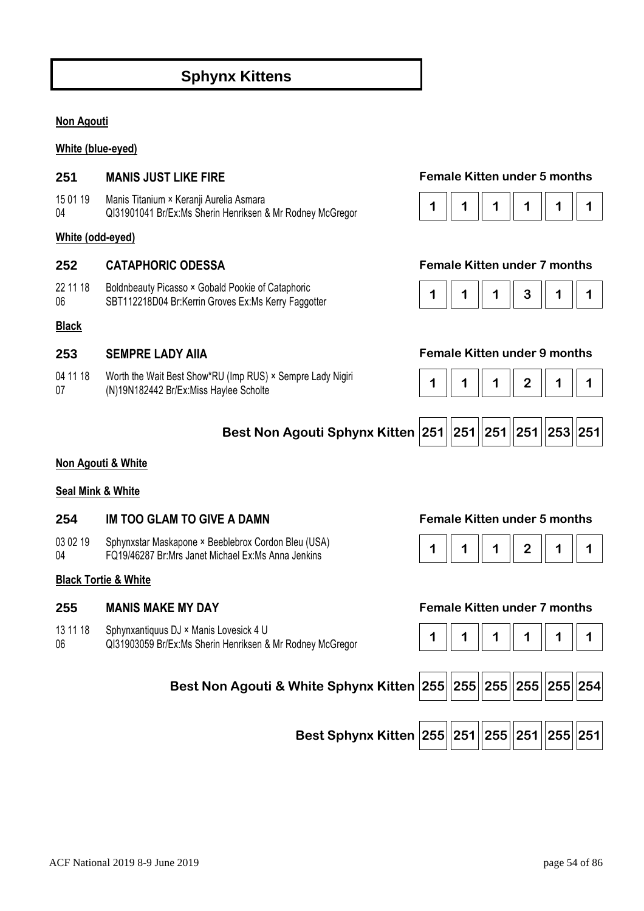# Sphynx Kittens

**Non Agouti**

**White (blue-eyed)**

**251 MANIS JUST LIKE FIRE** — Female Kitten under 5 months

15 01 19 Manis Titanium × Keranji Aurelia Asmara
04 QI31901041 Br/Ex:Ms Sherin Henriksen & Mr Rodney McGregor

| 1 | 1 | 1 | 1 | 1 | 1 |
|---|---|---|---|---|---|

**White (odd-eyed)**

**252 CATAPHORIC ODESSA** — Female Kitten under 7 months

22 11 18 Boldnbeauty Picasso × Gobald Pookie of Cataphoric
06 SBT112218D04 Br:Kerrin Groves Ex:Ms Kerry Faggotter

| 1 | 1 | 1 | 3 | 1 | 1 |
|---|---|---|---|---|---|

**Black**

**253 SEMPRE LADY AIIA** — Female Kitten under 9 months

04 11 18 Worth the Wait Best Show*RU (Imp RUS) × Sempre Lady Nigiri
07 (N)19N182442 Br/Ex:Miss Haylee Scholte

| 1 | 1 | 1 | 2 | 1 | 1 |
|---|---|---|---|---|---|

**Best Non Agouti Sphynx Kitten**

| 251 | 251 | 251 | 251 | 253 | 251 |
|---|---|---|---|---|---|

**Non Agouti & White**

**Seal Mink & White**

**254 IM TOO GLAM TO GIVE A DAMN** — Female Kitten under 5 months

03 02 19 Sphynxstar Maskapone × Beeblebrox Cordon Bleu (USA)
04 FQ19/46287 Br:Mrs Janet Michael Ex:Ms Anna Jenkins

| 1 | 1 | 1 | 2 | 1 | 1 |
|---|---|---|---|---|---|

**Black Tortie & White**

**255 MANIS MAKE MY DAY** — Female Kitten under 7 months

13 11 18 Sphynxantiquus DJ × Manis Lovesick 4 U
06 QI31903059 Br/Ex:Ms Sherin Henriksen & Mr Rodney McGregor

| 1 | 1 | 1 | 1 | 1 | 1 |
|---|---|---|---|---|---|

**Best Non Agouti & White Sphynx Kitten**

| 255 | 255 | 255 | 255 | 255 | 254 |
|---|---|---|---|---|---|

**Best Sphynx Kitten**

| 255 | 251 | 255 | 251 | 255 | 251 |
|---|---|---|---|---|---|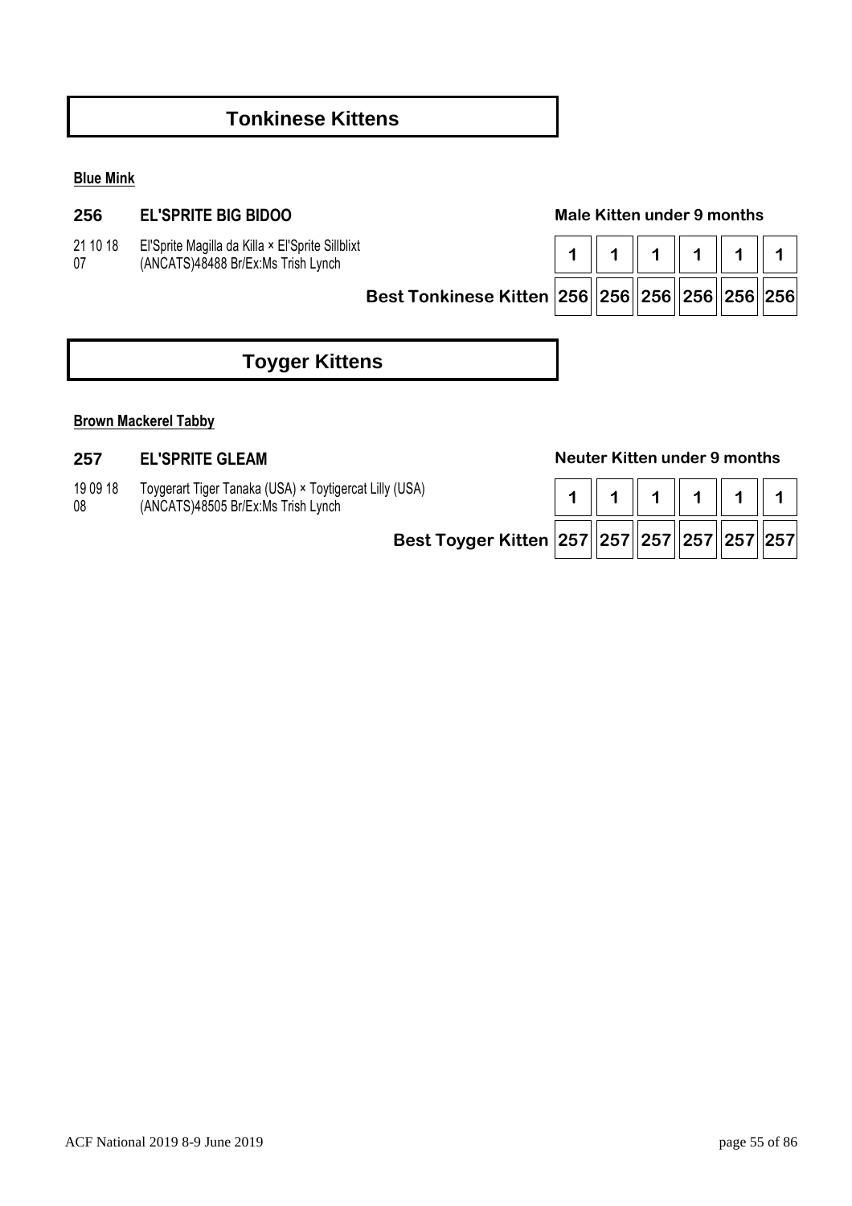# Tonkinese Kittens

**Blue Mink**

**256 EL'SPRITE BIG BIDOO** — **Male Kitten under 9 months**

21 10 18 07 El'Sprite Magilla da Killa × El'Sprite Sillblixt (ANCATS)48488 Br/Ex:Ms Trish Lynch

| | | | | | | |
|---|---|---|---|---|---|---|
| | 1 | 1 | 1 | 1 | 1 | 1 |
| **Best Tonkinese Kitten** | 256 | 256 | 256 | 256 | 256 | 256 |

# Toyger Kittens

**Brown Mackerel Tabby**

**257 EL'SPRITE GLEAM** — **Neuter Kitten under 9 months**

19 09 18 08 Toygerart Tiger Tanaka (USA) × Toytigercat Lilly (USA) (ANCATS)48505 Br/Ex:Ms Trish Lynch

| | | | | | | |
|---|---|---|---|---|---|---|
| | 1 | 1 | 1 | 1 | 1 | 1 |
| **Best Toyger Kitten** | 257 | 257 | 257 | 257 | 257 | 257 |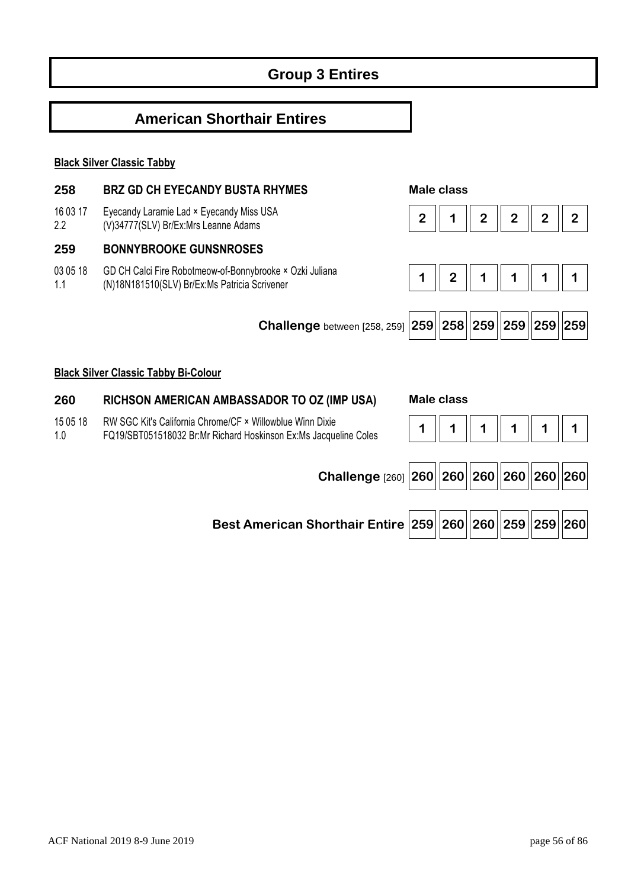# Group 3 Entires

## American Shorthair Entires

**Black Silver Classic Tabby**

| | | | | | | | |
|---|---|---|---|---|---|---|---|
| **258** | **BRZ GD CH EYECANDY BUSTA RHYMES** | **Male class** | | | | | |
| 16 03 17<br>2.2 | Eyecandy Laramie Lad × Eyecandy Miss USA<br>(V)34777(SLV) Br/Ex:Mrs Leanne Adams | **2** | **1** | **2** | **2** | **2** | **2** |
| **259** | **BONNYBROOKE GUNSNROSES** | | | | | | |
| 03 05 18<br>1.1 | GD CH Calci Fire Robotmeow-of-Bonnybrooke × Ozki Juliana<br>(N)18N181510(SLV) Br/Ex:Ms Patricia Scrivener | **1** | **2** | **1** | **1** | **1** | **1** |
| | **Challenge** between [258, 259] | **259** | **258** | **259** | **259** | **259** | **259** |

**Black Silver Classic Tabby Bi-Colour**

| | | | | | | | |
|---|---|---|---|---|---|---|---|
| **260** | **RICHSON AMERICAN AMBASSADOR TO OZ (IMP USA)** | **Male class** | | | | | |
| 15 05 18<br>1.0 | RW SGC Kit's California Chrome/CF × Willowblue Winn Dixie<br>FQ19/SBT051518032 Br:Mr Richard Hoskinson Ex:Ms Jacqueline Coles | **1** | **1** | **1** | **1** | **1** | **1** |
| | **Challenge** [260] | **260** | **260** | **260** | **260** | **260** | **260** |
| | **Best American Shorthair Entire** | **259** | **260** | **260** | **259** | **259** | **260** |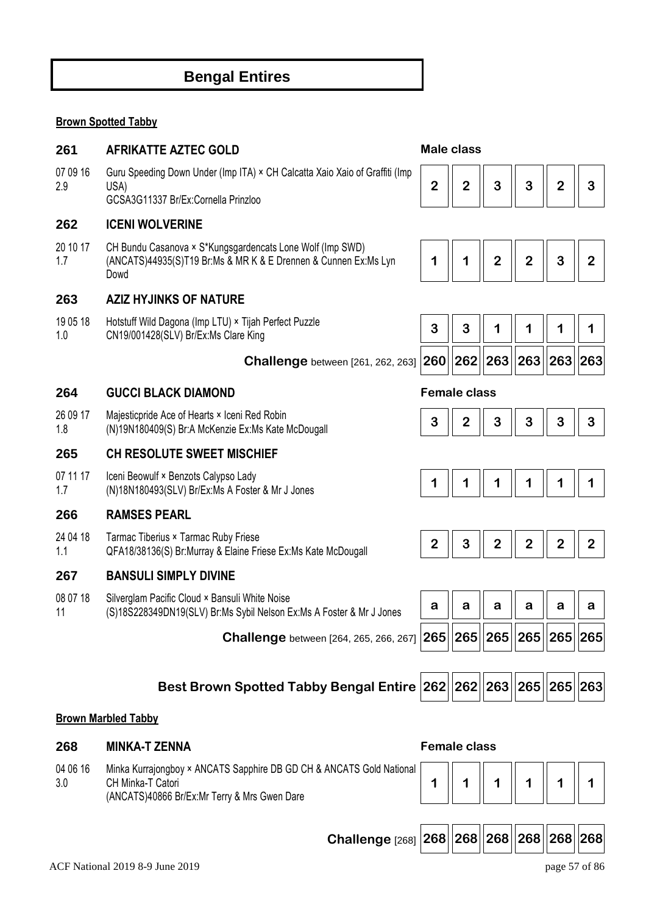# Bengal Entires

**Brown Spotted Tabby**

| No. | Details | | | | | | |
|---|---|---|---|---|---|---|---|
| | | **Male class** | | | | | |
| **261** | **AFRIKATTE AZTEC GOLD** | | | | | | |
| 07 09 16<br>2.9 | Guru Speeding Down Under (Imp ITA) × CH Calcatta Xaio Xaio of Graffiti (Imp USA)<br>GCSA3G11337 Br/Ex:Cornella Prinzloo | 2 | 2 | 3 | 3 | 2 | 3 |
| **262** | **ICENI WOLVERINE** | | | | | | |
| 20 10 17<br>1.7 | CH Bundu Casanova × S*Kungsgardencats Lone Wolf (Imp SWD)<br>(ANCATS)44935(S)T19 Br:Ms & MR K & E Drennen & Cunnen Ex:Ms Lyn Dowd | 1 | 1 | 2 | 2 | 3 | 2 |
| **263** | **AZIZ HYJINKS OF NATURE** | | | | | | |
| 19 05 18<br>1.0 | Hotstuff Wild Dagona (Imp LTU) × Tijah Perfect Puzzle<br>CN19/001428(SLV) Br/Ex:Ms Clare King | 3 | 3 | 1 | 1 | 1 | 1 |
| | **Challenge** between [261, 262, 263] | 260 | 262 | 263 | 263 | 263 | 263 |
| | | **Female class** | | | | | |
| **264** | **GUCCI BLACK DIAMOND** | | | | | | |
| 26 09 17<br>1.8 | Majesticpride Ace of Hearts × Iceni Red Robin<br>(N)19N180409(S) Br:A McKenzie Ex:Ms Kate McDougall | 3 | 2 | 3 | 3 | 3 | 3 |
| **265** | **CH RESOLUTE SWEET MISCHIEF** | | | | | | |
| 07 11 17<br>1.7 | Iceni Beowulf × Benzots Calypso Lady<br>(N)18N180493(SLV) Br/Ex:Ms A Foster & Mr J Jones | 1 | 1 | 1 | 1 | 1 | 1 |
| **266** | **RAMSES PEARL** | | | | | | |
| 24 04 18<br>1.1 | Tarmac Tiberius × Tarmac Ruby Friese<br>QFA18/38136(S) Br:Murray & Elaine Friese Ex:Ms Kate McDougall | 2 | 3 | 2 | 2 | 2 | 2 |
| **267** | **BANSULI SIMPLY DIVINE** | | | | | | |
| 08 07 18<br>11 | Silverglam Pacific Cloud × Bansuli White Noise<br>(S)18S228349DN19(SLV) Br:Ms Sybil Nelson Ex:Ms A Foster & Mr J Jones | a | a | a | a | a | a |
| | **Challenge** between [264, 265, 266, 267] | 265 | 265 | 265 | 265 | 265 | 265 |
| | **Best Brown Spotted Tabby Bengal Entire** | 262 | 262 | 263 | 265 | 265 | 263 |

**Brown Marbled Tabby**

| No. | Details | | | | | | |
|---|---|---|---|---|---|---|---|
| | | **Female class** | | | | | |
| **268** | **MINKA-T ZENNA** | | | | | | |
| 04 06 16<br>3.0 | Minka Kurrajongboy × ANCATS Sapphire DB GD CH & ANCATS Gold National CH Minka-T Catori<br>(ANCATS)40866 Br/Ex:Mr Terry & Mrs Gwen Dare | 1 | 1 | 1 | 1 | 1 | 1 |
| | **Challenge** [268] | 268 | 268 | 268 | 268 | 268 | 268 |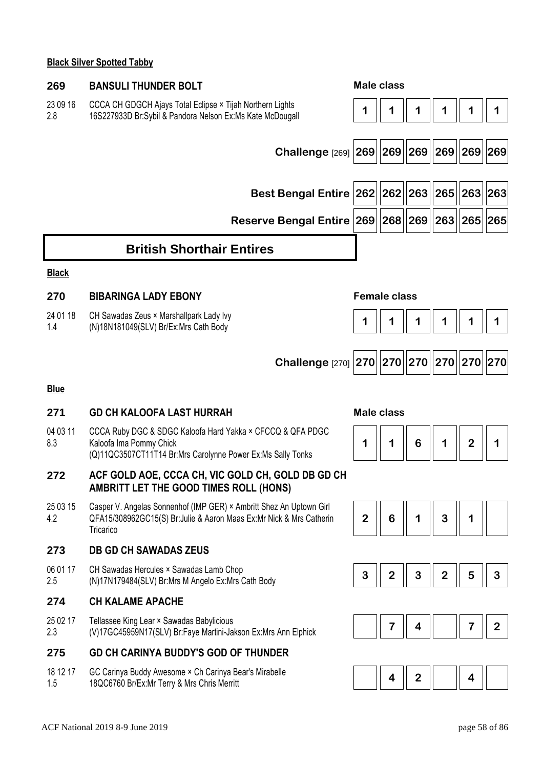**Black Silver Spotted Tabby**

**269** **BANSULI THUNDER BOLT** — **Male class**

23 09 16
2.8

CCCA CH GDGCH Ajays Total Eclipse × Tijah Northern Lights
16S227933D Br:Sybil & Pandora Nelson Ex:Ms Kate McDougall

| | | | | | | |
|---|---|---|---|---|---|---|
| 269 | 1 | 1 | 1 | 1 | 1 | 1 |
| **Challenge** [269] | 269 | 269 | 269 | 269 | 269 | 269 |
| **Best Bengal Entire** | 262 | 262 | 263 | 265 | 263 | 263 |
| **Reserve Bengal Entire** | 269 | 268 | 269 | 263 | 265 | 265 |

## British Shorthair Entires

**Black**

**270** **BIBARINGA LADY EBONY** — **Female class**

24 01 18
1.4

CH Sawadas Zeus × Marshallpark Lady Ivy
(N)18N181049(SLV) Br/Ex:Mrs Cath Body

| | | | | | | |
|---|---|---|---|---|---|---|
| 270 | 1 | 1 | 1 | 1 | 1 | 1 |
| **Challenge** [270] | 270 | 270 | 270 | 270 | 270 | 270 |

**Blue**

**Male class**

**271** **GD CH KALOOFA LAST HURRAH**

04 03 11
8.3

CCCA Ruby DGC & SDGC Kaloofa Hard Yakka × CFCCQ & QFA PDGC Kaloofa Ima Pommy Chick
(Q)11QC3507CT11T14 Br:Mrs Carolynne Power Ex:Ms Sally Tonks

**272** **ACF GOLD AOE, CCCA CH, VIC GOLD CH, GOLD DB GD CH AMBRITT LET THE GOOD TIMES ROLL (HONS)**

25 03 15
4.2

Casper V. Angelas Sonnenhof (IMP GER) × Ambritt Shez An Uptown Girl
QFA15/308962GC15(S) Br:Julie & Aaron Maas Ex:Mr Nick & Mrs Catherin Tricarico

**273** **DB GD CH SAWADAS ZEUS**

06 01 17
2.5

CH Sawadas Hercules × Sawadas Lamb Chop
(N)17N179484(SLV) Br:Mrs M Angelo Ex:Mrs Cath Body

**274** **CH KALAME APACHE**

25 02 17
2.3

Tellassee King Lear × Sawadas Babylicious
(V)17GC45959N17(SLV) Br:Faye Martini-Jakson Ex:Mrs Ann Elphick

**275** **GD CH CARINYA BUDDY'S GOD OF THUNDER**

18 12 17
1.5

GC Carinya Buddy Awesome × Ch Carinya Bear's Mirabelle
18QC6760 Br/Ex:Mr Terry & Mrs Chris Merritt

| | | | | | | |
|---|---|---|---|---|---|---|
| 271 | 1 | 1 | 6 | 1 | 2 | 1 |
| 272 | 2 | 6 | 1 | 3 | 1 | |
| 273 | 3 | 2 | 3 | 2 | 5 | 3 |
| 274 | | 7 | 4 | | 7 | 2 |
| 275 | | 4 | 2 | | 4 | |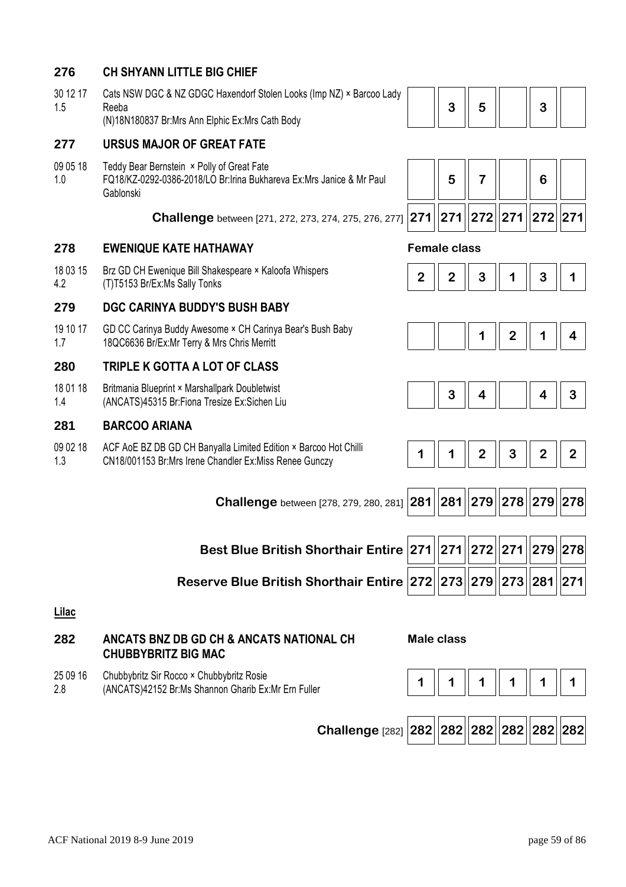## 276 CH SHYANN LITTLE BIG CHIEF

30 12 17
1.5

Cats NSW DGC & NZ GDGC Haxendorf Stolen Looks (Imp NZ) × Barcoo Lady Reeba
(N)18N180837 Br:Mrs Ann Elphic Ex:Mrs Cath Body

| | | | | | |
|---|---|---|---|---|---|
| | 3 | 5 | | 3 | |

## 277 URSUS MAJOR OF GREAT FATE

09 05 18
1.0

Teddy Bear Bernstein × Polly of Great Fate
FQ18/KZ-0292-0386-2018/LO Br:Irina Bukhareva Ex:Mrs Janice & Mr Paul Gablonski

| | | | | | |
|---|---|---|---|---|---|
| | 5 | 7 | | 6 | |

| **Challenge** between [271, 272, 273, 274, 275, 276, 277] | 271 | 271 | 272 | 271 | 272 | 271 |
|---|---|---|---|---|---|---|

## 278 EWENIQUE KATE HATHAWAY

**Female class**

18 03 15
4.2

Brz GD CH Ewenique Bill Shakespeare × Kaloofa Whispers
(T)T5153 Br/Ex:Ms Sally Tonks

| | | | | | |
|---|---|---|---|---|---|
| 2 | 2 | 3 | 1 | 3 | 1 |

## 279 DGC CARINYA BUDDY'S BUSH BABY

19 10 17
1.7

GD CC Carinya Buddy Awesome × CH Carinya Bear's Bush Baby
18QC6636 Br/Ex:Mr Terry & Mrs Chris Merritt

| | | | | | |
|---|---|---|---|---|---|
| | | 1 | 2 | 1 | 4 |

## 280 TRIPLE K GOTTA A LOT OF CLASS

18 01 18
1.4

Britmania Blueprint × Marshallpark Doubletwist
(ANCATS)45315 Br:Fiona Tresize Ex:Sichen Liu

| | | | | | |
|---|---|---|---|---|---|
| | 3 | 4 | | 4 | 3 |

## 281 BARCOO ARIANA

09 02 18
1.3

ACF AoE BZ DB GD CH Banyalla Limited Edition × Barcoo Hot Chilli
CN18/001153 Br:Mrs Irene Chandler Ex:Miss Renee Gunczy

| | | | | | |
|---|---|---|---|---|---|
| 1 | 1 | 2 | 3 | 2 | 2 |

| **Challenge** between [278, 279, 280, 281] | 281 | 281 | 279 | 278 | 279 | 278 |
|---|---|---|---|---|---|---|
| **Best Blue British Shorthair Entire** | 271 | 271 | 272 | 271 | 279 | 278 |
| **Reserve Blue British Shorthair Entire** | 272 | 273 | 279 | 273 | 281 | 271 |

### Lilac

## 282 ANCATS BNZ DB GD CH & ANCATS NATIONAL CH CHUBBYBRITZ BIG MAC

**Male class**

25 09 16
2.8

Chubbybritz Sir Rocco × Chubbybritz Rosie
(ANCATS)42152 Br:Ms Shannon Gharib Ex:Mr Ern Fuller

| | | | | | |
|---|---|---|---|---|---|
| 1 | 1 | 1 | 1 | 1 | 1 |

| **Challenge** [282] | 282 | 282 | 282 | 282 | 282 | 282 |
|---|---|---|---|---|---|---|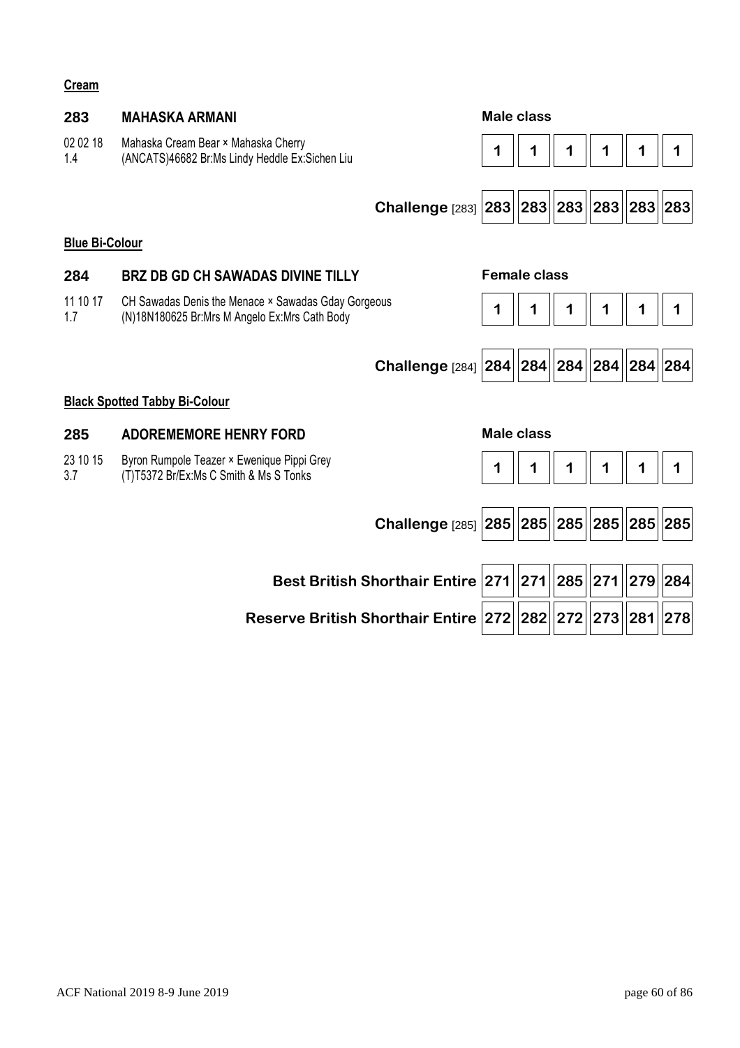**Cream**

**283** **MAHASKA ARMANI** — **Male class**

02 02 18 Mahaska Cream Bear × Mahaska Cherry
1.4 (ANCATS)46682 Br:Ms Lindy Heddle Ex:Sichen Liu

| | | | | | | |
|---|---|---|---|---|---|---|
| | 1 | 1 | 1 | 1 | 1 | 1 |
| **Challenge** [283] | 283 | 283 | 283 | 283 | 283 | 283 |

**Blue Bi-Colour**

**284** **BRZ DB GD CH SAWADAS DIVINE TILLY** — **Female class**

11 10 17 CH Sawadas Denis the Menace × Sawadas Gday Gorgeous
1.7 (N)18N180625 Br:Mrs M Angelo Ex:Mrs Cath Body

| | | | | | | |
|---|---|---|---|---|---|---|
| | 1 | 1 | 1 | 1 | 1 | 1 |
| **Challenge** [284] | 284 | 284 | 284 | 284 | 284 | 284 |

**Black Spotted Tabby Bi-Colour**

**285** **ADOREMEMORE HENRY FORD** — **Male class**

23 10 15 Byron Rumpole Teazer × Ewenique Pippi Grey
3.7 (T)T5372 Br/Ex:Ms C Smith & Ms S Tonks

| | | | | | | |
|---|---|---|---|---|---|---|
| | 1 | 1 | 1 | 1 | 1 | 1 |
| **Challenge** [285] | 285 | 285 | 285 | 285 | 285 | 285 |

| | | | | | | |
|---|---|---|---|---|---|---|
| **Best British Shorthair Entire** | 271 | 271 | 285 | 271 | 279 | 284 |
| **Reserve British Shorthair Entire** | 272 | 282 | 272 | 273 | 281 | 278 |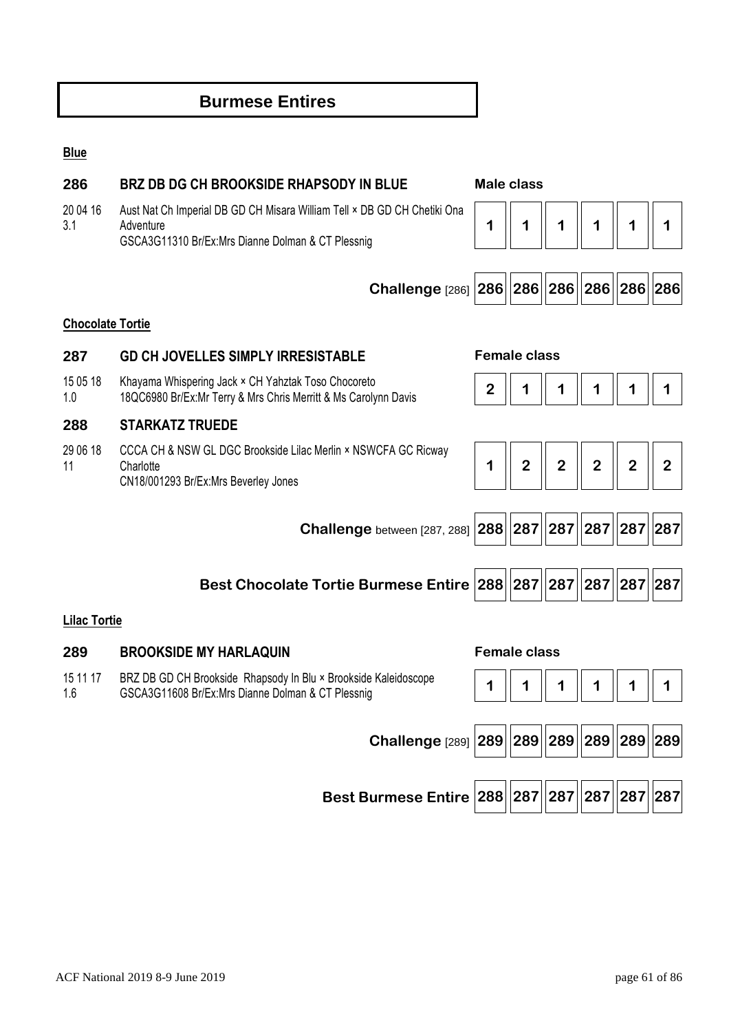# Burmese Entires

**Blue**

**286 BRZ DB DG CH BROOKSIDE RHAPSODY IN BLUE** — Male class

20 04 16 3.1 — Aust Nat Ch Imperial DB GD CH Misara William Tell × DB GD CH Chetiki Ona Adventure
GSCA3G11310 Br/Ex:Mrs Dianne Dolman & CT Plessnig

| | | | | | | |
|---|---|---|---|---|---|---|
| 286 | 1 | 1 | 1 | 1 | 1 | 1 |
| **Challenge** [286] | 286 | 286 | 286 | 286 | 286 | 286 |

**Chocolate Tortie**

**287 GD CH JOVELLES SIMPLY IRRESISTABLE** — Female class

15 05 18 1.0 — Khayama Whispering Jack × CH Yahztak Toso Chocoreto
18QC6980 Br/Ex:Mr Terry & Mrs Chris Merritt & Ms Carolynn Davis

**288 STARKATZ TRUEDE**

29 06 18 11 — CCCA CH & NSW GL DGC Brookside Lilac Merlin × NSWCFA GC Ricway Charlotte
CN18/001293 Br/Ex:Mrs Beverley Jones

| | | | | | | |
|---|---|---|---|---|---|---|
| 287 | 2 | 1 | 1 | 1 | 1 | 1 |
| 288 | 1 | 2 | 2 | 2 | 2 | 2 |
| **Challenge** between [287, 288] | 288 | 287 | 287 | 287 | 287 | 287 |
| **Best Chocolate Tortie Burmese Entire** | 288 | 287 | 287 | 287 | 287 | 287 |

**Lilac Tortie**

**289 BROOKSIDE MY HARLAQUIN** — Female class

15 11 17 1.6 — BRZ DB GD CH Brookside Rhapsody In Blu × Brookside Kaleidoscope
GSCA3G11608 Br/Ex:Mrs Dianne Dolman & CT Plessnig

| | | | | | | |
|---|---|---|---|---|---|---|
| 289 | 1 | 1 | 1 | 1 | 1 | 1 |
| **Challenge** [289] | 289 | 289 | 289 | 289 | 289 | 289 |
| **Best Burmese Entire** | 288 | 287 | 287 | 287 | 287 | 287 |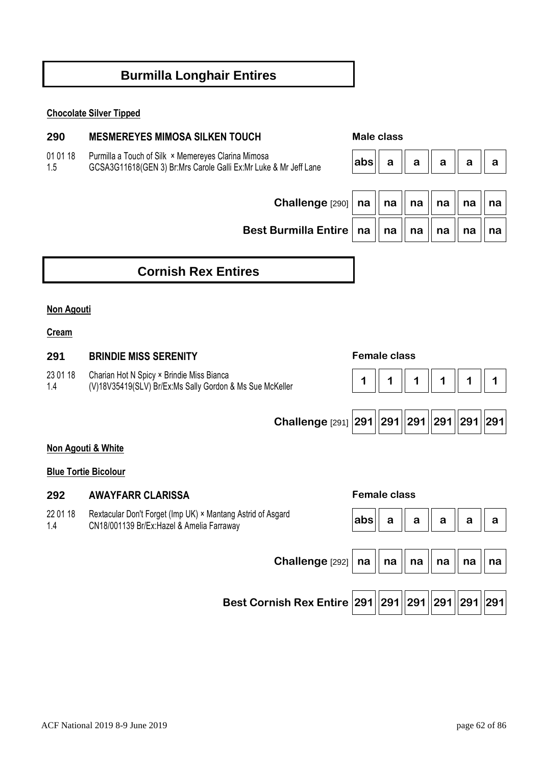# Burmilla Longhair Entires

**Chocolate Silver Tipped**

**290 MESMEREYES MIMOSA SILKEN TOUCH**

01 01 18 Purmilla a Touch of Silk × Memereyes Clarina Mimosa
1.5 GCSA3G11618(GEN 3) Br:Mrs Carole Galli Ex:Mr Luke & Mr Jeff Lane

| Male class | | | | | | |
|---|---|---|---|---|---|---|
| | abs | a | a | a | a | a |
| Challenge [290] | na | na | na | na | na | na |
| Best Burmilla Entire | na | na | na | na | na | na |

# Cornish Rex Entires

**Non Agouti**

**Cream**

**291 BRINDIE MISS SERENITY**

23 01 18 Charian Hot N Spicy × Brindie Miss Bianca
1.4 (V)18V35419(SLV) Br/Ex:Ms Sally Gordon & Ms Sue McKeller

| Female class | | | | | | |
|---|---|---|---|---|---|---|
| | 1 | 1 | 1 | 1 | 1 | 1 |
| Challenge [291] | 291 | 291 | 291 | 291 | 291 | 291 |

**Non Agouti & White**

**Blue Tortie Bicolour**

**292 AWAYFARR CLARISSA**

22 01 18 Rextacular Don't Forget (Imp UK) × Mantang Astrid of Asgard
1.4 CN18/001139 Br/Ex:Hazel & Amelia Farraway

| Female class | | | | | | |
|---|---|---|---|---|---|---|
| | abs | a | a | a | a | a |
| Challenge [292] | na | na | na | na | na | na |
| Best Cornish Rex Entire | 291 | 291 | 291 | 291 | 291 | 291 |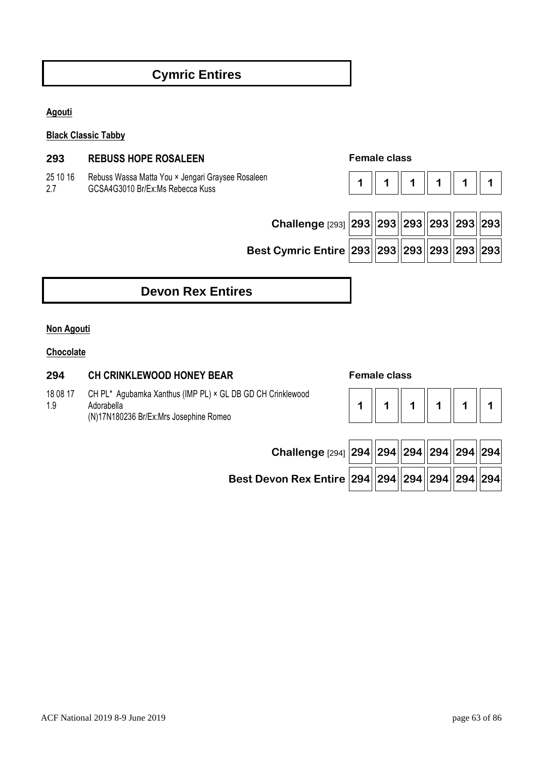# Cymric Entires

**Agouti**

**Black Classic Tabby**

**293 REBUSS HOPE ROSALEEN** — **Female class**

25 10 16
2.7

Rebuss Wassa Matta You × Jengari Graysee Rosaleen
GCSA4G3010 Br/Ex:Ms Rebecca Kuss

| 1 | 1 | 1 | 1 | 1 | 1 |
|---|---|---|---|---|---|

| | | | | | | |
|---|---|---|---|---|---|---|
| **Challenge** [293] | **293** | **293** | **293** | **293** | **293** | **293** |
| **Best Cymric Entire** | **293** | **293** | **293** | **293** | **293** | **293** |

# Devon Rex Entires

**Non Agouti**

**Chocolate**

**294 CH CRINKLEWOOD HONEY BEAR** — **Female class**

18 08 17
1.9

CH PL* Agubamka Xanthus (IMP PL) × GL DB GD CH Crinklewood Adorabella
(N)17N180236 Br/Ex:Mrs Josephine Romeo

| 1 | 1 | 1 | 1 | 1 | 1 |
|---|---|---|---|---|---|

| | | | | | | |
|---|---|---|---|---|---|---|
| **Challenge** [294] | **294** | **294** | **294** | **294** | **294** | **294** |
| **Best Devon Rex Entire** | **294** | **294** | **294** | **294** | **294** | **294** |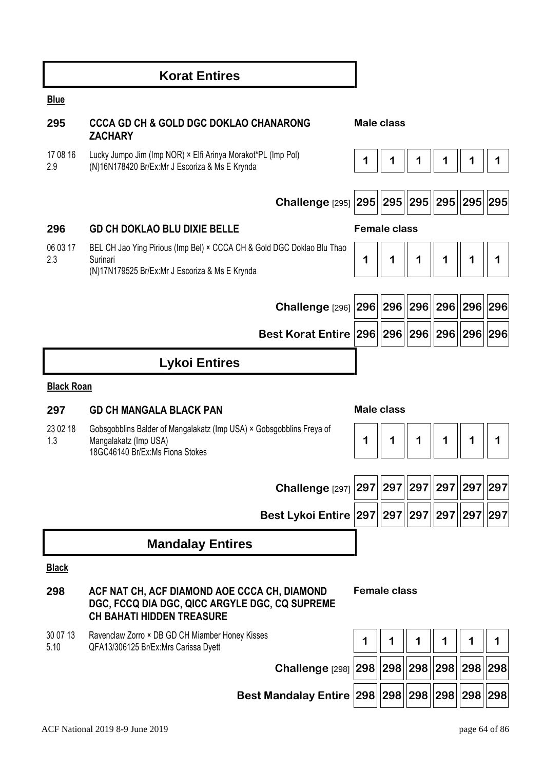## Korat Entires

**Blue**

**295** **CCCA GD CH & GOLD DGC DOKLAO CHANARONG ZACHARY** — Male class

17 08 16 Lucky Jumpo Jim (Imp NOR) × Elfi Arinya Morakot*PL (Imp Pol)
2.9 (N)16N178420 Br/Ex:Mr J Escoriza & Ms E Krynda

| | | | | | | |
|---|---|---|---|---|---|---|
| | 1 | 1 | 1 | 1 | 1 | 1 |
| **Challenge** [295] | 295 | 295 | 295 | 295 | 295 | 295 |

**296** **GD CH DOKLAO BLU DIXIE BELLE** — Female class

06 03 17 BEL CH Jao Ying Pirious (Imp Bel) × CCCA CH & Gold DGC Doklao Blu Thao Surinari
2.3 (N)17N179525 Br/Ex:Mr J Escoriza & Ms E Krynda

| | | | | | | |
|---|---|---|---|---|---|---|
| | 1 | 1 | 1 | 1 | 1 | 1 |
| **Challenge** [296] | 296 | 296 | 296 | 296 | 296 | 296 |
| **Best Korat Entire** | 296 | 296 | 296 | 296 | 296 | 296 |

## Lykoi Entires

**Black Roan**

**297** **GD CH MANGALA BLACK PAN** — Male class

23 02 18 Gobsgobblins Balder of Mangalakatz (Imp USA) × Gobsgobblins Freya of Mangalakatz (Imp USA)
1.3 18GC46140 Br/Ex:Ms Fiona Stokes

| | | | | | | |
|---|---|---|---|---|---|---|
| | 1 | 1 | 1 | 1 | 1 | 1 |
| **Challenge** [297] | 297 | 297 | 297 | 297 | 297 | 297 |
| **Best Lykoi Entire** | 297 | 297 | 297 | 297 | 297 | 297 |

## Mandalay Entires

**Black**

**298** **ACF NAT CH, ACF DIAMOND AOE CCCA CH, DIAMOND DGC, FCCQ DIA DGC, QICC ARGYLE DGC, CQ SUPREME CH BAHATI HIDDEN TREASURE** — Female class

30 07 13 Ravenclaw Zorro × DB GD CH Miamber Honey Kisses
5.10 QFA13/306125 Br/Ex:Mrs Carissa Dyett

| | | | | | | |
|---|---|---|---|---|---|---|
| | 1 | 1 | 1 | 1 | 1 | 1 |
| **Challenge** [298] | 298 | 298 | 298 | 298 | 298 | 298 |
| **Best Mandalay Entire** | 298 | 298 | 298 | 298 | 298 | 298 |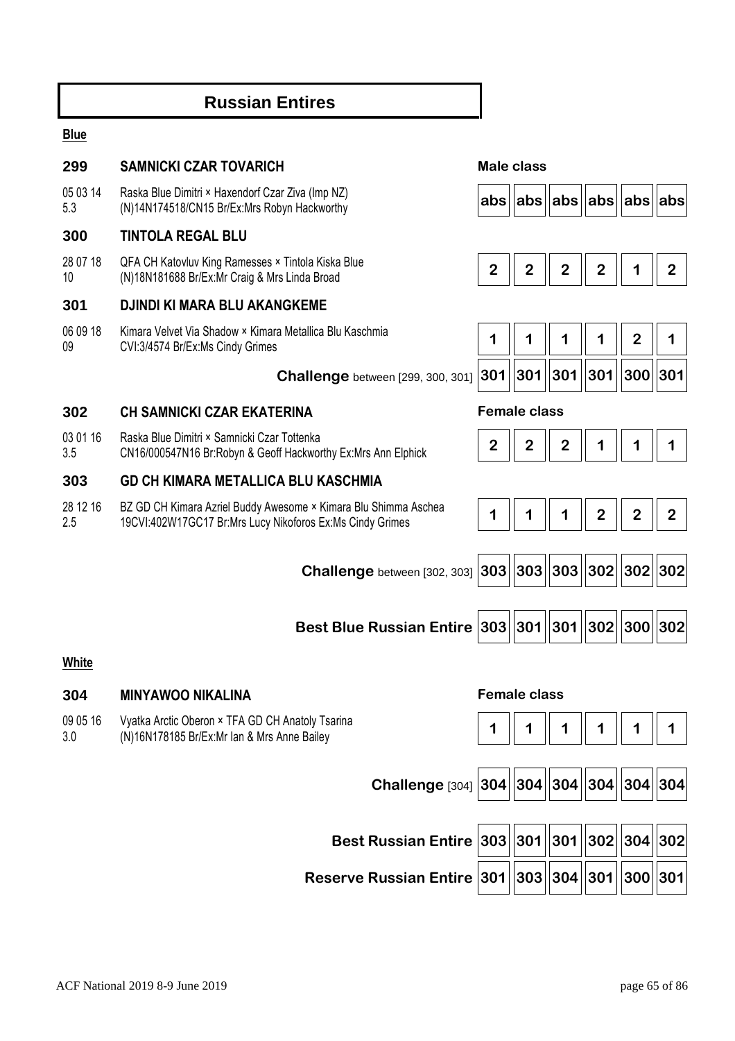## Russian Entires

**Blue**

| No. | Details | | | | | | |
|---|---|---|---|---|---|---|---|
| | | **Male class** | | | | | |
| **299** | **SAMNICKI CZAR TOVARICH** | | | | | | |
| 05 03 14<br>5.3 | Raska Blue Dimitri × Haxendorf Czar Ziva (Imp NZ)<br>(N)14N174518/CN15 Br/Ex:Mrs Robyn Hackworthy | abs | abs | abs | abs | abs | abs |
| **300** | **TINTOLA REGAL BLU** | | | | | | |
| 28 07 18<br>10 | QFA CH Katovluv King Ramesses × Tintola Kiska Blue<br>(N)18N181688 Br/Ex:Mr Craig & Mrs Linda Broad | 2 | 2 | 2 | 2 | 1 | 2 |
| **301** | **DJINDI KI MARA BLU AKANGKEME** | | | | | | |
| 06 09 18<br>09 | Kimara Velvet Via Shadow × Kimara Metallica Blu Kaschmia<br>CVI:3/4574 Br/Ex:Ms Cindy Grimes | 1 | 1 | 1 | 1 | 2 | 1 |
| | **Challenge** between [299, 300, 301] | 301 | 301 | 301 | 301 | 300 | 301 |
| | | **Female class** | | | | | |
| **302** | **CH SAMNICKI CZAR EKATERINA** | | | | | | |
| 03 01 16<br>3.5 | Raska Blue Dimitri × Samnicki Czar Tottenka<br>CN16/000547N16 Br:Robyn & Geoff Hackworthy Ex:Mrs Ann Elphick | 2 | 2 | 2 | 1 | 1 | 1 |
| **303** | **GD CH KIMARA METALLICA BLU KASCHMIA** | | | | | | |
| 28 12 16<br>2.5 | BZ GD CH Kimara Azriel Buddy Awesome × Kimara Blu Shimma Aschea<br>19CVI:402W17GC17 Br:Mrs Lucy Nikoforos Ex:Ms Cindy Grimes | 1 | 1 | 1 | 2 | 2 | 2 |
| | **Challenge** between [302, 303] | 303 | 303 | 303 | 302 | 302 | 302 |
| | **Best Blue Russian Entire** | 303 | 301 | 301 | 302 | 300 | 302 |

**White**

| No. | Details | | | | | | |
|---|---|---|---|---|---|---|---|
| | | **Female class** | | | | | |
| **304** | **MINYAWOO NIKALINA** | | | | | | |
| 09 05 16<br>3.0 | Vyatka Arctic Oberon × TFA GD CH Anatoly Tsarina<br>(N)16N178185 Br/Ex:Mr Ian & Mrs Anne Bailey | 1 | 1 | 1 | 1 | 1 | 1 |
| | **Challenge** [304] | 304 | 304 | 304 | 304 | 304 | 304 |
| | **Best Russian Entire** | 303 | 301 | 301 | 302 | 304 | 302 |
| | **Reserve Russian Entire** | 301 | 303 | 304 | 301 | 300 | 301 |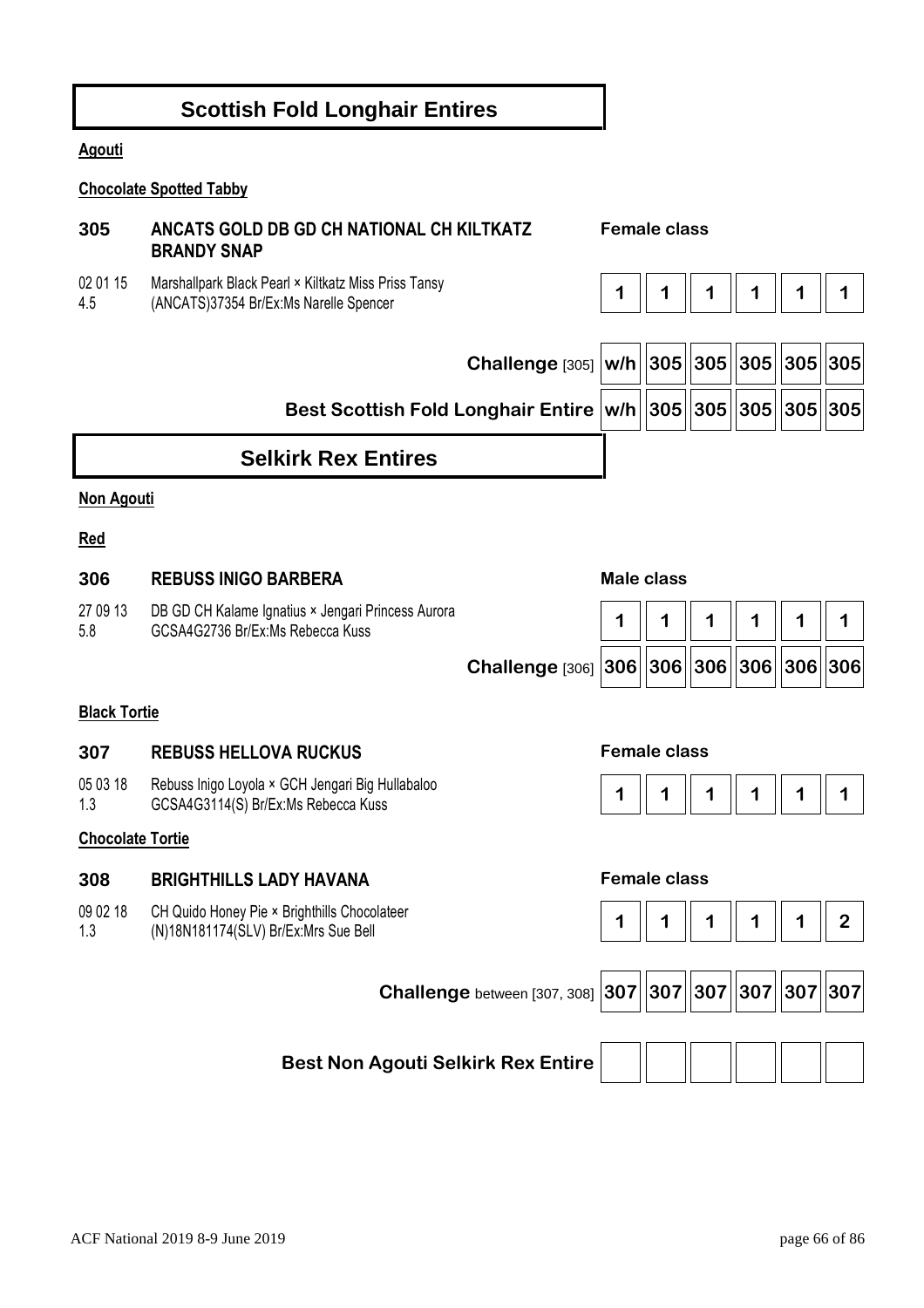# Scottish Fold Longhair Entires

**Agouti**

**Chocolate Spotted Tabby**

**305** **ANCATS GOLD DB GD CH NATIONAL CH KILTKATZ BRANDY SNAP** — Female class

02 01 15
4.5
Marshallpark Black Pearl × Kiltkatz Miss Priss Tansy
(ANCATS)37354 Br/Ex:Ms Narelle Spencer

| | | | | | | |
|---|---|---|---|---|---|---|
| 305 | 1 | 1 | 1 | 1 | 1 | 1 |
| Challenge [305] | w/h | 305 | 305 | 305 | 305 | 305 |
| Best Scottish Fold Longhair Entire | w/h | 305 | 305 | 305 | 305 | 305 |

# Selkirk Rex Entires

**Non Agouti**

**Red**

**306** **REBUSS INIGO BARBERA** — Male class

27 09 13
5.8
DB GD CH Kalame Ignatius × Jengari Princess Aurora
GCSA4G2736 Br/Ex:Ms Rebecca Kuss

| | | | | | | |
|---|---|---|---|---|---|---|
| 306 | 1 | 1 | 1 | 1 | 1 | 1 |
| Challenge [306] | 306 | 306 | 306 | 306 | 306 | 306 |

**Black Tortie**

**307** **REBUSS HELLOVA RUCKUS** — Female class

05 03 18
1.3
Rebuss Inigo Loyola × GCH Jengari Big Hullabaloo
GCSA4G3114(S) Br/Ex:Ms Rebecca Kuss

| | | | | | | |
|---|---|---|---|---|---|---|
| 307 | 1 | 1 | 1 | 1 | 1 | 1 |

**Chocolate Tortie**

**308** **BRIGHTHILLS LADY HAVANA** — Female class

09 02 18
1.3
CH Quido Honey Pie × Brighthills Chocolateer
(N)18N181174(SLV) Br/Ex:Mrs Sue Bell

| | | | | | | |
|---|---|---|---|---|---|---|
| 308 | 1 | 1 | 1 | 1 | 1 | 2 |
| Challenge between [307, 308] | 307 | 307 | 307 | 307 | 307 | 307 |
| Best Non Agouti Selkirk Rex Entire | | | | | | |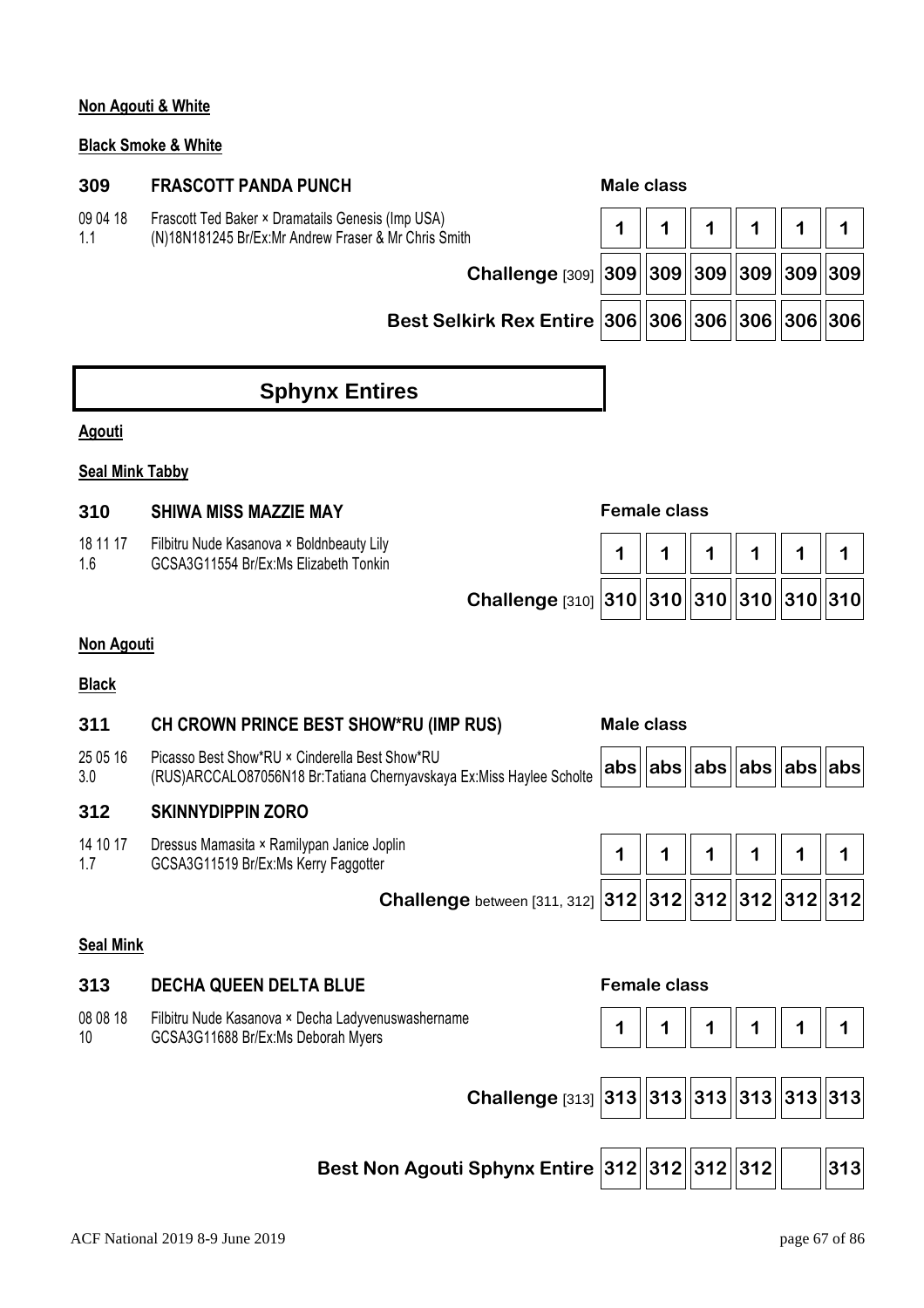**Non Agouti & White**

**Black Smoke & White**

| | | | | | | | |
|---|---|---|---|---|---|---|---|
| **309** | **FRASCOTT PANDA PUNCH** | **Male class** | | | | | |
| 09 04 18<br>1.1 | Frascott Ted Baker × Dramatails Genesis (Imp USA)<br>(N)18N181245 Br/Ex:Mr Andrew Fraser & Mr Chris Smith | 1 | 1 | 1 | 1 | 1 | 1 |
| | **Challenge** [309] | 309 | 309 | 309 | 309 | 309 | 309 |
| | **Best Selkirk Rex Entire** | 306 | 306 | 306 | 306 | 306 | 306 |

# Sphynx Entires

**Agouti**

**Seal Mink Tabby**

| | | | | | | | |
|---|---|---|---|---|---|---|---|
| **310** | **SHIWA MISS MAZZIE MAY** | **Female class** | | | | | |
| 18 11 17<br>1.6 | Filbitru Nude Kasanova × Boldnbeauty Lily<br>GCSA3G11554 Br/Ex:Ms Elizabeth Tonkin | 1 | 1 | 1 | 1 | 1 | 1 |
| | **Challenge** [310] | 310 | 310 | 310 | 310 | 310 | 310 |

**Non Agouti**

**Black**

| | | | | | | | |
|---|---|---|---|---|---|---|---|
| **311** | **CH CROWN PRINCE BEST SHOW*RU (IMP RUS)** | **Male class** | | | | | |
| 25 05 16<br>3.0 | Picasso Best Show*RU × Cinderella Best Show*RU<br>(RUS)ARCCALO87056N18 Br:Tatiana Chernyavskaya Ex:Miss Haylee Scholte | abs | abs | abs | abs | abs | abs |
| **312** | **SKINNYDIPPIN ZORO** | | | | | | |
| 14 10 17<br>1.7 | Dressus Mamasita × Ramilypan Janice Joplin<br>GCSA3G11519 Br/Ex:Ms Kerry Faggotter | 1 | 1 | 1 | 1 | 1 | 1 |
| | **Challenge** between [311, 312] | 312 | 312 | 312 | 312 | 312 | 312 |

**Seal Mink**

| | | | | | | | |
|---|---|---|---|---|---|---|---|
| **313** | **DECHA QUEEN DELTA BLUE** | **Female class** | | | | | |
| 08 08 18<br>10 | Filbitru Nude Kasanova × Decha Ladyvenuswashername<br>GCSA3G11688 Br/Ex:Ms Deborah Myers | 1 | 1 | 1 | 1 | 1 | 1 |
| | **Challenge** [313] | 313 | 313 | 313 | 313 | 313 | 313 |
| | **Best Non Agouti Sphynx Entire** | 312 | 312 | 312 | 312 | | 313 |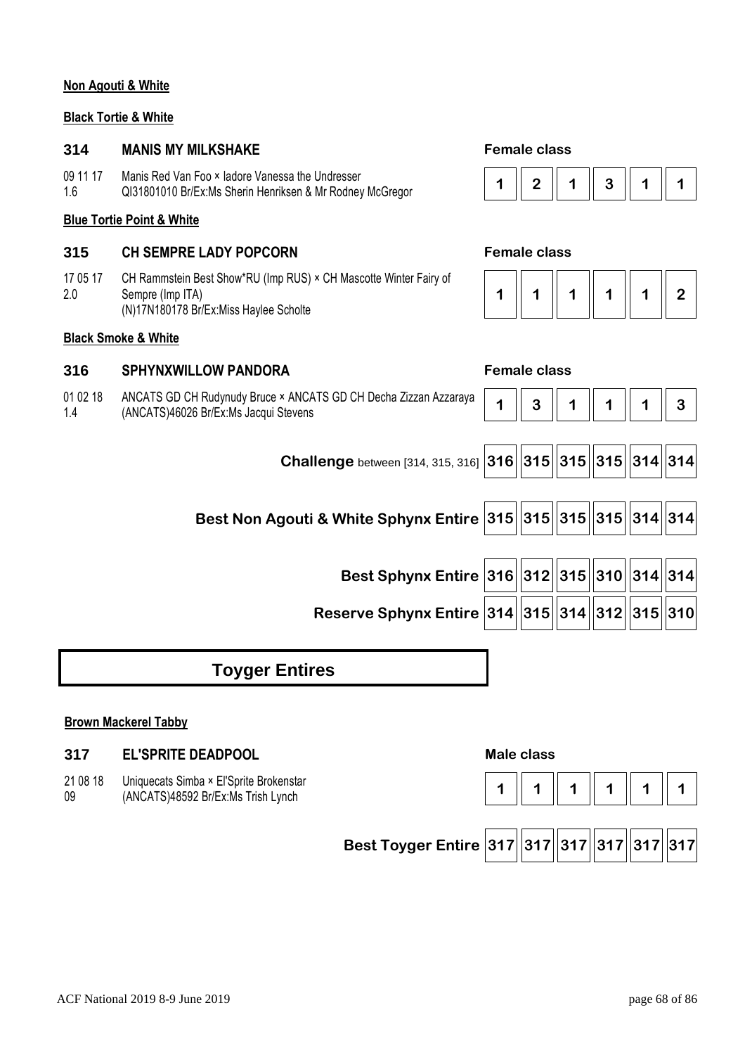**Non Agouti & White**

**Black Tortie & White**

### 314 MANIS MY MILKSHAKE

**Female class**

09 11 17
1.6

Manis Red Van Foo × Iadore Vanessa the Undresser
QI31801010 Br/Ex:Ms Sherin Henriksen & Mr Rodney McGregor

| 1 | 2 | 1 | 3 | 1 | 1 |
|---|---|---|---|---|---|

**Blue Tortie Point & White**

### 315 CH SEMPRE LADY POPCORN

**Female class**

17 05 17
2.0

CH Rammstein Best Show*RU (Imp RUS) × CH Mascotte Winter Fairy of Sempre (Imp ITA)
(N)17N180178 Br/Ex:Miss Haylee Scholte

| 1 | 1 | 1 | 1 | 1 | 2 |
|---|---|---|---|---|---|

**Black Smoke & White**

### 316 SPHYNXWILLOW PANDORA

**Female class**

01 02 18
1.4

ANCATS GD CH Rudynudy Bruce × ANCATS GD CH Decha Zizzan Azzaraya
(ANCATS)46026 Br/Ex:Ms Jacqui Stevens

| 1 | 3 | 1 | 1 | 1 | 3 |
|---|---|---|---|---|---|

| | | | | | | |
|---|---|---|---|---|---|---|
| **Challenge** between [314, 315, 316] | 316 | 315 | 315 | 315 | 314 | 314 |
| **Best Non Agouti & White Sphynx Entire** | 315 | 315 | 315 | 315 | 314 | 314 |
| **Best Sphynx Entire** | 316 | 312 | 315 | 310 | 314 | 314 |
| **Reserve Sphynx Entire** | 314 | 315 | 314 | 312 | 315 | 310 |

## Toyger Entires

**Brown Mackerel Tabby**

### 317 EL'SPRITE DEADPOOL

**Male class**

21 08 18
09

Uniquecats Simba × El'Sprite Brokenstar
(ANCATS)48592 Br/Ex:Ms Trish Lynch

| 1 | 1 | 1 | 1 | 1 | 1 |
|---|---|---|---|---|---|

| | | | | | | |
|---|---|---|---|---|---|---|
| **Best Toyger Entire** | 317 | 317 | 317 | 317 | 317 | 317 |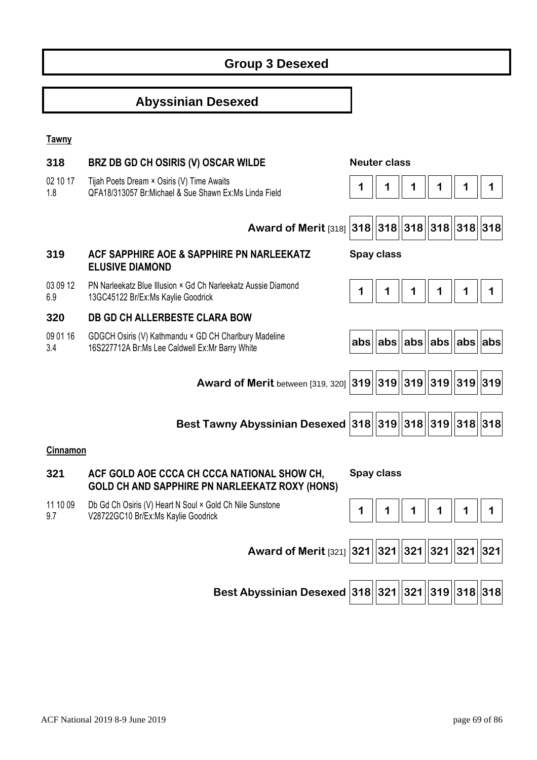# Group 3 Desexed

## Abyssinian Desexed

**Tawny**

**318** **BRZ DB GD CH OSIRIS (V) OSCAR WILDE** — **Neuter class**

02 10 17
1.8
Tijah Poets Dream × Osiris (V) Time Awaits
QFA18/313057 Br:Michael & Sue Shawn Ex:Ms Linda Field

| 1 | 1 | 1 | 1 | 1 | 1 |
|---|---|---|---|---|---|

| | | | | | | |
|---|---|---|---|---|---|---|
| **Award of Merit** [318] | 318 | 318 | 318 | 318 | 318 | 318 |

**319** **ACF SAPPHIRE AOE & SAPPHIRE PN NARLEEKATZ ELUSIVE DIAMOND** — **Spay class**

03 09 12
6.9
PN Narleekatz Blue Illusion × Gd Ch Narleekatz Aussie Diamond
13GC45122 Br/Ex:Ms Kaylie Goodrick

| 1 | 1 | 1 | 1 | 1 | 1 |
|---|---|---|---|---|---|

**320** **DB GD CH ALLERBESTE CLARA BOW**

09 01 16
3.4
GDGCH Osiris (V) Kathmandu × GD CH Charlbury Madeline
16S227712A Br:Ms Lee Caldwell Ex:Mr Barry White

| abs | abs | abs | abs | abs | abs |
|---|---|---|---|---|---|

| | | | | | | |
|---|---|---|---|---|---|---|
| **Award of Merit** between [319, 320] | 319 | 319 | 319 | 319 | 319 | 319 |
| **Best Tawny Abyssinian Desexed** | 318 | 319 | 318 | 319 | 318 | 318 |

**Cinnamon**

**321** **ACF GOLD AOE CCCA CH CCCA NATIONAL SHOW CH, GOLD CH AND SAPPHIRE PN NARLEEKATZ ROXY (HONS)** — **Spay class**

11 10 09
9.7
Db Gd Ch Osiris (V) Heart N Soul × Gold Ch Nile Sunstone
V28722GC10 Br/Ex:Ms Kaylie Goodrick

| 1 | 1 | 1 | 1 | 1 | 1 |
|---|---|---|---|---|---|

| | | | | | | |
|---|---|---|---|---|---|---|
| **Award of Merit** [321] | 321 | 321 | 321 | 321 | 321 | 321 |
| **Best Abyssinian Desexed** | 318 | 321 | 321 | 319 | 318 | 318 |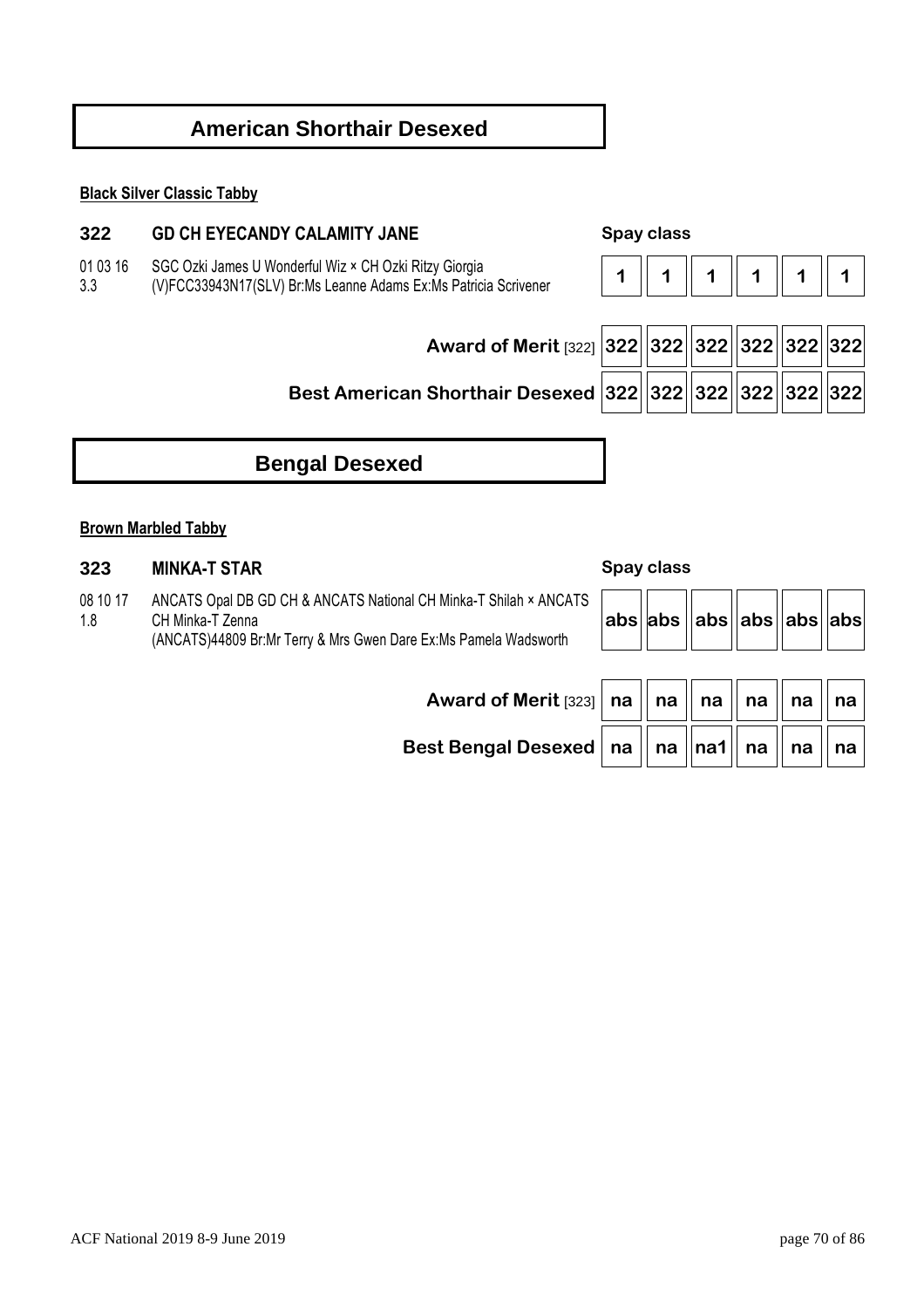## American Shorthair Desexed

**Black Silver Classic Tabby**

**322** **GD CH EYECANDY CALAMITY JANE**

01 03 16
3.3

SGC Ozki James U Wonderful Wiz × CH Ozki Ritzy Giorgia
(V)FCC33943N17(SLV) Br:Ms Leanne Adams Ex:Ms Patricia Scrivener

| Spay class | | | | | | |
|---|---|---|---|---|---|---|
| | 1 | 1 | 1 | 1 | 1 | 1 |
| **Award of Merit** [322] | 322 | 322 | 322 | 322 | 322 | 322 |
| **Best American Shorthair Desexed** | 322 | 322 | 322 | 322 | 322 | 322 |

## Bengal Desexed

**Brown Marbled Tabby**

**323** **MINKA-T STAR**

08 10 17
1.8

ANCATS Opal DB GD CH & ANCATS National CH Minka-T Shilah × ANCATS CH Minka-T Zenna
(ANCATS)44809 Br:Mr Terry & Mrs Gwen Dare Ex:Ms Pamela Wadsworth

| Spay class | | | | | | |
|---|---|---|---|---|---|---|
| | abs | abs | abs | abs | abs | abs |
| **Award of Merit** [323] | na | na | na | na | na | na |
| **Best Bengal Desexed** | na | na | na1 | na | na | na |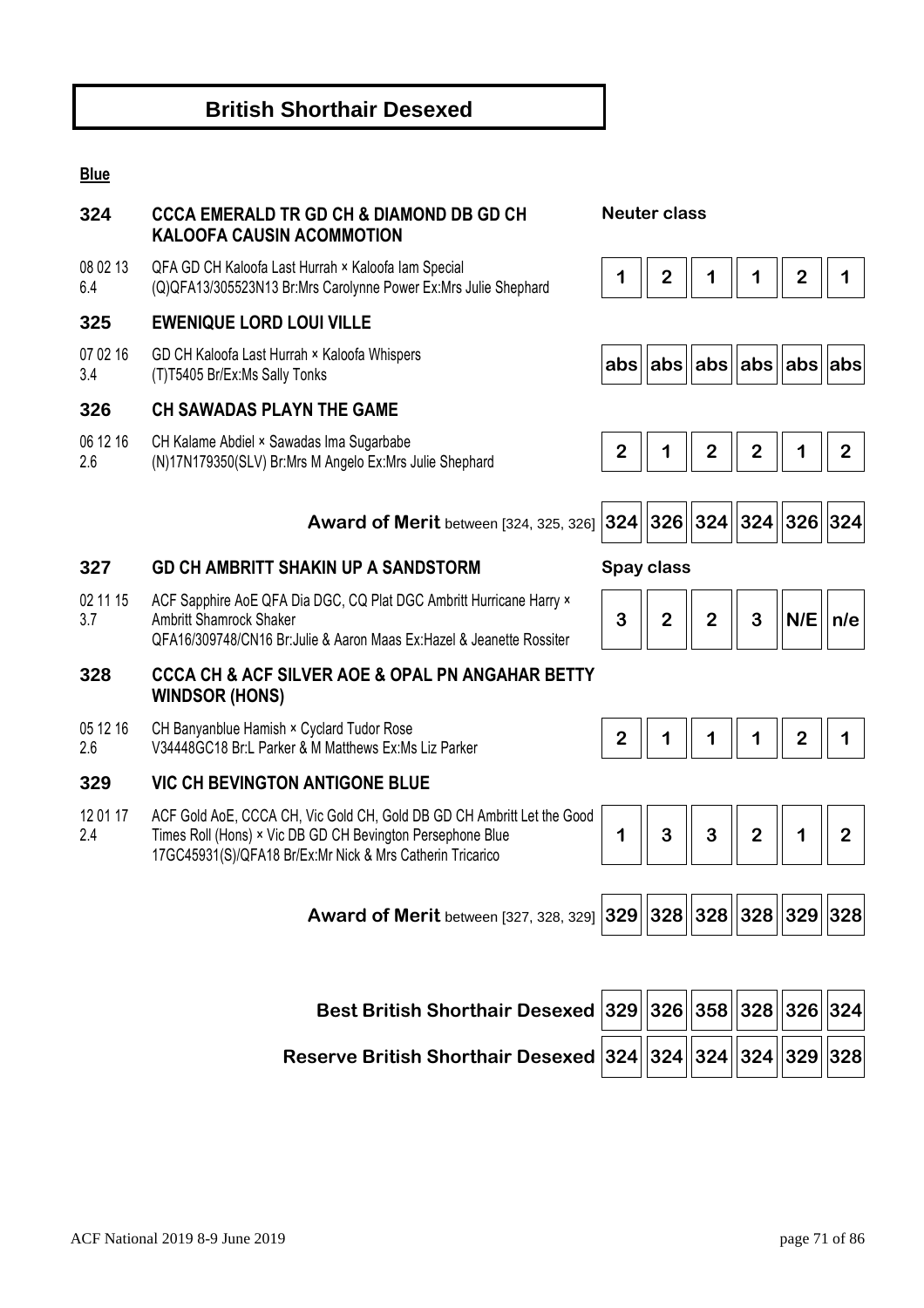# British Shorthair Desexed

**Blue**

**Neuter class**

| No. | Entry | | | | | | |
|---|---|---|---|---|---|---|---|
| **324** | **CCCA EMERALD TR GD CH & DIAMOND DB GD CH KALOOFA CAUSIN ACOMMOTION** | | | | | | |
| 08 02 13<br>6.4 | QFA GD CH Kaloofa Last Hurrah × Kaloofa Iam Special<br>(Q)QFA13/305523N13 Br:Mrs Carolynne Power Ex:Mrs Julie Shephard | 1 | 2 | 1 | 1 | 2 | 1 |
| **325** | **EWENIQUE LORD LOUI VILLE** | | | | | | |
| 07 02 16<br>3.4 | GD CH Kaloofa Last Hurrah × Kaloofa Whispers<br>(T)T5405 Br/Ex:Ms Sally Tonks | abs | abs | abs | abs | abs | abs |
| **326** | **CH SAWADAS PLAYN THE GAME** | | | | | | |
| 06 12 16<br>2.6 | CH Kalame Abdiel × Sawadas Ima Sugarbabe<br>(N)17N179350(SLV) Br:Mrs M Angelo Ex:Mrs Julie Shephard | 2 | 1 | 2 | 2 | 1 | 2 |
| | **Award of Merit** between [324, 325, 326] | 324 | 326 | 324 | 324 | 326 | 324 |

**Spay class**

| No. | Entry | | | | | | |
|---|---|---|---|---|---|---|---|
| **327** | **GD CH AMBRITT SHAKIN UP A SANDSTORM** | | | | | | |
| 02 11 15<br>3.7 | ACF Sapphire AoE QFA Dia DGC, CQ Plat DGC Ambritt Hurricane Harry × Ambritt Shamrock Shaker<br>QFA16/309748/CN16 Br:Julie & Aaron Maas Ex:Hazel & Jeanette Rossiter | 3 | 2 | 2 | 3 | N/E | n/e |
| **328** | **CCCA CH & ACF SILVER AOE & OPAL PN ANGAHAR BETTY WINDSOR (HONS)** | | | | | | |
| 05 12 16<br>2.6 | CH Banyanblue Hamish × Cyclard Tudor Rose<br>V34448GC18 Br:L Parker & M Matthews Ex:Ms Liz Parker | 2 | 1 | 1 | 1 | 2 | 1 |
| **329** | **VIC CH BEVINGTON ANTIGONE BLUE** | | | | | | |
| 12 01 17<br>2.4 | ACF Gold AoE, CCCA CH, Vic Gold CH, Gold DB GD CH Ambritt Let the Good Times Roll (Hons) × Vic DB GD CH Bevington Persephone Blue<br>17GC45931(S)/QFA18 Br/Ex:Mr Nick & Mrs Catherin Tricarico | 1 | 3 | 3 | 2 | 1 | 2 |
| | **Award of Merit** between [327, 328, 329] | 329 | 328 | 328 | 328 | 329 | 328 |

| | | | | | | |
|---|---|---|---|---|---|---|
| **Best British Shorthair Desexed** | 329 | 326 | 358 | 328 | 326 | 324 |
| **Reserve British Shorthair Desexed** | 324 | 324 | 324 | 324 | 329 | 328 |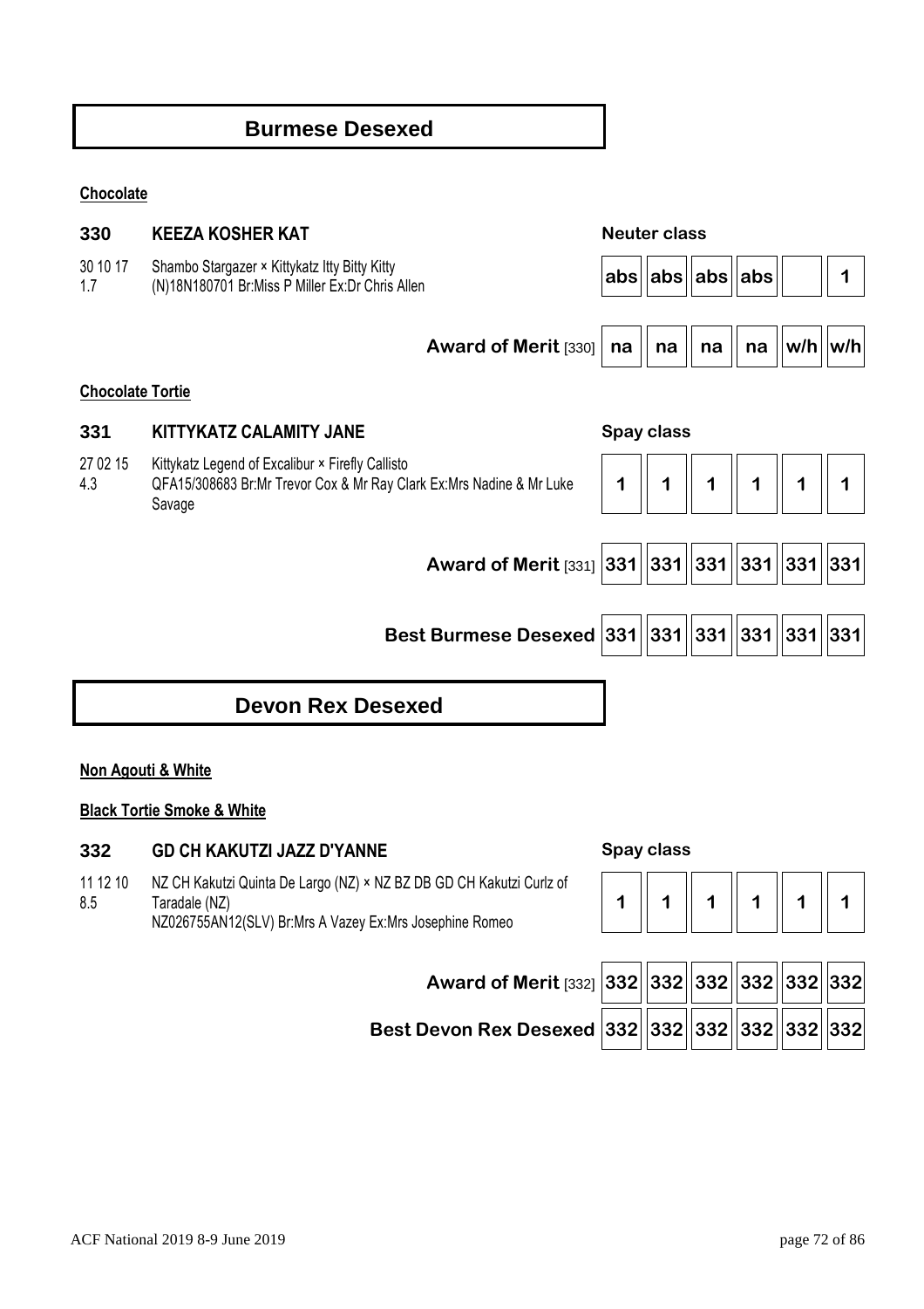## Burmese Desexed

**Chocolate**

**330 KEEZA KOSHER KAT** — Neuter class

30 10 17
1.7

Shambo Stargazer × Kittykatz Itty Bitty Kitty
(N)18N180701 Br:Miss P Miller Ex:Dr Chris Allen

| | | | | | | |
|---|---|---|---|---|---|---|
| | abs | abs | abs | abs | | 1 |
| **Award of Merit** [330] | na | na | na | na | w/h | w/h |

**Chocolate Tortie**

**331 KITTYKATZ CALAMITY JANE** — Spay class

27 02 15
4.3

Kittykatz Legend of Excalibur × Firefly Callisto
QFA15/308683 Br:Mr Trevor Cox & Mr Ray Clark Ex:Mrs Nadine & Mr Luke Savage

| | | | | | | |
|---|---|---|---|---|---|---|
| | 1 | 1 | 1 | 1 | 1 | 1 |
| **Award of Merit** [331] | 331 | 331 | 331 | 331 | 331 | 331 |
| **Best Burmese Desexed** | 331 | 331 | 331 | 331 | 331 | 331 |

## Devon Rex Desexed

**Non Agouti & White**

**Black Tortie Smoke & White**

**332 GD CH KAKUTZI JAZZ D'YANNE** — Spay class

11 12 10
8.5

NZ CH Kakutzi Quinta De Largo (NZ) × NZ BZ DB GD CH Kakutzi Curlz of Taradale (NZ)
NZ026755AN12(SLV) Br:Mrs A Vazey Ex:Mrs Josephine Romeo

| | | | | | | |
|---|---|---|---|---|---|---|
| | 1 | 1 | 1 | 1 | 1 | 1 |
| **Award of Merit** [332] | 332 | 332 | 332 | 332 | 332 | 332 |
| **Best Devon Rex Desexed** | 332 | 332 | 332 | 332 | 332 | 332 |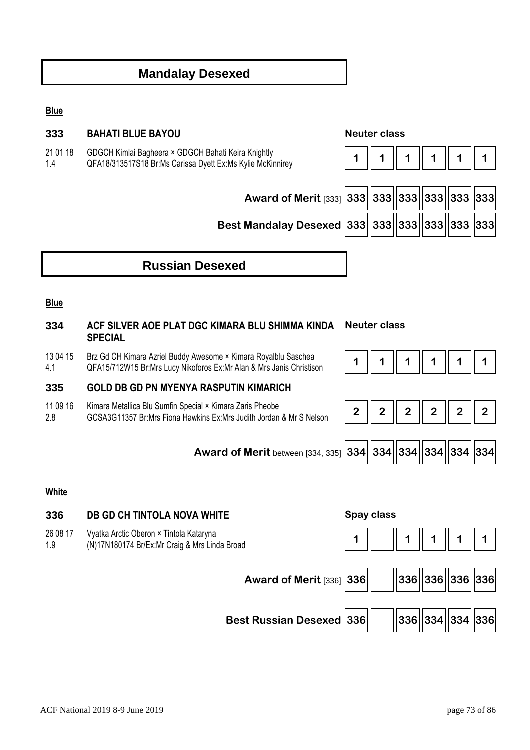## Mandalay Desexed

**Blue**

**333 BAHATI BLUE BAYOU** — **Neuter class**

21 01 18
1.4

GDGCH Kimlai Bagheera × GDGCH Bahati Keira Knightly
QFA18/313517S18 Br:Ms Carissa Dyett Ex:Ms Kylie McKinnirey

| 1 | 1 | 1 | 1 | 1 | 1 |
|---|---|---|---|---|---|

| | | | | | | |
|---|---|---|---|---|---|---|
| **Award of Merit** [333] | 333 | 333 | 333 | 333 | 333 | 333 |
| **Best Mandalay Desexed** | 333 | 333 | 333 | 333 | 333 | 333 |

## Russian Desexed

**Blue**

**334 ACF SILVER AOE PLAT DGC KIMARA BLU SHIMMA KINDA SPECIAL** — **Neuter class**

13 04 15
4.1

Brz Gd CH Kimara Azriel Buddy Awesome × Kimara Royalblu Saschea
QFA15/712W15 Br:Mrs Lucy Nikoforos Ex:Mr Alan & Mrs Janis Christison

| 1 | 1 | 1 | 1 | 1 | 1 |
|---|---|---|---|---|---|

**335 GOLD DB GD PN MYENYA RASPUTIN KIMARICH**

11 09 16
2.8

Kimara Metallica Blu Sumfin Special × Kimara Zaris Pheobe
GCSA3G11357 Br:Mrs Fiona Hawkins Ex:Mrs Judith Jordan & Mr S Nelson

| 2 | 2 | 2 | 2 | 2 | 2 |
|---|---|---|---|---|---|

| | | | | | | |
|---|---|---|---|---|---|---|
| **Award of Merit** between [334, 335] | 334 | 334 | 334 | 334 | 334 | 334 |

**White**

**336 DB GD CH TINTOLA NOVA WHITE** — **Spay class**

26 08 17
1.9

Vyatka Arctic Oberon × Tintola Kataryna
(N)17N180174 Br/Ex:Mr Craig & Mrs Linda Broad

| 1 | | 1 | 1 | 1 | 1 |
|---|---|---|---|---|---|

| | | | | | | |
|---|---|---|---|---|---|---|
| **Award of Merit** [336] | 336 | | 336 | 336 | 336 | 336 |
| **Best Russian Desexed** | 336 | | 336 | 334 | 334 | 336 |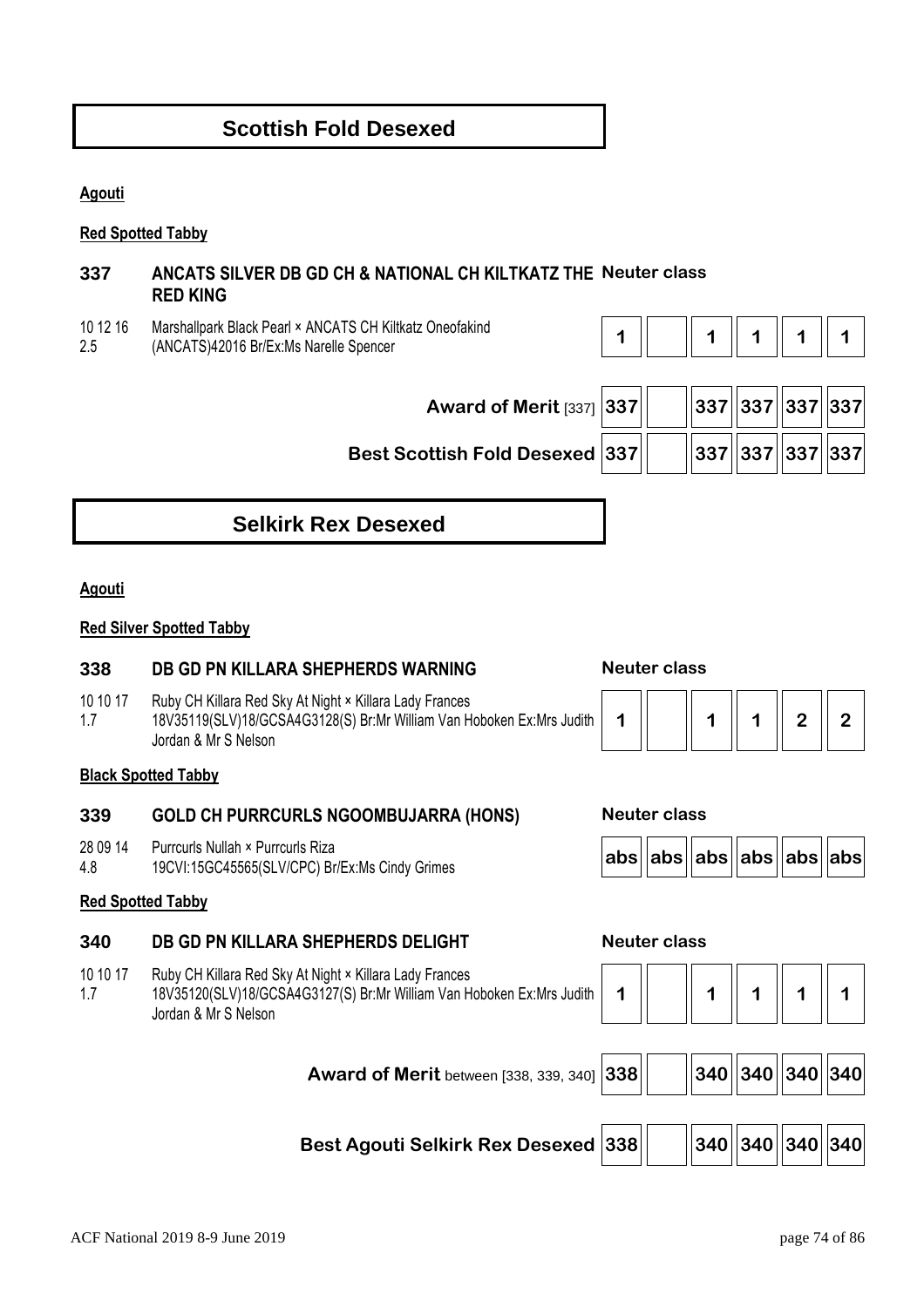## Scottish Fold Desexed

**Agouti**

**Red Spotted Tabby**

**337 ANCATS SILVER DB GD CH & NATIONAL CH KILTKATZ THE RED KING** Neuter class

10 12 16
2.5

Marshallpark Black Pearl × ANCATS CH Kiltkatz Oneofakind (ANCATS)42016 Br/Ex:Ms Narelle Spencer

| 1 | | 1 | 1 | 1 | 1 |
|---|---|---|---|---|---|

| | | | | | | |
|---|---|---|---|---|---|---|
| **Award of Merit** [337] | 337 | | 337 | 337 | 337 | 337 |
| **Best Scottish Fold Desexed** | 337 | | 337 | 337 | 337 | 337 |

## Selkirk Rex Desexed

**Agouti**

**Red Silver Spotted Tabby**

**338 DB GD PN KILLARA SHEPHERDS WARNING** Neuter class

10 10 17
1.7

Ruby CH Killara Red Sky At Night × Killara Lady Frances 18V35119(SLV)18/GCSA4G3128(S) Br:Mr William Van Hoboken Ex:Mrs Judith Jordan & Mr S Nelson

| 1 | | 1 | 1 | 2 | 2 |
|---|---|---|---|---|---|

**Black Spotted Tabby**

**339 GOLD CH PURRCURLS NGOOMBUJARRA (HONS)** Neuter class

28 09 14
4.8

Purrcurls Nullah × Purrcurls Riza 19CVI:15GC45565(SLV/CPC) Br/Ex:Ms Cindy Grimes

| abs | abs | abs | abs | abs | abs |
|---|---|---|---|---|---|

**Red Spotted Tabby**

**340 DB GD PN KILLARA SHEPHERDS DELIGHT** Neuter class

10 10 17
1.7

Ruby CH Killara Red Sky At Night × Killara Lady Frances 18V35120(SLV)18/GCSA4G3127(S) Br:Mr William Van Hoboken Ex:Mrs Judith Jordan & Mr S Nelson

| 1 | | 1 | 1 | 1 | 1 |
|---|---|---|---|---|---|

| | | | | | | |
|---|---|---|---|---|---|---|
| **Award of Merit** between [338, 339, 340] | 338 | | 340 | 340 | 340 | 340 |
| **Best Agouti Selkirk Rex Desexed** | 338 | | 340 | 340 | 340 | 340 |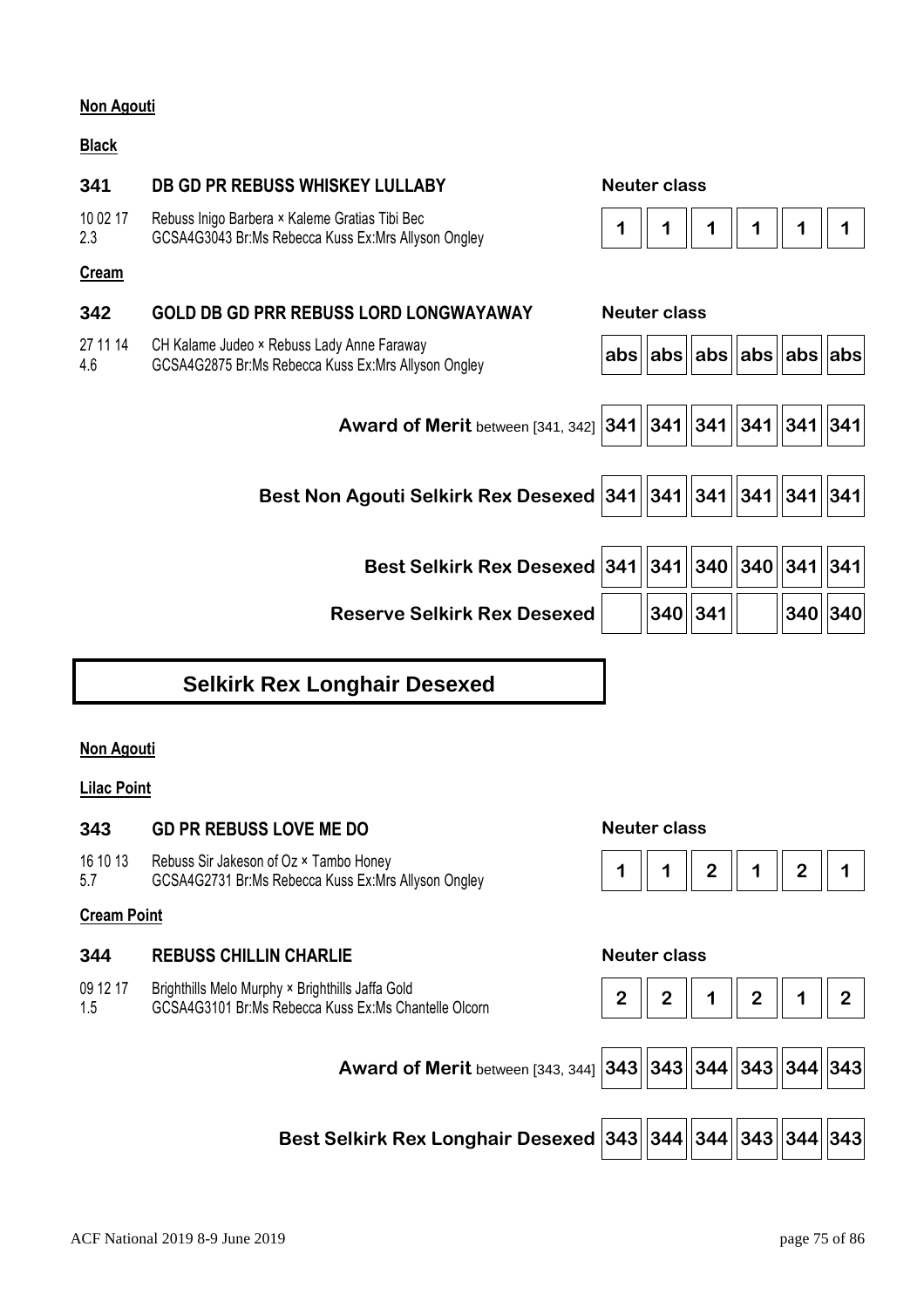**Non Agouti**

**Black**

| | | | | | | | | |
|---|---|---|---|---|---|---|---|---|
| **341** | **DB GD PR REBUSS WHISKEY LULLABY** | **Neuter class** | | | | | | |
| 10 02 17<br>2.3 | Rebuss Inigo Barbera × Kaleme Gratias Tibi Bec<br>GCSA4G3043 Br:Ms Rebecca Kuss Ex:Mrs Allyson Ongley | 1 | 1 | 1 | 1 | 1 | 1 |

**Cream**

| | | | | | | | | |
|---|---|---|---|---|---|---|---|---|
| **342** | **GOLD DB GD PRR REBUSS LORD LONGWAYAWAY** | **Neuter class** | | | | | | |
| 27 11 14<br>4.6 | CH Kalame Judeo × Rebuss Lady Anne Faraway<br>GCSA4G2875 Br:Ms Rebecca Kuss Ex:Mrs Allyson Ongley | abs | abs | abs | abs | abs | abs |

| | | | | | | |
|---|---|---|---|---|---|---|
| **Award of Merit** between [341, 342] | 341 | 341 | 341 | 341 | 341 | 341 |
| **Best Non Agouti Selkirk Rex Desexed** | 341 | 341 | 341 | 341 | 341 | 341 |
| **Best Selkirk Rex Desexed** | 341 | 341 | 340 | 340 | 341 | 341 |
| **Reserve Selkirk Rex Desexed** | | 340 | 341 | | 340 | 340 |

# Selkirk Rex Longhair Desexed

**Non Agouti**

**Lilac Point**

| | | | | | | | | |
|---|---|---|---|---|---|---|---|---|
| **343** | **GD PR REBUSS LOVE ME DO** | **Neuter class** | | | | | | |
| 16 10 13<br>5.7 | Rebuss Sir Jakeson of Oz × Tambo Honey<br>GCSA4G2731 Br:Ms Rebecca Kuss Ex:Mrs Allyson Ongley | 1 | 1 | 2 | 1 | 2 | 1 |

**Cream Point**

| | | | | | | | | |
|---|---|---|---|---|---|---|---|---|
| **344** | **REBUSS CHILLIN CHARLIE** | **Neuter class** | | | | | | |
| 09 12 17<br>1.5 | Brighthills Melo Murphy × Brighthills Jaffa Gold<br>GCSA4G3101 Br:Ms Rebecca Kuss Ex:Ms Chantelle Olcorn | 2 | 2 | 1 | 2 | 1 | 2 |

| | | | | | | |
|---|---|---|---|---|---|---|
| **Award of Merit** between [343, 344] | 343 | 343 | 344 | 343 | 344 | 343 |
| **Best Selkirk Rex Longhair Desexed** | 343 | 344 | 344 | 343 | 344 | 343 |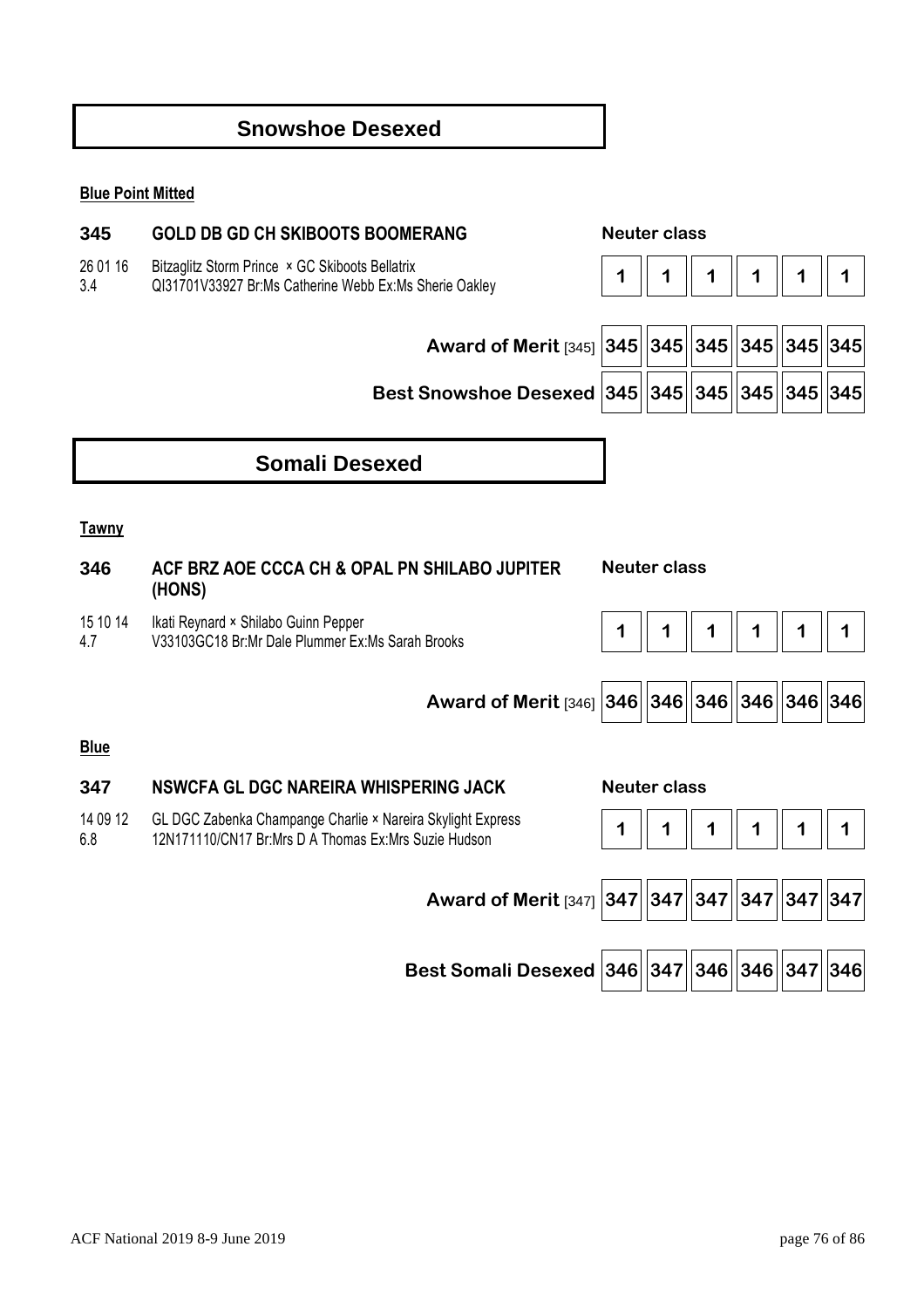## Snowshoe Desexed

**Blue Point Mitted**

**345 GOLD DB GD CH SKIBOOTS BOOMERANG** — **Neuter class**

26 01 16 Bitzaglitz Storm Prince × GC Skiboots Bellatrix
3.4 QI31701V33927 Br:Ms Catherine Webb Ex:Ms Sherie Oakley

| | | | | | | |
|---|---|---|---|---|---|---|
| | 1 | 1 | 1 | 1 | 1 | 1 |
| **Award of Merit** [345] | 345 | 345 | 345 | 345 | 345 | 345 |
| **Best Snowshoe Desexed** | 345 | 345 | 345 | 345 | 345 | 345 |

## Somali Desexed

**Tawny**

**346 ACF BRZ AOE CCCA CH & OPAL PN SHILABO JUPITER (HONS)** — **Neuter class**

15 10 14 Ikati Reynard × Shilabo Guinn Pepper
4.7 V33103GC18 Br:Mr Dale Plummer Ex:Ms Sarah Brooks

| | | | | | | |
|---|---|---|---|---|---|---|
| | 1 | 1 | 1 | 1 | 1 | 1 |
| **Award of Merit** [346] | 346 | 346 | 346 | 346 | 346 | 346 |

**Blue**

**347 NSWCFA GL DGC NAREIRA WHISPERING JACK** — **Neuter class**

14 09 12 GL DGC Zabenka Champange Charlie × Nareira Skylight Express
6.8 12N171110/CN17 Br:Mrs D A Thomas Ex:Mrs Suzie Hudson

| | | | | | | |
|---|---|---|---|---|---|---|
| | 1 | 1 | 1 | 1 | 1 | 1 |
| **Award of Merit** [347] | 347 | 347 | 347 | 347 | 347 | 347 |
| **Best Somali Desexed** | 346 | 347 | 346 | 346 | 347 | 346 |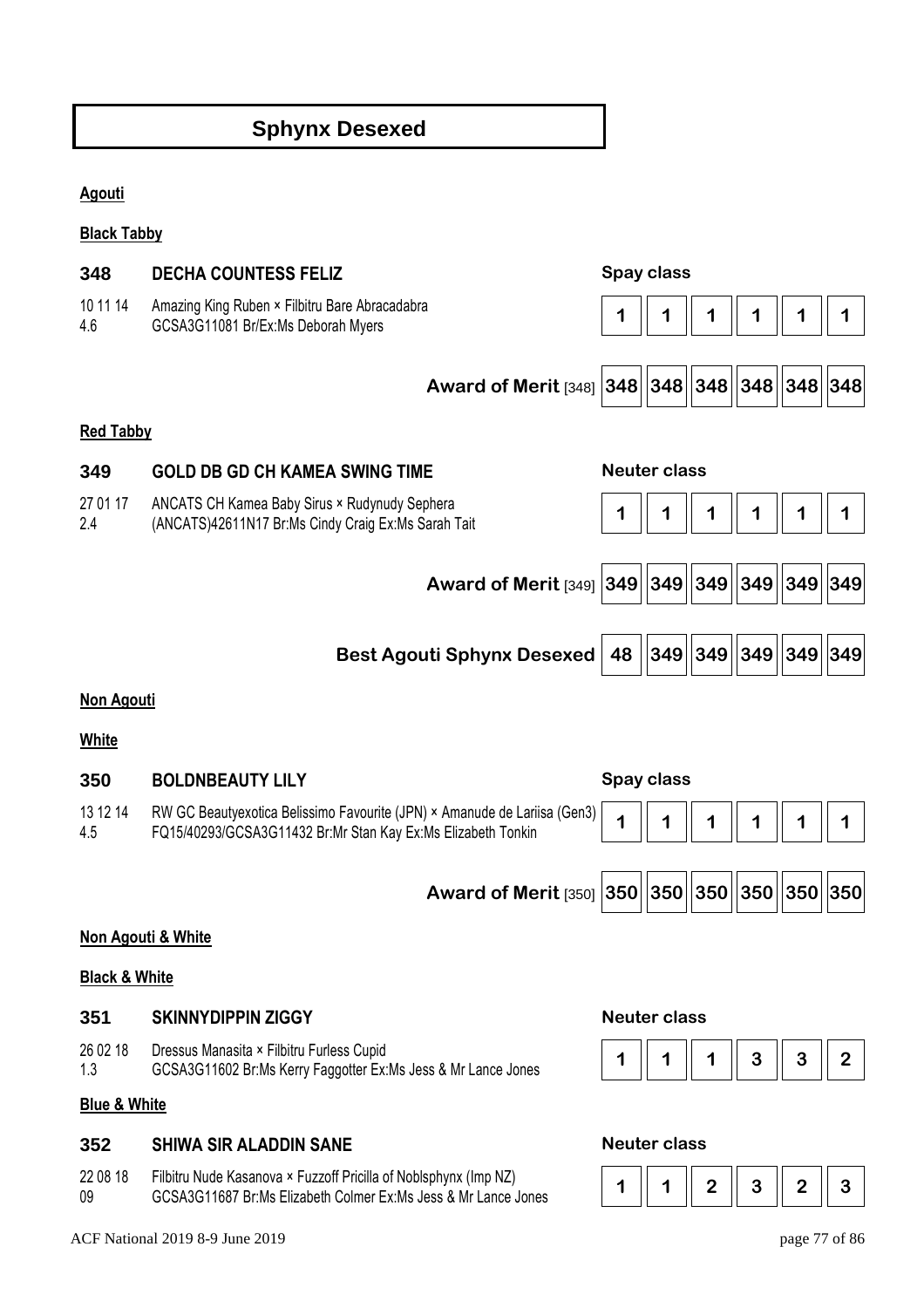# Sphynx Desexed

**Agouti**

**Black Tabby**

**348 DECHA COUNTESS FELIZ** — Spay class

10 11 14 Amazing King Ruben × Filbitru Bare Abracadabra
4.6 GCSA3G11081 Br/Ex:Ms Deborah Myers

| 1 | 1 | 1 | 1 | 1 | 1 |
|---|---|---|---|---|---|

| **Award of Merit** [348] | 348 | 348 | 348 | 348 | 348 | 348 |
|---|---|---|---|---|---|---|

**Red Tabby**

**349 GOLD DB GD CH KAMEA SWING TIME** — Neuter class

27 01 17 ANCATS CH Kamea Baby Sirus × Rudynudy Sephera
2.4 (ANCATS)42611N17 Br:Ms Cindy Craig Ex:Ms Sarah Tait

| 1 | 1 | 1 | 1 | 1 | 1 |
|---|---|---|---|---|---|

| **Award of Merit** [349] | 349 | 349 | 349 | 349 | 349 | 349 |
|---|---|---|---|---|---|---|
| **Best Agouti Sphynx Desexed** | 48 | 349 | 349 | 349 | 349 | 349 |

**Non Agouti**

**White**

**350 BOLDNBEAUTY LILY** — Spay class

13 12 14 RW GC Beautyexotica Belissimo Favourite (JPN) × Amanude de Lariisa (Gen3)
4.5 FQ15/40293/GCSA3G11432 Br:Mr Stan Kay Ex:Ms Elizabeth Tonkin

| 1 | 1 | 1 | 1 | 1 | 1 |
|---|---|---|---|---|---|

| **Award of Merit** [350] | 350 | 350 | 350 | 350 | 350 | 350 |
|---|---|---|---|---|---|---|

**Non Agouti & White**

**Black & White**

**351 SKINNYDIPPIN ZIGGY** — Neuter class

26 02 18 Dressus Manasita × Filbitru Furless Cupid
1.3 GCSA3G11602 Br:Ms Kerry Faggotter Ex:Ms Jess & Mr Lance Jones

| 1 | 1 | 1 | 3 | 3 | 2 |
|---|---|---|---|---|---|

**Blue & White**

**352 SHIWA SIR ALADDIN SANE** — Neuter class

22 08 18 Filbitru Nude Kasanova × Fuzzoff Pricilla of Noblsphynx (Imp NZ)
09 GCSA3G11687 Br:Ms Elizabeth Colmer Ex:Ms Jess & Mr Lance Jones

| 1 | 1 | 2 | 3 | 2 | 3 |
|---|---|---|---|---|---|

ACF National 2019 8-9 June 2019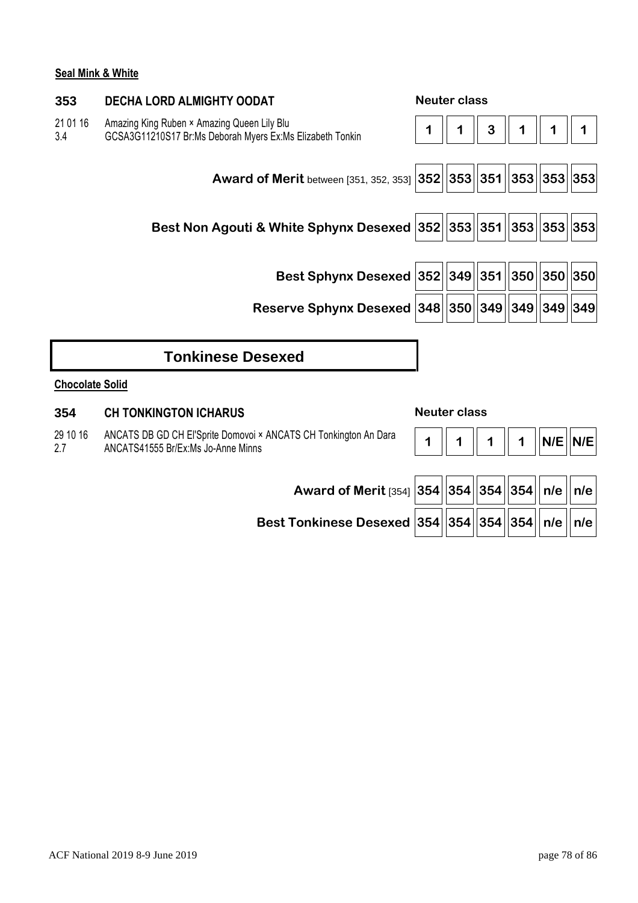**Seal Mink & White**

**353** **DECHA LORD ALMIGHTY OODAT** — Neuter class

21 01 16
3.4

Amazing King Ruben × Amazing Queen Lily Blu
GCSA3G11210S17 Br:Ms Deborah Myers Ex:Ms Elizabeth Tonkin

| | | | | | | |
|---|---|---|---|---|---|---|
| Neuter class | 1 | 1 | 3 | 1 | 1 | 1 |
| **Award of Merit** between [351, 352, 353] | 352 | 353 | 351 | 353 | 353 | 353 |
| **Best Non Agouti & White Sphynx Desexed** | 352 | 353 | 351 | 353 | 353 | 353 |
| **Best Sphynx Desexed** | 352 | 349 | 351 | 350 | 350 | 350 |
| **Reserve Sphynx Desexed** | 348 | 350 | 349 | 349 | 349 | 349 |

# Tonkinese Desexed

**Chocolate Solid**

**354** **CH TONKINGTON ICHARUS** — Neuter class

29 10 16
2.7

ANCATS DB GD CH El'Sprite Domovoi × ANCATS CH Tonkington An Dara
ANCATS41555 Br/Ex:Ms Jo-Anne Minns

| | | | | | | |
|---|---|---|---|---|---|---|
| Neuter class | 1 | 1 | 1 | 1 | N/E | N/E |
| **Award of Merit** [354] | 354 | 354 | 354 | 354 | n/e | n/e |
| **Best Tonkinese Desexed** | 354 | 354 | 354 | 354 | n/e | n/e |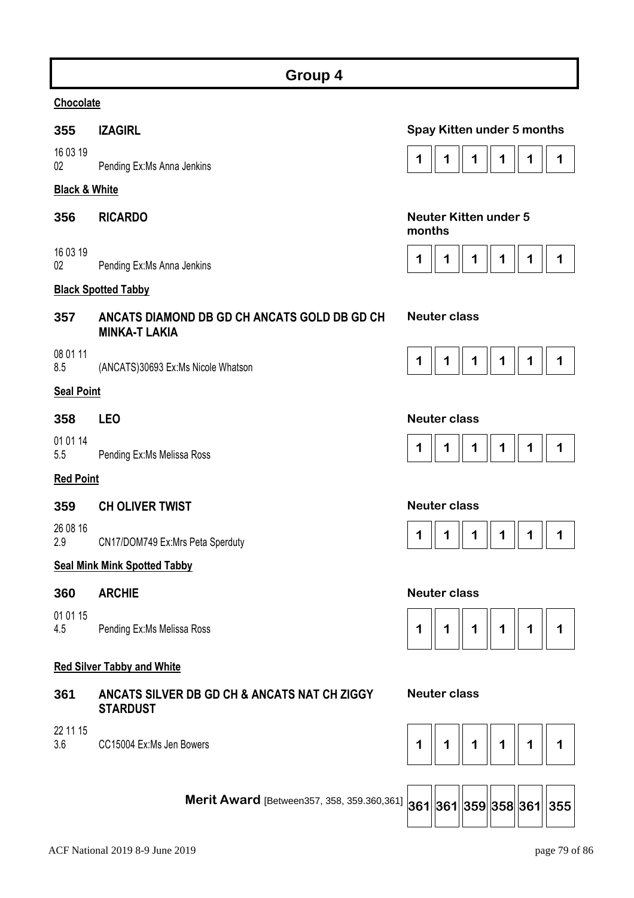# Group 4

**Chocolate**

**355 IZAGIRL** — **Spay Kitten under 5 months**

16 03 19
02 Pending Ex:Ms Anna Jenkins

| 1 | 1 | 1 | 1 | 1 | 1 |
|---|---|---|---|---|---|

**Black & White**

**356 RICARDO** — **Neuter Kitten under 5 months**

16 03 19
02 Pending Ex:Ms Anna Jenkins

| 1 | 1 | 1 | 1 | 1 | 1 |
|---|---|---|---|---|---|

**Black Spotted Tabby**

**357 ANCATS DIAMOND DB GD CH ANCATS GOLD DB GD CH MINKA-T LAKIA** — **Neuter class**

08 01 11
8.5 (ANCATS)30693 Ex:Ms Nicole Whatson

| 1 | 1 | 1 | 1 | 1 | 1 |
|---|---|---|---|---|---|

**Seal Point**

**358 LEO** — **Neuter class**

01 01 14
5.5 Pending Ex:Ms Melissa Ross

| 1 | 1 | 1 | 1 | 1 | 1 |
|---|---|---|---|---|---|

**Red Point**

**359 CH OLIVER TWIST** — **Neuter class**

26 08 16
2.9 CN17/DOM749 Ex:Mrs Peta Sperduty

| 1 | 1 | 1 | 1 | 1 | 1 |
|---|---|---|---|---|---|

**Seal Mink Mink Spotted Tabby**

**360 ARCHIE** — **Neuter class**

01 01 15
4.5 Pending Ex:Ms Melissa Ross

| 1 | 1 | 1 | 1 | 1 | 1 |
|---|---|---|---|---|---|

**Red Silver Tabby and White**

**361 ANCATS SILVER DB GD CH & ANCATS NAT CH ZIGGY STARDUST** — **Neuter class**

22 11 15
3.6 CC15004 Ex:Ms Jen Bowers

| 1 | 1 | 1 | 1 | 1 | 1 |
|---|---|---|---|---|---|

**Merit Award** [Between357, 358, 359.360,361]

| 361 | 361 | 359 | 358 | 361 | 355 |
|---|---|---|---|---|---|

ACF National 2019 8-9 June 2019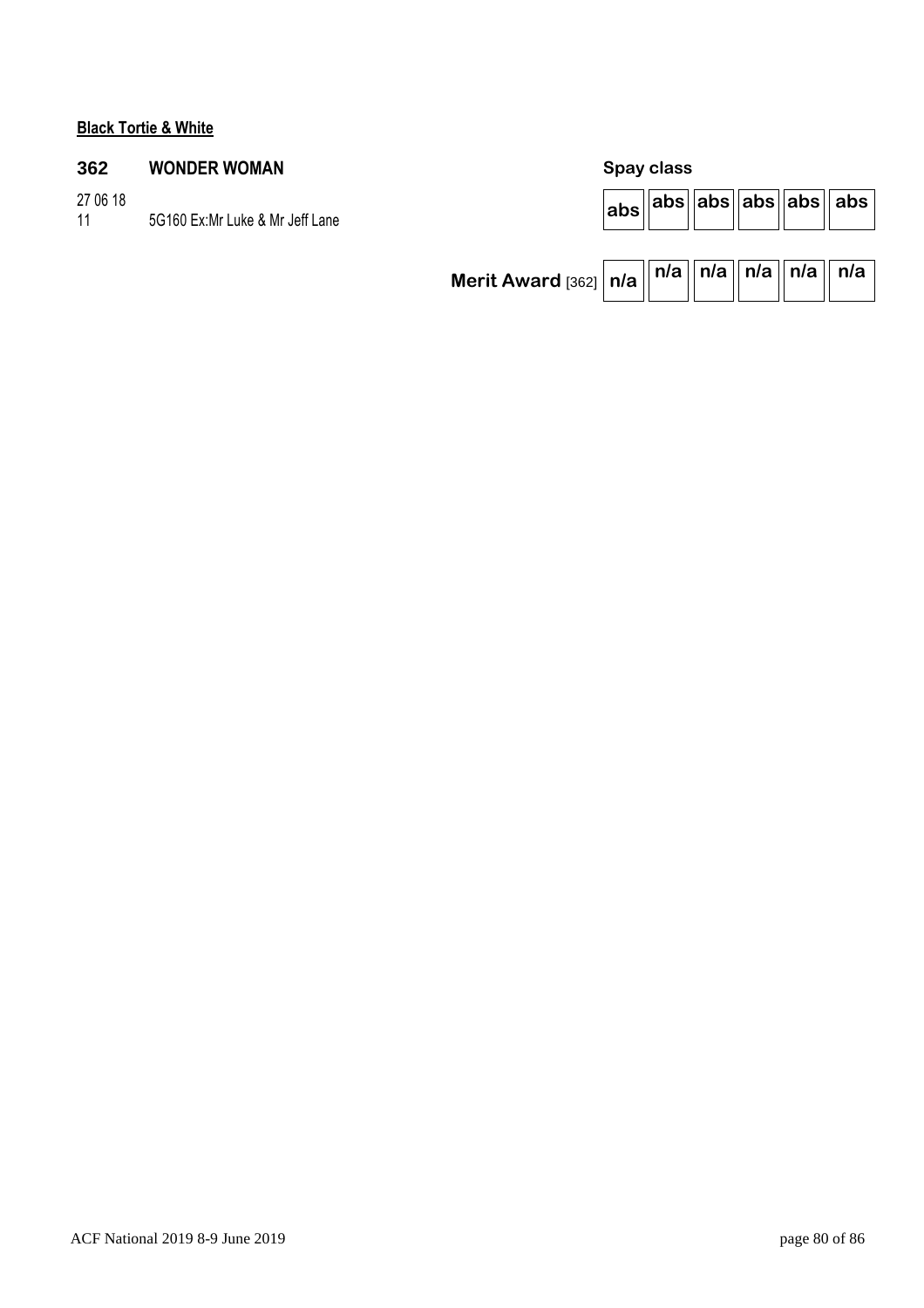**Black Tortie & White**

**362** **WONDER WOMAN**

27 06 18
11 5G160 Ex:Mr Luke & Mr Jeff Lane

**Spay class**

| abs | abs | abs | abs | abs | abs |
|---|---|---|---|---|---|

**Merit Award** [362]

| n/a | n/a | n/a | n/a | n/a | n/a |
|---|---|---|---|---|---|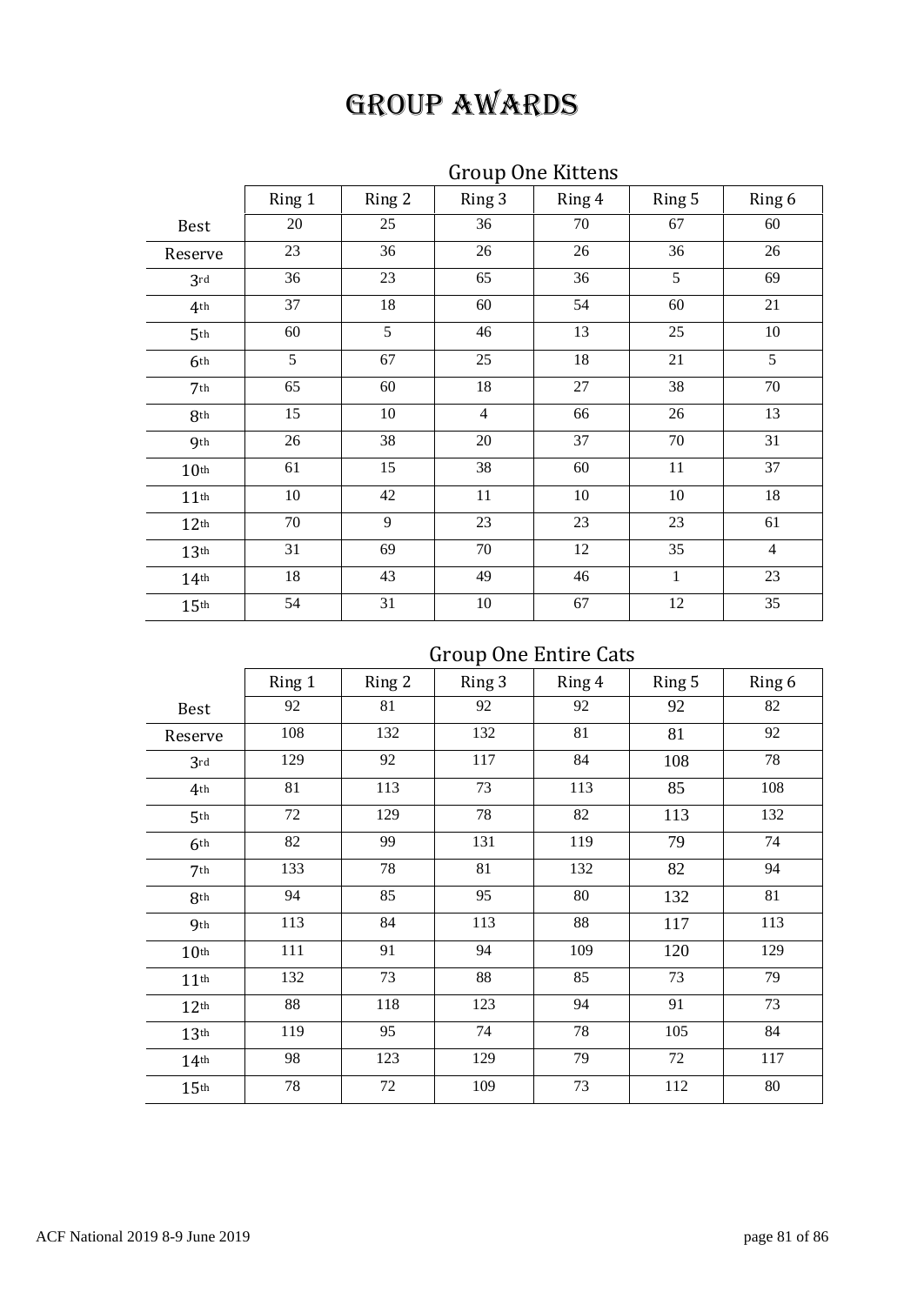# GROUP AWARDS

## Group One Kittens

| | Ring 1 | Ring 2 | Ring 3 | Ring 4 | Ring 5 | Ring 6 |
|---|---|---|---|---|---|---|
| Best | 20 | 25 | 36 | 70 | 67 | 60 |
| Reserve | 23 | 36 | 26 | 26 | 36 | 26 |
| 3rd | 36 | 23 | 65 | 36 | 5 | 69 |
| 4th | 37 | 18 | 60 | 54 | 60 | 21 |
| 5th | 60 | 5 | 46 | 13 | 25 | 10 |
| 6th | 5 | 67 | 25 | 18 | 21 | 5 |
| 7th | 65 | 60 | 18 | 27 | 38 | 70 |
| 8th | 15 | 10 | 4 | 66 | 26 | 13 |
| 9th | 26 | 38 | 20 | 37 | 70 | 31 |
| 10th | 61 | 15 | 38 | 60 | 11 | 37 |
| 11th | 10 | 42 | 11 | 10 | 10 | 18 |
| 12th | 70 | 9 | 23 | 23 | 23 | 61 |
| 13th | 31 | 69 | 70 | 12 | 35 | 4 |
| 14th | 18 | 43 | 49 | 46 | 1 | 23 |
| 15th | 54 | 31 | 10 | 67 | 12 | 35 |

## Group One Entire Cats

| | Ring 1 | Ring 2 | Ring 3 | Ring 4 | Ring 5 | Ring 6 |
|---|---|---|---|---|---|---|
| Best | 92 | 81 | 92 | 92 | 92 | 82 |
| Reserve | 108 | 132 | 132 | 81 | 81 | 92 |
| 3rd | 129 | 92 | 117 | 84 | 108 | 78 |
| 4th | 81 | 113 | 73 | 113 | 85 | 108 |
| 5th | 72 | 129 | 78 | 82 | 113 | 132 |
| 6th | 82 | 99 | 131 | 119 | 79 | 74 |
| 7th | 133 | 78 | 81 | 132 | 82 | 94 |
| 8th | 94 | 85 | 95 | 80 | 132 | 81 |
| 9th | 113 | 84 | 113 | 88 | 117 | 113 |
| 10th | 111 | 91 | 94 | 109 | 120 | 129 |
| 11th | 132 | 73 | 88 | 85 | 73 | 79 |
| 12th | 88 | 118 | 123 | 94 | 91 | 73 |
| 13th | 119 | 95 | 74 | 78 | 105 | 84 |
| 14th | 98 | 123 | 129 | 79 | 72 | 117 |
| 15th | 78 | 72 | 109 | 73 | 112 | 80 |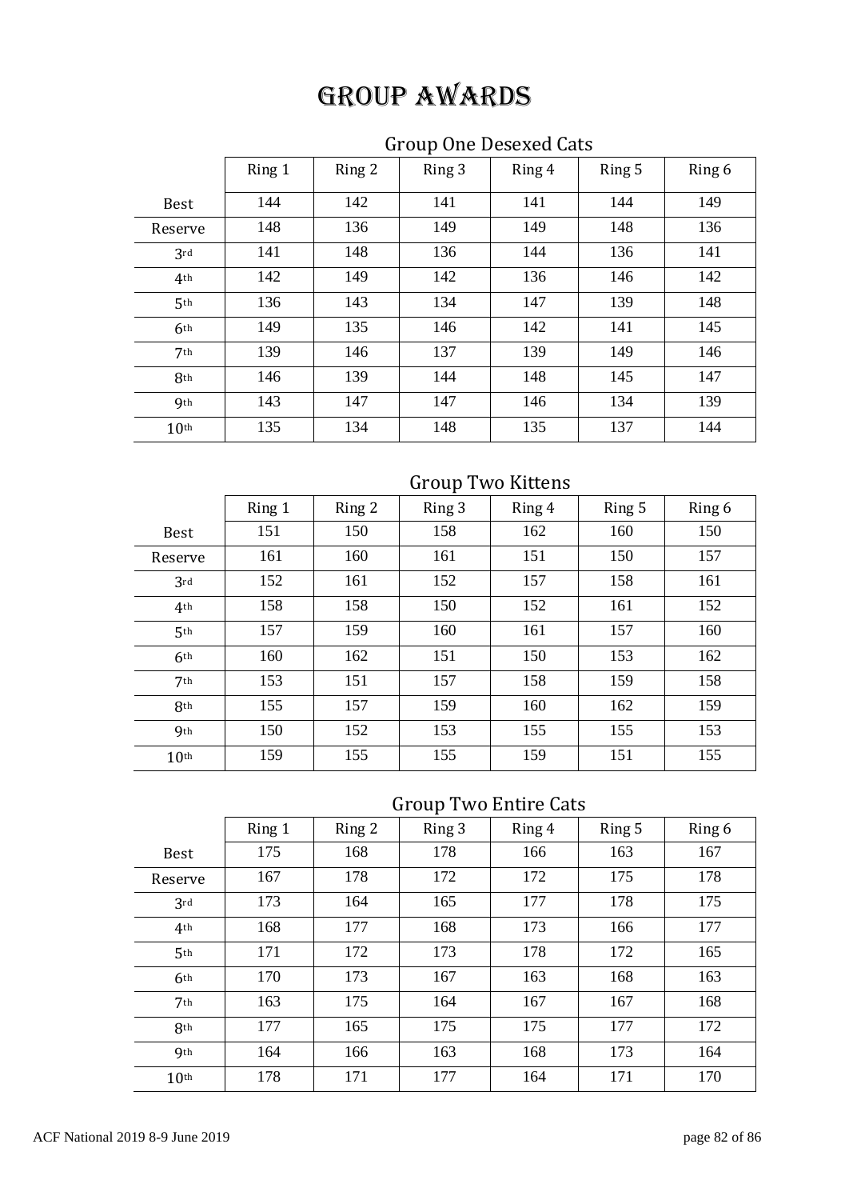# GROUP AWARDS

## Group One Desexed Cats

| | Ring 1 | Ring 2 | Ring 3 | Ring 4 | Ring 5 | Ring 6 |
|---|---|---|---|---|---|---|
| Best | 144 | 142 | 141 | 141 | 144 | 149 |
| Reserve | 148 | 136 | 149 | 149 | 148 | 136 |
| 3rd | 141 | 148 | 136 | 144 | 136 | 141 |
| 4th | 142 | 149 | 142 | 136 | 146 | 142 |
| 5th | 136 | 143 | 134 | 147 | 139 | 148 |
| 6th | 149 | 135 | 146 | 142 | 141 | 145 |
| 7th | 139 | 146 | 137 | 139 | 149 | 146 |
| 8th | 146 | 139 | 144 | 148 | 145 | 147 |
| 9th | 143 | 147 | 147 | 146 | 134 | 139 |
| 10th | 135 | 134 | 148 | 135 | 137 | 144 |

## Group Two Kittens

| | Ring 1 | Ring 2 | Ring 3 | Ring 4 | Ring 5 | Ring 6 |
|---|---|---|---|---|---|---|
| Best | 151 | 150 | 158 | 162 | 160 | 150 |
| Reserve | 161 | 160 | 161 | 151 | 150 | 157 |
| 3rd | 152 | 161 | 152 | 157 | 158 | 161 |
| 4th | 158 | 158 | 150 | 152 | 161 | 152 |
| 5th | 157 | 159 | 160 | 161 | 157 | 160 |
| 6th | 160 | 162 | 151 | 150 | 153 | 162 |
| 7th | 153 | 151 | 157 | 158 | 159 | 158 |
| 8th | 155 | 157 | 159 | 160 | 162 | 159 |
| 9th | 150 | 152 | 153 | 155 | 155 | 153 |
| 10th | 159 | 155 | 155 | 159 | 151 | 155 |

## Group Two Entire Cats

| | Ring 1 | Ring 2 | Ring 3 | Ring 4 | Ring 5 | Ring 6 |
|---|---|---|---|---|---|---|
| Best | 175 | 168 | 178 | 166 | 163 | 167 |
| Reserve | 167 | 178 | 172 | 172 | 175 | 178 |
| 3rd | 173 | 164 | 165 | 177 | 178 | 175 |
| 4th | 168 | 177 | 168 | 173 | 166 | 177 |
| 5th | 171 | 172 | 173 | 178 | 172 | 165 |
| 6th | 170 | 173 | 167 | 163 | 168 | 163 |
| 7th | 163 | 175 | 164 | 167 | 167 | 168 |
| 8th | 177 | 165 | 175 | 175 | 177 | 172 |
| 9th | 164 | 166 | 163 | 168 | 173 | 164 |
| 10th | 178 | 171 | 177 | 164 | 171 | 170 |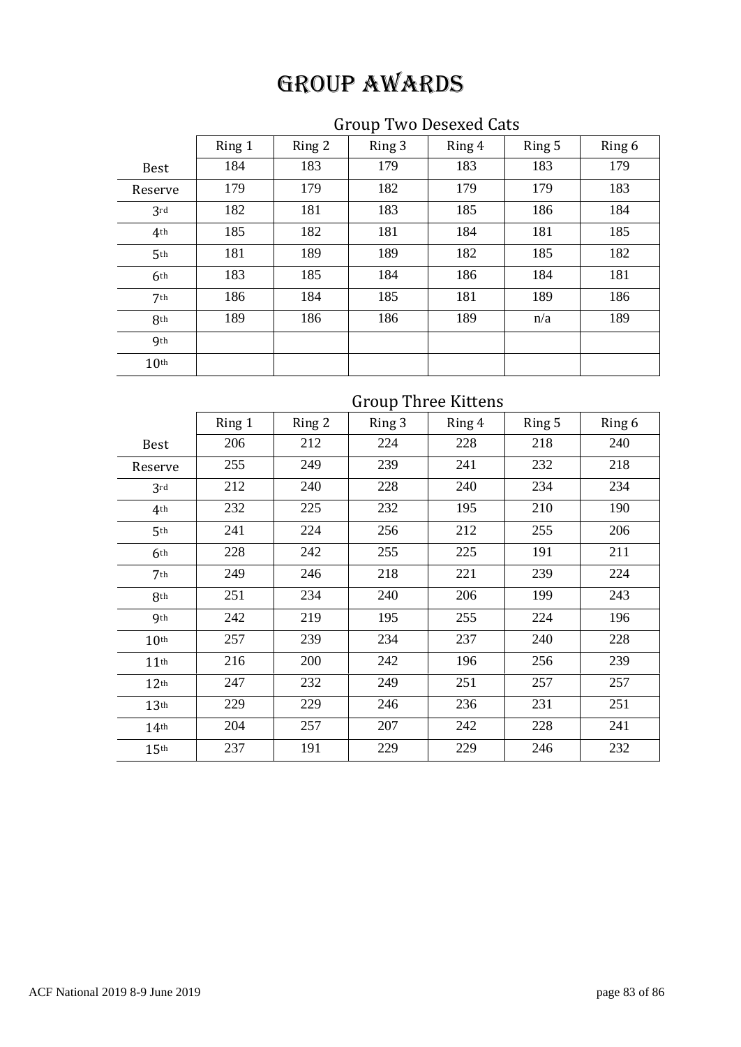# GROUP AWARDS

## Group Two Desexed Cats

| | Ring 1 | Ring 2 | Ring 3 | Ring 4 | Ring 5 | Ring 6 |
|---|---|---|---|---|---|---|
| Best | 184 | 183 | 179 | 183 | 183 | 179 |
| Reserve | 179 | 179 | 182 | 179 | 179 | 183 |
| 3rd | 182 | 181 | 183 | 185 | 186 | 184 |
| 4th | 185 | 182 | 181 | 184 | 181 | 185 |
| 5th | 181 | 189 | 189 | 182 | 185 | 182 |
| 6th | 183 | 185 | 184 | 186 | 184 | 181 |
| 7th | 186 | 184 | 185 | 181 | 189 | 186 |
| 8th | 189 | 186 | 186 | 189 | n/a | 189 |
| 9th | | | | | | |
| 10th | | | | | | |

## Group Three Kittens

| | Ring 1 | Ring 2 | Ring 3 | Ring 4 | Ring 5 | Ring 6 |
|---|---|---|---|---|---|---|
| Best | 206 | 212 | 224 | 228 | 218 | 240 |
| Reserve | 255 | 249 | 239 | 241 | 232 | 218 |
| 3rd | 212 | 240 | 228 | 240 | 234 | 234 |
| 4th | 232 | 225 | 232 | 195 | 210 | 190 |
| 5th | 241 | 224 | 256 | 212 | 255 | 206 |
| 6th | 228 | 242 | 255 | 225 | 191 | 211 |
| 7th | 249 | 246 | 218 | 221 | 239 | 224 |
| 8th | 251 | 234 | 240 | 206 | 199 | 243 |
| 9th | 242 | 219 | 195 | 255 | 224 | 196 |
| 10th | 257 | 239 | 234 | 237 | 240 | 228 |
| 11th | 216 | 200 | 242 | 196 | 256 | 239 |
| 12th | 247 | 232 | 249 | 251 | 257 | 257 |
| 13th | 229 | 229 | 246 | 236 | 231 | 251 |
| 14th | 204 | 257 | 207 | 242 | 228 | 241 |
| 15th | 237 | 191 | 229 | 229 | 246 | 232 |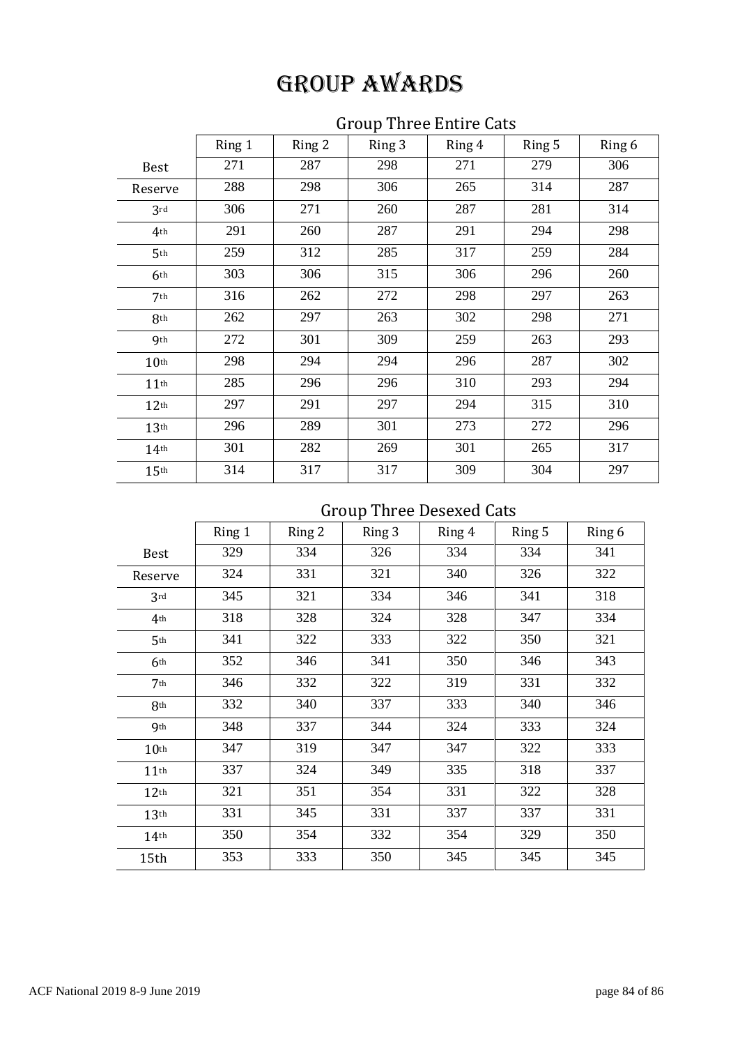# GROUP AWARDS

## Group Three Entire Cats

| | Ring 1 | Ring 2 | Ring 3 | Ring 4 | Ring 5 | Ring 6 |
|---|---|---|---|---|---|---|
| Best | 271 | 287 | 298 | 271 | 279 | 306 |
| Reserve | 288 | 298 | 306 | 265 | 314 | 287 |
| 3rd | 306 | 271 | 260 | 287 | 281 | 314 |
| 4th | 291 | 260 | 287 | 291 | 294 | 298 |
| 5th | 259 | 312 | 285 | 317 | 259 | 284 |
| 6th | 303 | 306 | 315 | 306 | 296 | 260 |
| 7th | 316 | 262 | 272 | 298 | 297 | 263 |
| 8th | 262 | 297 | 263 | 302 | 298 | 271 |
| 9th | 272 | 301 | 309 | 259 | 263 | 293 |
| 10th | 298 | 294 | 294 | 296 | 287 | 302 |
| 11th | 285 | 296 | 296 | 310 | 293 | 294 |
| 12th | 297 | 291 | 297 | 294 | 315 | 310 |
| 13th | 296 | 289 | 301 | 273 | 272 | 296 |
| 14th | 301 | 282 | 269 | 301 | 265 | 317 |
| 15th | 314 | 317 | 317 | 309 | 304 | 297 |

## Group Three Desexed Cats

| | Ring 1 | Ring 2 | Ring 3 | Ring 4 | Ring 5 | Ring 6 |
|---|---|---|---|---|---|---|
| Best | 329 | 334 | 326 | 334 | 334 | 341 |
| Reserve | 324 | 331 | 321 | 340 | 326 | 322 |
| 3rd | 345 | 321 | 334 | 346 | 341 | 318 |
| 4th | 318 | 328 | 324 | 328 | 347 | 334 |
| 5th | 341 | 322 | 333 | 322 | 350 | 321 |
| 6th | 352 | 346 | 341 | 350 | 346 | 343 |
| 7th | 346 | 332 | 322 | 319 | 331 | 332 |
| 8th | 332 | 340 | 337 | 333 | 340 | 346 |
| 9th | 348 | 337 | 344 | 324 | 333 | 324 |
| 10th | 347 | 319 | 347 | 347 | 322 | 333 |
| 11th | 337 | 324 | 349 | 335 | 318 | 337 |
| 12th | 321 | 351 | 354 | 331 | 322 | 328 |
| 13th | 331 | 345 | 331 | 337 | 337 | 331 |
| 14th | 350 | 354 | 332 | 354 | 329 | 350 |
| 15th | 353 | 333 | 350 | 345 | 345 | 345 |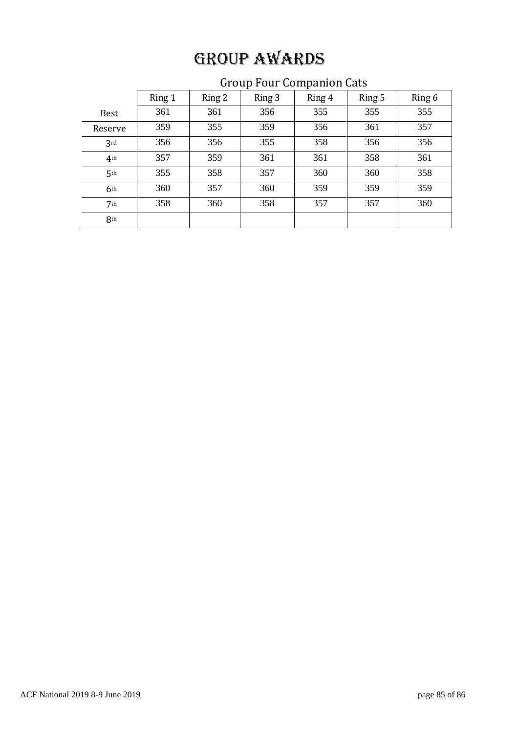# GROUP AWARDS

## Group Four Companion Cats

| | Ring 1 | Ring 2 | Ring 3 | Ring 4 | Ring 5 | Ring 6 |
|---|---|---|---|---|---|---|
| Best | 361 | 361 | 356 | 355 | 355 | 355 |
| Reserve | 359 | 355 | 359 | 356 | 361 | 357 |
| 3rd | 356 | 356 | 355 | 358 | 356 | 356 |
| 4th | 357 | 359 | 361 | 361 | 358 | 361 |
| 5th | 355 | 358 | 357 | 360 | 360 | 358 |
| 6th | 360 | 357 | 360 | 359 | 359 | 359 |
| 7th | 358 | 360 | 358 | 357 | 357 | 360 |
| 8th | | | | | | |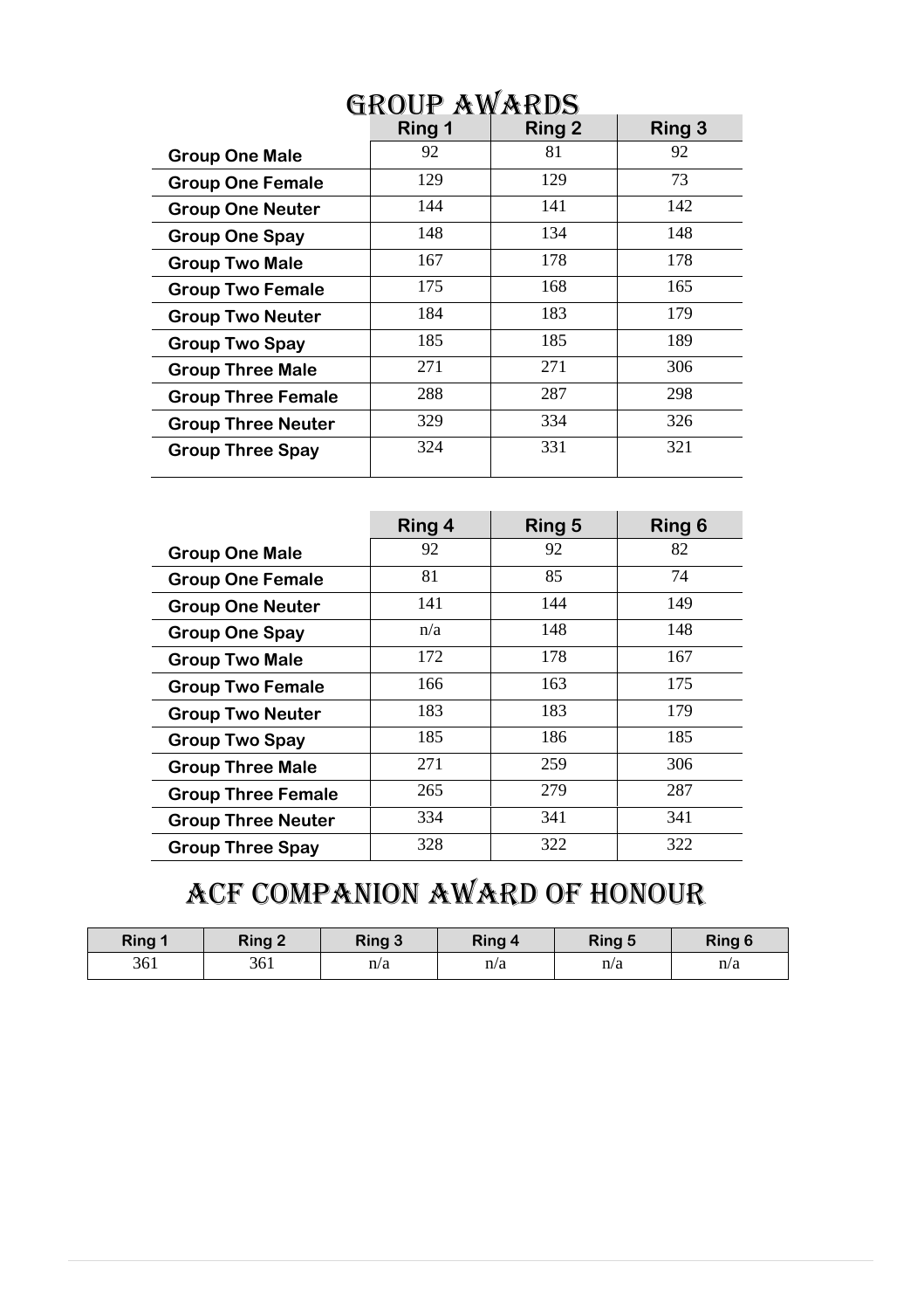# GROUP AWARDS

| | Ring 1 | Ring 2 | Ring 3 |
|---|---|---|---|
| **Group One Male** | 92 | 81 | 92 |
| **Group One Female** | 129 | 129 | 73 |
| **Group One Neuter** | 144 | 141 | 142 |
| **Group One Spay** | 148 | 134 | 148 |
| **Group Two Male** | 167 | 178 | 178 |
| **Group Two Female** | 175 | 168 | 165 |
| **Group Two Neuter** | 184 | 183 | 179 |
| **Group Two Spay** | 185 | 185 | 189 |
| **Group Three Male** | 271 | 271 | 306 |
| **Group Three Female** | 288 | 287 | 298 |
| **Group Three Neuter** | 329 | 334 | 326 |
| **Group Three Spay** | 324 | 331 | 321 |

| | Ring 4 | Ring 5 | Ring 6 |
|---|---|---|---|
| **Group One Male** | 92 | 92 | 82 |
| **Group One Female** | 81 | 85 | 74 |
| **Group One Neuter** | 141 | 144 | 149 |
| **Group One Spay** | n/a | 148 | 148 |
| **Group Two Male** | 172 | 178 | 167 |
| **Group Two Female** | 166 | 163 | 175 |
| **Group Two Neuter** | 183 | 183 | 179 |
| **Group Two Spay** | 185 | 186 | 185 |
| **Group Three Male** | 271 | 259 | 306 |
| **Group Three Female** | 265 | 279 | 287 |
| **Group Three Neuter** | 334 | 341 | 341 |
| **Group Three Spay** | 328 | 322 | 322 |

# ACF COMPANION AWARD OF HONOUR

| Ring 1 | Ring 2 | Ring 3 | Ring 4 | Ring 5 | Ring 6 |
|---|---|---|---|---|---|
| 361 | 361 | n/a | n/a | n/a | n/a |